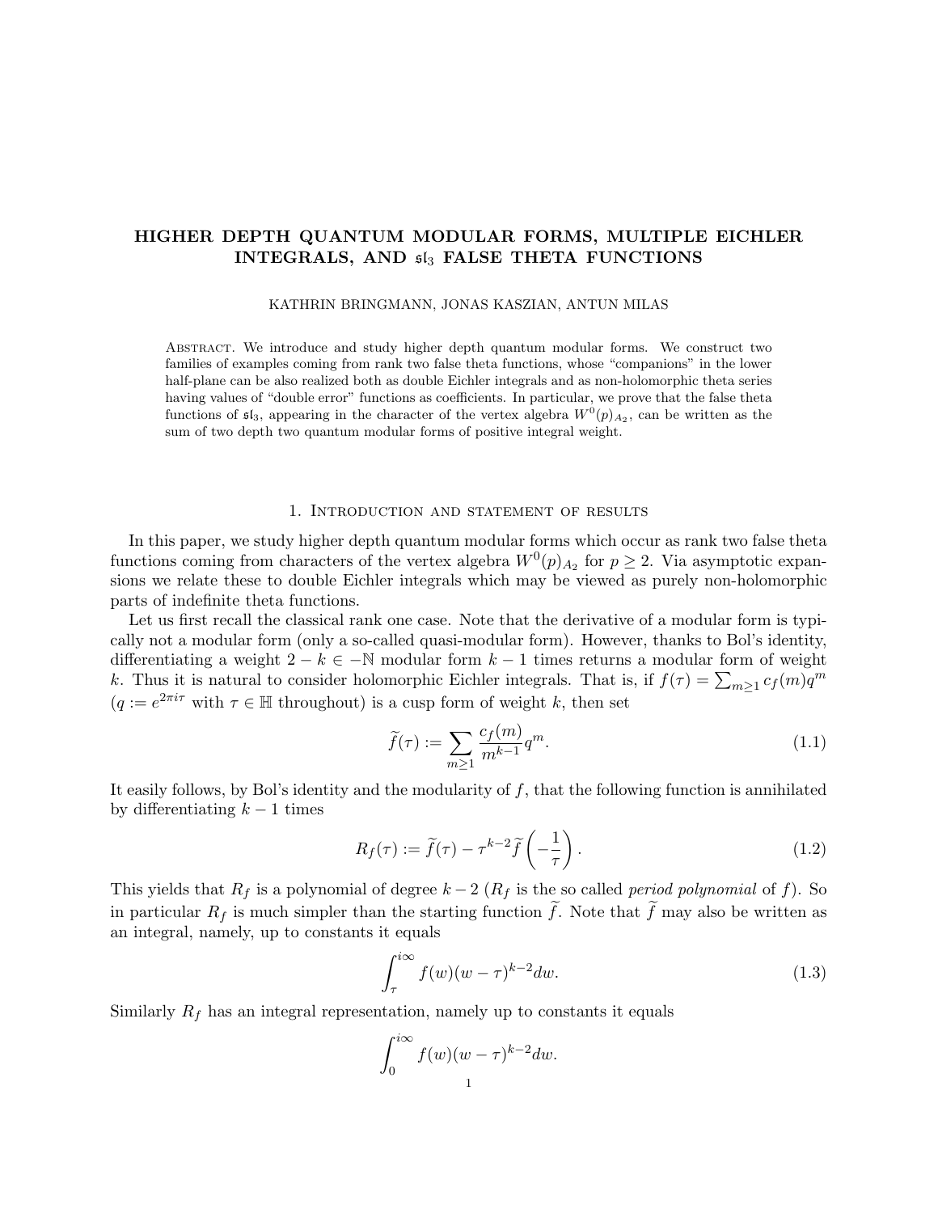# HIGHER DEPTH QUANTUM MODULAR FORMS, MULTIPLE EICHLER INTEGRALS, AND $\mathfrak{sl}_3$ FALSE THETA FUNCTIONS

KATHRIN BRINGMANN, JONAS KASZIAN, ANTUN MILAS

Abstract. We introduce and study higher depth quantum modular forms. We construct two families of examples coming from rank two false theta functions, whose "companions" in the lower half-plane can be also realized both as double Eichler integrals and as non-holomorphic theta series having values of "double error" functions as coefficients. In particular, we prove that the false theta functions of $\mathfrak{sl}_3$, appearing in the character of the vertex algebra $W^0(p)_{A_2}$, can be written as the sum of two depth two quantum modular forms of positive integral weight.

## 1. Introduction and statement of results

In this paper, we study higher depth quantum modular forms which occur as rank two false theta functions coming from characters of the vertex algebra $W^0(p)_{A_2}$ for $p \geq 2$. Via asymptotic expansions we relate these to double Eichler integrals which may be viewed as purely non-holomorphic parts of indefinite theta functions.

Let us first recall the classical rank one case. Note that the derivative of a modular form is typically not a modular form (only a so-called quasi-modular form). However, thanks to Bol's identity, differentiating a weight $2-k \in -\mathbb{N}$ modular form $k-1$ times returns a modular form of weight $k$. Thus it is natural to consider holomorphic Eichler integrals. That is, if $f(\tau) = \sum_{m\geq 1} c_f(m)q^m$ ($q := e^{2\pi i \tau}$ with $\tau \in \mathbb{H}$ throughout) is a cusp form of weight $k$, then set

$$\widetilde{f}(\tau) := \sum_{m\geq 1} \frac{c_f(m)}{m^{k-1}} q^m. \tag{1.1}$$

It easily follows, by Bol's identity and the modularity of $f$, that the following function is annihilated by differentiating $k-1$ times

$$R_f(\tau) := \widetilde{f}(\tau) - \tau^{k-2}\widetilde{f}\left(-\frac{1}{\tau}\right). \tag{1.2}$$

This yields that $R_f$ is a polynomial of degree $k-2$ ($R_f$ is the so called *period polynomial* of $f$). So in particular $R_f$ is much simpler than the starting function $\widetilde{f}$. Note that $\widetilde{f}$ may also be written as an integral, namely, up to constants it equals

$$\int_\tau^{i\infty} f(w)(w-\tau)^{k-2}dw. \tag{1.3}$$

Similarly $R_f$ has an integral representation, namely up to constants it equals

$$\int_0^{i\infty} f(w)(w-\tau)^{k-2}dw.$$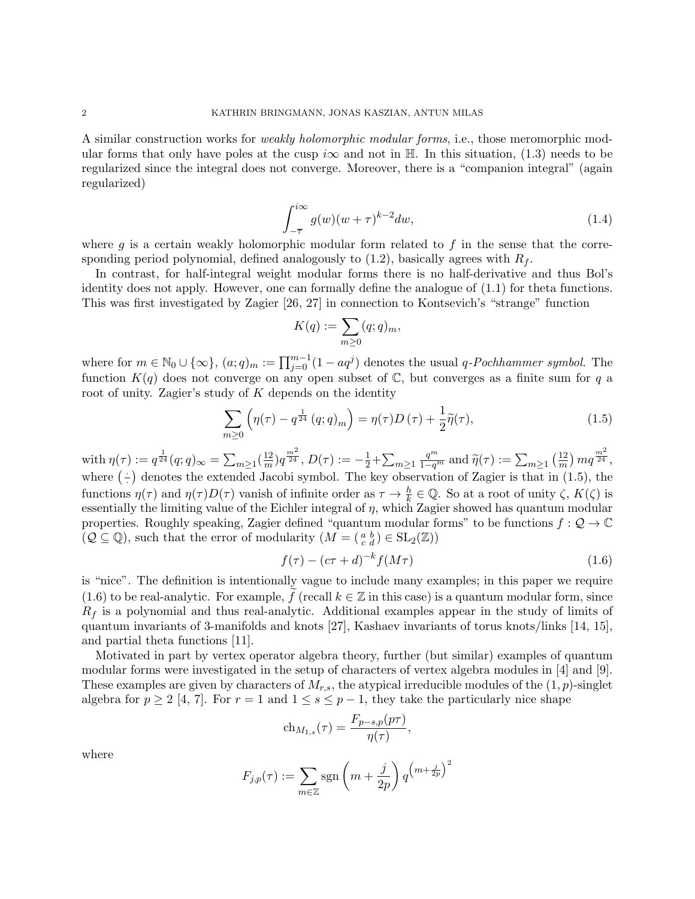A similar construction works for *weakly holomorphic modular forms*, i.e., those meromorphic modular forms that only have poles at the cusp $i\infty$ and not in $\mathbb{H}$. In this situation, (1.3) needs to be regularized since the integral does not converge. Moreover, there is a "companion integral" (again regularized)

$$\int_{-\overline{\tau}}^{i\infty} g(w)(w+\tau)^{k-2}dw, \tag{1.4}$$

where $g$ is a certain weakly holomorphic modular form related to $f$ in the sense that the corresponding period polynomial, defined analogously to (1.2), basically agrees with $R_f$.

In contrast, for half-integral weight modular forms there is no half-derivative and thus Bol's identity does not apply. However, one can formally define the analogue of (1.1) for theta functions. This was first investigated by Zagier [26, 27] in connection to Kontsevich's "strange" function

$$K(q) := \sum_{m\geq 0} (q;q)_m,$$

where for $m \in \mathbb{N}_0 \cup \{\infty\}$, $(a;q)_m := \prod_{j=0}^{m-1}(1-aq^j)$ denotes the usual *q-Pochhammer symbol*. The function $K(q)$ does not converge on any open subset of $\mathbb{C}$, but converges as a finite sum for $q$ a root of unity. Zagier's study of $K$ depends on the identity

$$\sum_{m\geq 0}\left(\eta(\tau) - q^{\frac{1}{24}}(q;q)_m\right) = \eta(\tau)D(\tau) + \frac{1}{2}\widetilde{\eta}(\tau), \tag{1.5}$$

with $\eta(\tau) := q^{\frac{1}{24}}(q;q)_\infty = \sum_{m\geq 1}\left(\frac{12}{m}\right)q^{\frac{m^2}{24}}$, $D(\tau) := -\frac{1}{2}+\sum_{m\geq 1}\frac{q^m}{1-q^m}$ and $\widetilde{\eta}(\tau) := \sum_{m\geq 1}\left(\frac{12}{m}\right)mq^{\frac{m^2}{24}}$, where $\left(\frac{\cdot}{\cdot}\right)$ denotes the extended Jacobi symbol. The key observation of Zagier is that in (1.5), the functions $\eta(\tau)$ and $\eta(\tau)D(\tau)$ vanish of infinite order as $\tau \to \frac{h}{k} \in \mathbb{Q}$. So at a root of unity $\zeta$, $K(\zeta)$ is essentially the limiting value of the Eichler integral of $\eta$, which Zagier showed has quantum modular properties. Roughly speaking, Zagier defined "quantum modular forms" to be functions $f : \mathcal{Q} \to \mathbb{C}$ ($\mathcal{Q} \subseteq \mathbb{Q}$), such that the error of modularity ($M = \left(\begin{smallmatrix} a & b \\ c & d\end{smallmatrix}\right) \in \mathrm{SL}_2(\mathbb{Z})$)

$$f(\tau) - (c\tau+d)^{-k}f(M\tau) \tag{1.6}$$

is "nice". The definition is intentionally vague to include many examples; in this paper we require (1.6) to be real-analytic. For example, $\widetilde{f}$ (recall $k \in \mathbb{Z}$ in this case) is a quantum modular form, since $R_f$ is a polynomial and thus real-analytic. Additional examples appear in the study of limits of quantum invariants of 3-manifolds and knots [27], Kashaev invariants of torus knots/links [14, 15], and partial theta functions [11].

Motivated in part by vertex operator algebra theory, further (but similar) examples of quantum modular forms were investigated in the setup of characters of vertex algebra modules in [4] and [9]. These examples are given by characters of $M_{r,s}$, the atypical irreducible modules of the $(1,p)$-singlet algebra for $p \geq 2$ [4, 7]. For $r = 1$ and $1 \leq s \leq p-1$, they take the particularly nice shape

$$\mathrm{ch}_{M_{1,s}}(\tau) = \frac{F_{p-s,p}(p\tau)}{\eta(\tau)},$$

where

$$F_{j,p}(\tau) := \sum_{m\in\mathbb{Z}} \mathrm{sgn}\left(m+\frac{j}{2p}\right)q^{\left(m+\frac{j}{2p}\right)^2}$$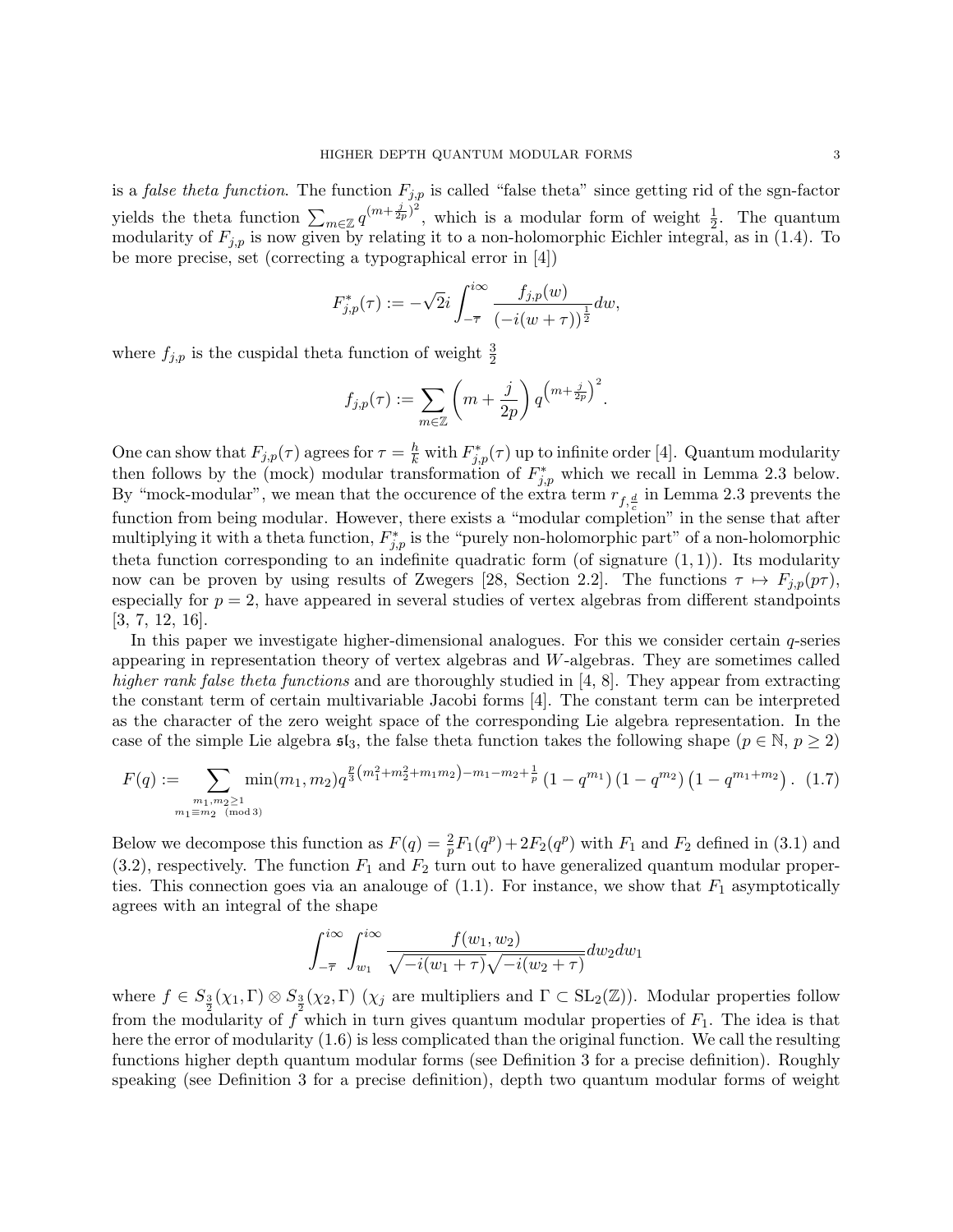is a *false theta function*. The function $F_{j,p}$ is called "false theta" since getting rid of the sgn-factor yields the theta function $\sum_{m\in\mathbb{Z}} q^{(m+\frac{j}{2p})^2}$, which is a modular form of weight $\frac{1}{2}$. The quantum modularity of $F_{j,p}$ is now given by relating it to a non-holomorphic Eichler integral, as in (1.4). To be more precise, set (correcting a typographical error in [4])

$$F_{j,p}^*(\tau) := -\sqrt{2}i \int_{-\overline{\tau}}^{i\infty} \frac{f_{j,p}(w)}{(-i(w+\tau))^{\frac{1}{2}}} dw,$$

where $f_{j,p}$ is the cuspidal theta function of weight $\frac{3}{2}$

$$f_{j,p}(\tau) := \sum_{m\in\mathbb{Z}} \left(m + \frac{j}{2p}\right) q^{\left(m+\frac{j}{2p}\right)^2}.$$

One can show that $F_{j,p}(\tau)$ agrees for $\tau = \frac{h}{k}$ with $F_{j,p}^*(\tau)$ up to infinite order [4]. Quantum modularity then follows by the (mock) modular transformation of $F_{j,p}^*$ which we recall in Lemma 2.3 below. By "mock-modular", we mean that the occurence of the extra term $r_{f,\frac{d}{c}}$ in Lemma 2.3 prevents the function from being modular. However, there exists a "modular completion" in the sense that after multiplying it with a theta function, $F_{j,p}^*$ is the "purely non-holomorphic part" of a non-holomorphic theta function corresponding to an indefinite quadratic form (of signature $(1,1)$). Its modularity now can be proven by using results of Zwegers [28, Section 2.2]. The functions $\tau \mapsto F_{j,p}(p\tau)$, especially for $p=2$, have appeared in several studies of vertex algebras from different standpoints [3, 7, 12, 16].

In this paper we investigate higher-dimensional analogues. For this we consider certain $q$-series appearing in representation theory of vertex algebras and $W$-algebras. They are sometimes called *higher rank false theta functions* and are thoroughly studied in [4, 8]. They appear from extracting the constant term of certain multivariable Jacobi forms [4]. The constant term can be interpreted as the character of the zero weight space of the corresponding Lie algebra representation. In the case of the simple Lie algebra $\mathfrak{sl}_3$, the false theta function takes the following shape ($p \in \mathbb{N}$, $p \geq 2$)

$$F(q) := \sum_{\substack{m_1,m_2\geq 1 \\ m_1\equiv m_2 \pmod 3}} \min(m_1,m_2) q^{\frac{p}{3}\left(m_1^2+m_2^2+m_1m_2\right)-m_1-m_2+\frac{1}{p}} \left(1-q^{m_1}\right)\left(1-q^{m_2}\right)\left(1-q^{m_1+m_2}\right). \quad (1.7)$$

Below we decompose this function as $F(q) = \frac{2}{p}F_1(q^p) + 2F_2(q^p)$ with $F_1$ and $F_2$ defined in (3.1) and (3.2), respectively. The function $F_1$ and $F_2$ turn out to have generalized quantum modular properties. This connection goes via an analouge of (1.1). For instance, we show that $F_1$ asymptotically agrees with an integral of the shape

$$\int_{-\overline{\tau}}^{i\infty} \int_{w_1}^{i\infty} \frac{f(w_1,w_2)}{\sqrt{-i(w_1+\tau)}\sqrt{-i(w_2+\tau)}} dw_2 dw_1$$

where $f \in S_{\frac{3}{2}}(\chi_1,\Gamma) \otimes S_{\frac{3}{2}}(\chi_2,\Gamma)$ ($\chi_j$ are multipliers and $\Gamma \subset \mathrm{SL}_2(\mathbb{Z})$). Modular properties follow from the modularity of $f$ which in turn gives quantum modular properties of $F_1$. The idea is that here the error of modularity (1.6) is less complicated than the original function. We call the resulting functions higher depth quantum modular forms (see Definition 3 for a precise definition). Roughly speaking (see Definition 3 for a precise definition), depth two quantum modular forms of weight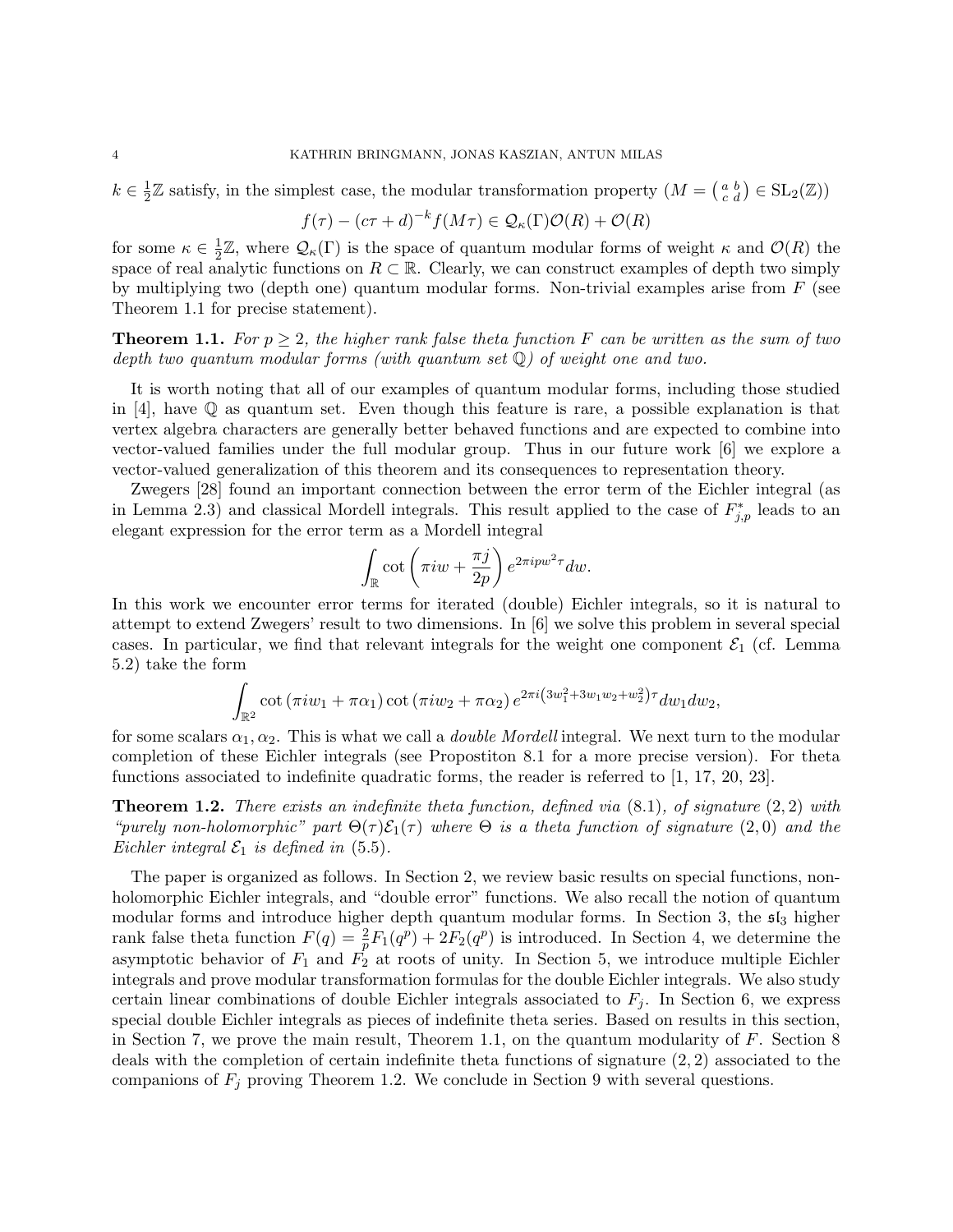$k \in \frac{1}{2}\mathbb{Z}$ satisfy, in the simplest case, the modular transformation property ($M = \left(\begin{smallmatrix} a & b \\ c & d \end{smallmatrix}\right) \in \mathrm{SL}_2(\mathbb{Z})$)

$$f(\tau) - (c\tau + d)^{-k} f(M\tau) \in \mathcal{Q}_\kappa(\Gamma)\mathcal{O}(R) + \mathcal{O}(R)$$

for some $\kappa \in \frac{1}{2}\mathbb{Z}$, where $\mathcal{Q}_\kappa(\Gamma)$ is the space of quantum modular forms of weight $\kappa$ and $\mathcal{O}(R)$ the space of real analytic functions on $R \subset \mathbb{R}$. Clearly, we can construct examples of depth two simply by multiplying two (depth one) quantum modular forms. Non-trivial examples arise from $F$ (see Theorem 1.1 for precise statement).

**Theorem 1.1.** *For $p \geq 2$, the higher rank false theta function $F$ can be written as the sum of two depth two quantum modular forms (with quantum set $\mathbb{Q}$) of weight one and two.*

It is worth noting that all of our examples of quantum modular forms, including those studied in [4], have $\mathbb{Q}$ as quantum set. Even though this feature is rare, a possible explanation is that vertex algebra characters are generally better behaved functions and are expected to combine into vector-valued families under the full modular group. Thus in our future work [6] we explore a vector-valued generalization of this theorem and its consequences to representation theory.

Zwegers [28] found an important connection between the error term of the Eichler integral (as in Lemma 2.3) and classical Mordell integrals. This result applied to the case of $F^*_{j,p}$ leads to an elegant expression for the error term as a Mordell integral

$$\int_{\mathbb{R}} \cot\left(\pi i w + \frac{\pi j}{2p}\right) e^{2\pi i p w^2 \tau} dw.$$

In this work we encounter error terms for iterated (double) Eichler integrals, so it is natural to attempt to extend Zwegers' result to two dimensions. In [6] we solve this problem in several special cases. In particular, we find that relevant integrals for the weight one component $\mathcal{E}_1$ (cf. Lemma 5.2) take the form

$$\int_{\mathbb{R}^2} \cot\left(\pi i w_1 + \pi \alpha_1\right) \cot\left(\pi i w_2 + \pi \alpha_2\right) e^{2\pi i \left(3w_1^2 + 3w_1 w_2 + w_2^2\right)\tau} dw_1 dw_2,$$

for some scalars $\alpha_1, \alpha_2$. This is what we call a *double Mordell* integral. We next turn to the modular completion of these Eichler integrals (see Propostiton 8.1 for a more precise version). For theta functions associated to indefinite quadratic forms, the reader is referred to [1, 17, 20, 23].

**Theorem 1.2.** *There exists an indefinite theta function, defined via (8.1), of signature $(2,2)$ with "purely non-holomorphic" part $\Theta(\tau)\mathcal{E}_1(\tau)$ where $\Theta$ is a theta function of signature $(2,0)$ and the Eichler integral $\mathcal{E}_1$ is defined in (5.5).*

The paper is organized as follows. In Section 2, we review basic results on special functions, non-holomorphic Eichler integrals, and "double error" functions. We also recall the notion of quantum modular forms and introduce higher depth quantum modular forms. In Section 3, the $\mathfrak{sl}_3$ higher rank false theta function $F(q) = \frac{2}{p}F_1(q^p) + 2F_2(q^p)$ is introduced. In Section 4, we determine the asymptotic behavior of $F_1$ and $F_2$ at roots of unity. In Section 5, we introduce multiple Eichler integrals and prove modular transformation formulas for the double Eichler integrals. We also study certain linear combinations of double Eichler integrals associated to $F_j$. In Section 6, we express special double Eichler integrals as pieces of indefinite theta series. Based on results in this section, in Section 7, we prove the main result, Theorem 1.1, on the quantum modularity of $F$. Section 8 deals with the completion of certain indefinite theta functions of signature $(2,2)$ associated to the companions of $F_j$ proving Theorem 1.2. We conclude in Section 9 with several questions.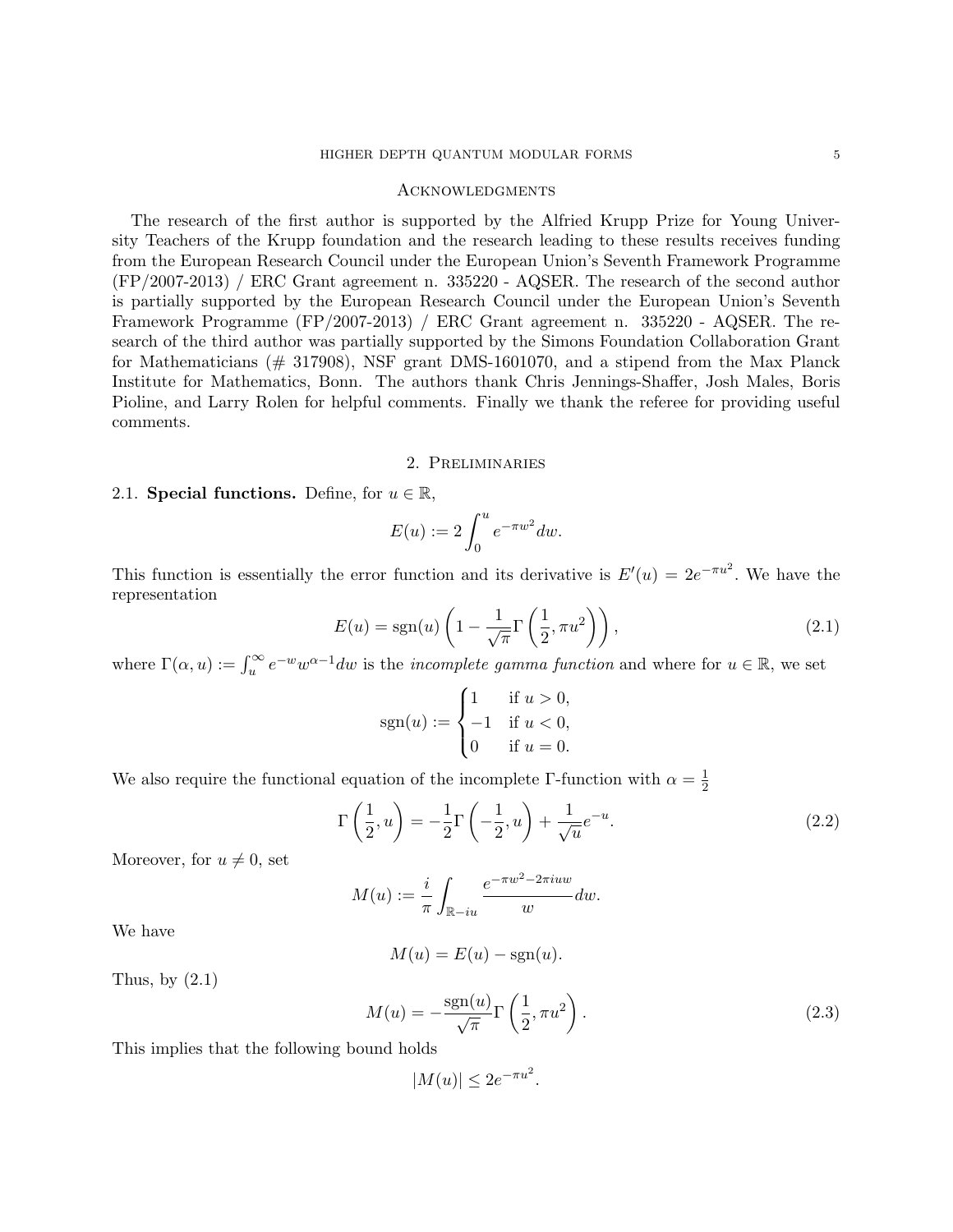## Acknowledgments

The research of the first author is supported by the Alfried Krupp Prize for Young University Teachers of the Krupp foundation and the research leading to these results receives funding from the European Research Council under the European Union's Seventh Framework Programme (FP/2007-2013) / ERC Grant agreement n. 335220 - AQSER. The research of the second author is partially supported by the European Research Council under the European Union's Seventh Framework Programme (FP/2007-2013) / ERC Grant agreement n. 335220 - AQSER. The research of the third author was partially supported by the Simons Foundation Collaboration Grant for Mathematicians (# 317908), NSF grant DMS-1601070, and a stipend from the Max Planck Institute for Mathematics, Bonn. The authors thank Chris Jennings-Shaffer, Josh Males, Boris Pioline, and Larry Rolen for helpful comments. Finally we thank the referee for providing useful comments.

## 2. Preliminaries

**2.1. Special functions.** Define, for $u \in \mathbb{R}$,

$$E(u) := 2\int_0^u e^{-\pi w^2} dw.$$

This function is essentially the error function and its derivative is $E'(u) = 2e^{-\pi u^2}$. We have the representation

$$E(u) = \operatorname{sgn}(u)\left(1 - \frac{1}{\sqrt{\pi}}\Gamma\left(\frac{1}{2}, \pi u^2\right)\right), \tag{2.1}$$

where $\Gamma(\alpha, u) := \int_u^\infty e^{-w} w^{\alpha-1} dw$ is the *incomplete gamma function* and where for $u \in \mathbb{R}$, we set

$$\operatorname{sgn}(u) := \begin{cases} 1 & \text{if } u > 0, \\ -1 & \text{if } u < 0, \\ 0 & \text{if } u = 0. \end{cases}$$

We also require the functional equation of the incomplete $\Gamma$-function with $\alpha = \frac{1}{2}$

$$\Gamma\left(\frac{1}{2}, u\right) = -\frac{1}{2}\Gamma\left(-\frac{1}{2}, u\right) + \frac{1}{\sqrt{u}}e^{-u}. \tag{2.2}$$

Moreover, for $u \neq 0$, set

$$M(u) := \frac{i}{\pi}\int_{\mathbb{R}-iu} \frac{e^{-\pi w^2 - 2\pi i u w}}{w} dw.$$

We have

$$M(u) = E(u) - \operatorname{sgn}(u).$$

Thus, by (2.1)

$$M(u) = -\frac{\operatorname{sgn}(u)}{\sqrt{\pi}}\Gamma\left(\frac{1}{2}, \pi u^2\right). \tag{2.3}$$

This implies that the following bound holds

$$|M(u)| \leq 2e^{-\pi u^2}.$$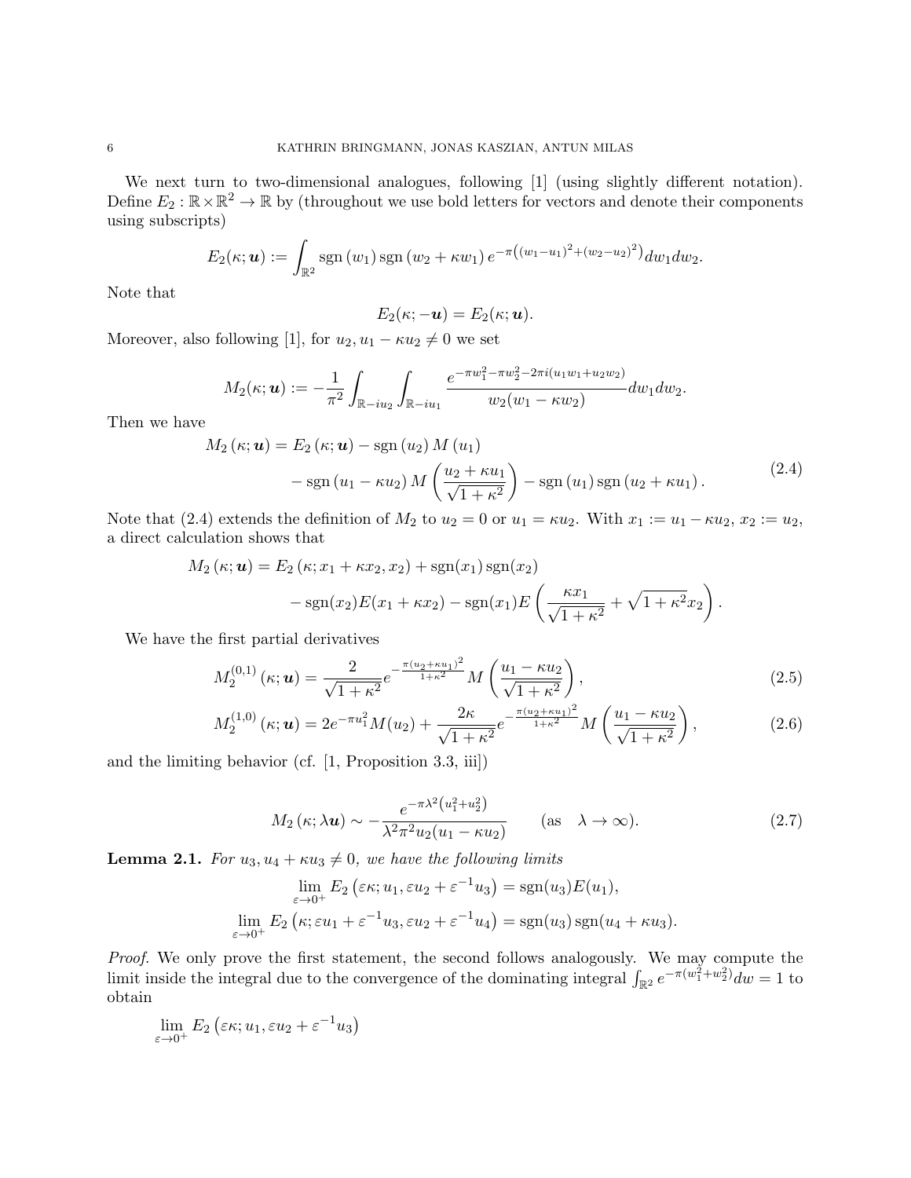We next turn to two-dimensional analogues, following [1] (using slightly different notation). Define $E_2 : \mathbb{R} \times \mathbb{R}^2 \to \mathbb{R}$ by (throughout we use bold letters for vectors and denote their components using subscripts)

$$E_2(\kappa; \boldsymbol{u}) := \int_{\mathbb{R}^2} \operatorname{sgn}(w_1) \operatorname{sgn}(w_2 + \kappa w_1) e^{-\pi\left((w_1-u_1)^2+(w_2-u_2)^2\right)} dw_1 dw_2.$$

Note that

$$E_2(\kappa; -\boldsymbol{u}) = E_2(\kappa; \boldsymbol{u}).$$

Moreover, also following [1], for $u_2, u_1 - \kappa u_2 \neq 0$ we set

$$M_2(\kappa; \boldsymbol{u}) := -\frac{1}{\pi^2} \int_{\mathbb{R}-iu_2} \int_{\mathbb{R}-iu_1} \frac{e^{-\pi w_1^2 - \pi w_2^2 - 2\pi i(u_1 w_1 + u_2 w_2)}}{w_2(w_1 - \kappa w_2)} dw_1 dw_2.$$

Then we have

$$\begin{aligned} M_2(\kappa; \boldsymbol{u}) &= E_2(\kappa; \boldsymbol{u}) - \operatorname{sgn}(u_2) M(u_1) \\ &\quad - \operatorname{sgn}(u_1 - \kappa u_2) M\left(\frac{u_2 + \kappa u_1}{\sqrt{1+\kappa^2}}\right) - \operatorname{sgn}(u_1) \operatorname{sgn}(u_2 + \kappa u_1). \end{aligned} \tag{2.4}$$

Note that (2.4) extends the definition of $M_2$ to $u_2 = 0$ or $u_1 = \kappa u_2$. With $x_1 := u_1 - \kappa u_2$, $x_2 := u_2$, a direct calculation shows that

$$\begin{aligned} M_2(\kappa; \boldsymbol{u}) &= E_2(\kappa; x_1 + \kappa x_2, x_2) + \operatorname{sgn}(x_1)\operatorname{sgn}(x_2) \\ &\quad - \operatorname{sgn}(x_2) E(x_1 + \kappa x_2) - \operatorname{sgn}(x_1) E\left(\frac{\kappa x_1}{\sqrt{1+\kappa^2}} + \sqrt{1+\kappa^2} x_2\right). \end{aligned}$$

We have the first partial derivatives

$$M_2^{(0,1)}(\kappa; \boldsymbol{u}) = \frac{2}{\sqrt{1+\kappa^2}} e^{-\frac{\pi(u_2+\kappa u_1)^2}{1+\kappa^2}} M\left(\frac{u_1 - \kappa u_2}{\sqrt{1+\kappa^2}}\right), \tag{2.5}$$

$$M_2^{(1,0)}(\kappa; \boldsymbol{u}) = 2e^{-\pi u_1^2} M(u_2) + \frac{2\kappa}{\sqrt{1+\kappa^2}} e^{-\frac{\pi(u_2+\kappa u_1)^2}{1+\kappa^2}} M\left(\frac{u_1 - \kappa u_2}{\sqrt{1+\kappa^2}}\right), \tag{2.6}$$

and the limiting behavior (cf. [1, Proposition 3.3, iii])

$$M_2(\kappa; \lambda \boldsymbol{u}) \sim -\frac{e^{-\pi\lambda^2\left(u_1^2+u_2^2\right)}}{\lambda^2 \pi^2 u_2 (u_1 - \kappa u_2)} \qquad (\text{as} \quad \lambda \to \infty). \tag{2.7}$$

**Lemma 2.1.** *For $u_3, u_4 + \kappa u_3 \neq 0$, we have the following limits*

$$\lim_{\varepsilon \to 0^+} E_2\left(\varepsilon\kappa; u_1, \varepsilon u_2 + \varepsilon^{-1} u_3\right) = \operatorname{sgn}(u_3) E(u_1),$$

$$\lim_{\varepsilon \to 0^+} E_2\left(\kappa; \varepsilon u_1 + \varepsilon^{-1} u_3, \varepsilon u_2 + \varepsilon^{-1} u_4\right) = \operatorname{sgn}(u_3) \operatorname{sgn}(u_4 + \kappa u_3).$$

*Proof.* We only prove the first statement, the second follows analogously. We may compute the limit inside the integral due to the convergence of the dominating integral $\int_{\mathbb{R}^2} e^{-\pi(w_1^2+w_2^2)} dw = 1$ to obtain

$$\lim_{\varepsilon \to 0^+} E_2\left(\varepsilon\kappa; u_1, \varepsilon u_2 + \varepsilon^{-1} u_3\right)$$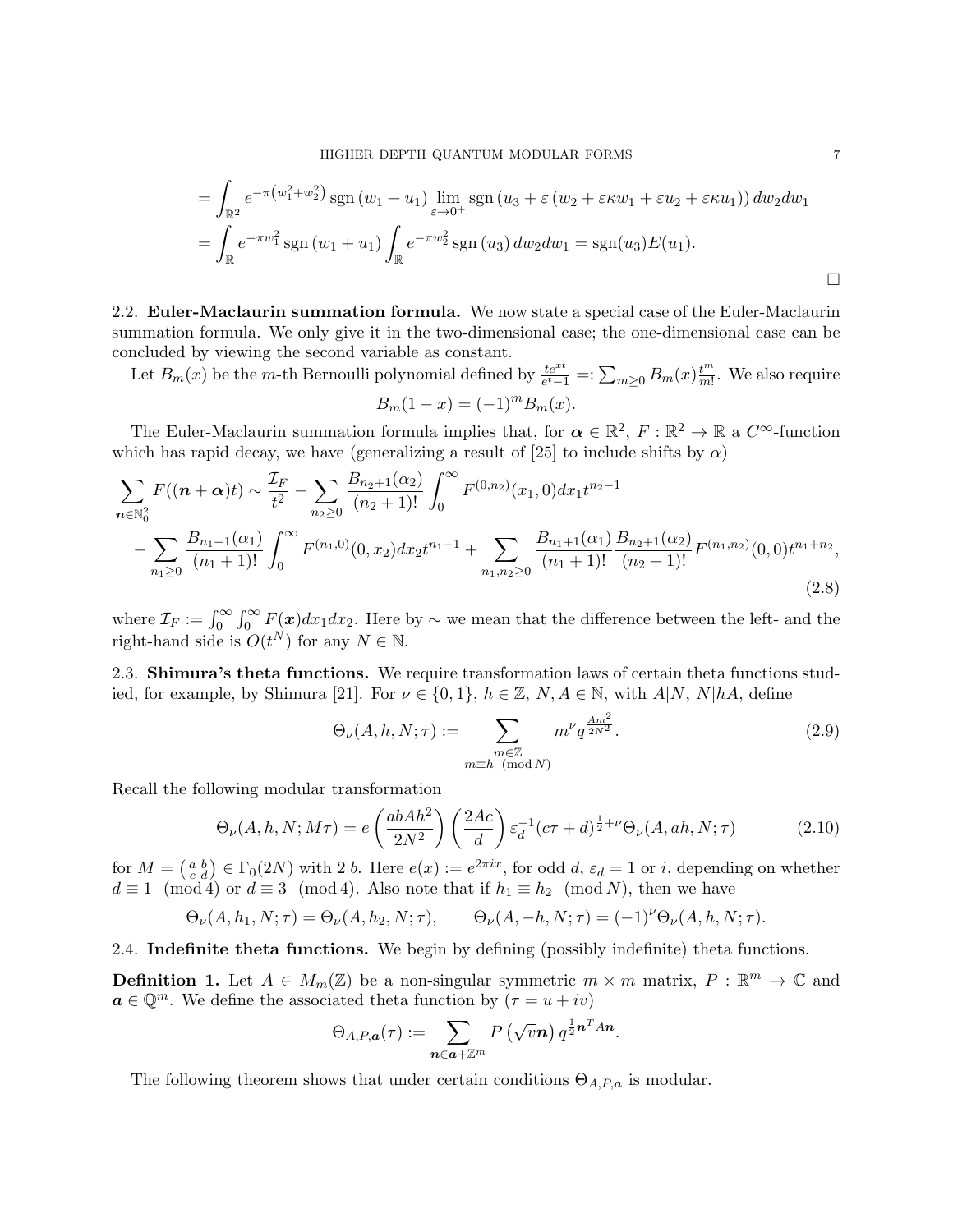$$= \int_{\mathbb{R}^2} e^{-\pi\left(w_1^2+w_2^2\right)} \operatorname{sgn}\left(w_1+u_1\right) \lim_{\varepsilon \to 0^+} \operatorname{sgn}\left(u_3 + \varepsilon\left(w_2 + \varepsilon\kappa w_1 + \varepsilon u_2 + \varepsilon\kappa u_1\right)\right) dw_2 dw_1$$

$$= \int_{\mathbb{R}} e^{-\pi w_1^2} \operatorname{sgn}\left(w_1+u_1\right) \int_{\mathbb{R}} e^{-\pi w_2^2} \operatorname{sgn}\left(u_3\right) dw_2 dw_1 = \operatorname{sgn}(u_3) E(u_1).$$

□

## 2.2. Euler-Maclaurin summation formula.

We now state a special case of the Euler-Maclaurin summation formula. We only give it in the two-dimensional case; the one-dimensional case can be concluded by viewing the second variable as constant.

Let $B_m(x)$ be the $m$-th Bernoulli polynomial defined by $\frac{te^{xt}}{e^t-1} =: \sum_{m\geq 0} B_m(x)\frac{t^m}{m!}$. We also require

$$B_m(1-x) = (-1)^m B_m(x).$$

The Euler-Maclaurin summation formula implies that, for $\boldsymbol{\alpha} \in \mathbb{R}^2$, $F : \mathbb{R}^2 \to \mathbb{R}$ a $C^\infty$-function which has rapid decay, we have (generalizing a result of [25] to include shifts by $\alpha$)

$$\sum_{\boldsymbol{n}\in\mathbb{N}_0^2} F((\boldsymbol{n}+\boldsymbol{\alpha})t) \sim \frac{\mathcal{I}_F}{t^2} - \sum_{n_2\geq 0} \frac{B_{n_2+1}(\alpha_2)}{(n_2+1)!} \int_0^\infty F^{(0,n_2)}(x_1,0)dx_1 t^{n_2-1}$$
$$- \sum_{n_1\geq 0} \frac{B_{n_1+1}(\alpha_1)}{(n_1+1)!} \int_0^\infty F^{(n_1,0)}(0,x_2)dx_2 t^{n_1-1} + \sum_{n_1,n_2\geq 0} \frac{B_{n_1+1}(\alpha_1)}{(n_1+1)!} \frac{B_{n_2+1}(\alpha_2)}{(n_2+1)!} F^{(n_1,n_2)}(0,0) t^{n_1+n_2}, \tag{2.8}$$

where $\mathcal{I}_F := \int_0^\infty \int_0^\infty F(\boldsymbol{x})dx_1dx_2$. Here by $\sim$ we mean that the difference between the left- and the right-hand side is $O(t^N)$ for any $N \in \mathbb{N}$.

## 2.3. Shimura's theta functions.

We require transformation laws of certain theta functions studied, for example, by Shimura [21]. For $\nu \in \{0, 1\}$, $h \in \mathbb{Z}$, $N, A \in \mathbb{N}$, with $A|N$, $N|hA$, define

$$\Theta_\nu(A, h, N; \tau) := \sum_{\substack{m\in\mathbb{Z} \\ m\equiv h \pmod{N}}} m^\nu q^{\frac{Am^2}{2N^2}}. \tag{2.9}$$

Recall the following modular transformation

$$\Theta_\nu(A, h, N; M\tau) = e\left(\frac{abAh^2}{2N^2}\right)\left(\frac{2Ac}{d}\right)\varepsilon_d^{-1}(c\tau+d)^{\frac{1}{2}+\nu}\Theta_\nu(A, ah, N; \tau) \tag{2.10}$$

for $M = \left(\begin{smallmatrix} a & b \\ c & d \end{smallmatrix}\right) \in \Gamma_0(2N)$ with $2|b$. Here $e(x) := e^{2\pi i x}$, for odd $d$, $\varepsilon_d = 1$ or $i$, depending on whether $d \equiv 1 \pmod 4$ or $d \equiv 3 \pmod 4$. Also note that if $h_1 \equiv h_2 \pmod N$, then we have

$$\Theta_\nu(A, h_1, N; \tau) = \Theta_\nu(A, h_2, N; \tau), \qquad \Theta_\nu(A, -h, N; \tau) = (-1)^\nu\Theta_\nu(A, h, N; \tau).$$

## 2.4. Indefinite theta functions.

We begin by defining (possibly indefinite) theta functions.

**Definition 1.** Let $A \in M_m(\mathbb{Z})$ be a non-singular symmetric $m \times m$ matrix, $P : \mathbb{R}^m \to \mathbb{C}$ and $\boldsymbol{a} \in \mathbb{Q}^m$. We define the associated theta function by ($\tau = u + iv$)

$$\Theta_{A,P,\boldsymbol{a}}(\tau) := \sum_{\boldsymbol{n}\in\boldsymbol{a}+\mathbb{Z}^m} P\left(\sqrt{v}\boldsymbol{n}\right) q^{\frac{1}{2}\boldsymbol{n}^T A\boldsymbol{n}}.$$

The following theorem shows that under certain conditions $\Theta_{A,P,\boldsymbol{a}}$ is modular.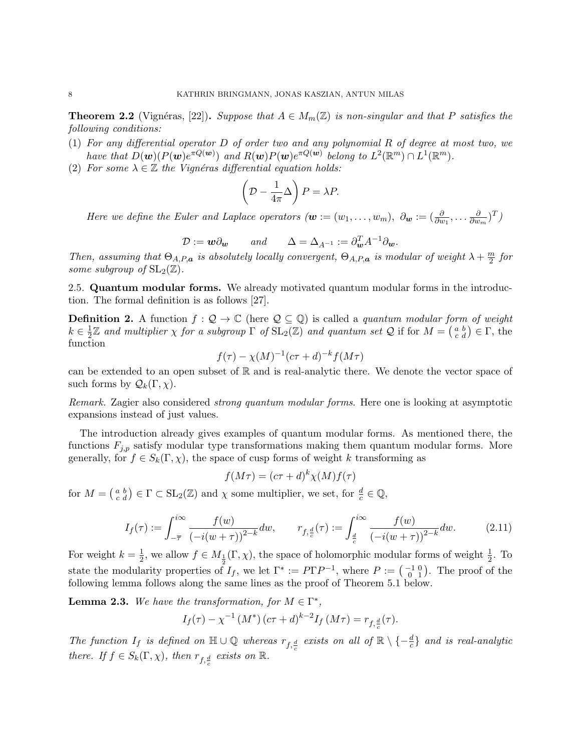**Theorem 2.2** (Vignéras, [22])**.** *Suppose that $A \in M_m(\mathbb{Z})$ is non-singular and that $P$ satisfies the following conditions:*

1. *For any differential operator $D$ of order two and any polynomial $R$ of degree at most two, we have that $D(\boldsymbol{w})(P(\boldsymbol{w})e^{\pi Q(\boldsymbol{w})})$ and $R(\boldsymbol{w})P(\boldsymbol{w})e^{\pi Q(\boldsymbol{w})}$ belong to $L^2(\mathbb{R}^m) \cap L^1(\mathbb{R}^m)$.*
2. *For some $\lambda \in \mathbb{Z}$ the Vignéras differential equation holds:*

$$\left(\mathcal{D} - \frac{1}{4\pi}\Delta\right) P = \lambda P.$$

*Here we define the Euler and Laplace operators ($\boldsymbol{w} := (w_1, \dots, w_m)$, $\partial_{\boldsymbol{w}} := (\frac{\partial}{\partial w_1}, \dots \frac{\partial}{\partial w_m})^T$)*

$$\mathcal{D} := \boldsymbol{w}\partial_{\boldsymbol{w}} \qquad \textit{and} \qquad \Delta = \Delta_{A^{-1}} := \partial_{\boldsymbol{w}}^T A^{-1} \partial_{\boldsymbol{w}}.$$

*Then, assuming that $\Theta_{A,P,\boldsymbol{a}}$ is absolutely locally convergent, $\Theta_{A,P,\boldsymbol{a}}$ is modular of weight $\lambda + \frac{m}{2}$ for some subgroup of $\mathrm{SL}_2(\mathbb{Z})$.*

## 2.5. Quantum modular forms.

We already motivated quantum modular forms in the introduction. The formal definition is as follows [27].

**Definition 2.** A function $f : \mathcal{Q} \to \mathbb{C}$ (here $\mathcal{Q} \subseteq \mathbb{Q}$) is called a *quantum modular form of weight $k \in \frac{1}{2}\mathbb{Z}$ and multiplier $\chi$ for a subgroup $\Gamma$ of $\mathrm{SL}_2(\mathbb{Z})$ and quantum set $\mathcal{Q}$* if for $M = \left(\begin{smallmatrix} a & b \\ c & d \end{smallmatrix}\right) \in \Gamma$, the function

$$f(\tau) - \chi(M)^{-1}(c\tau + d)^{-k} f(M\tau)$$

can be extended to an open subset of $\mathbb{R}$ and is real-analytic there. We denote the vector space of such forms by $\mathcal{Q}_k(\Gamma, \chi)$.

*Remark.* Zagier also considered *strong quantum modular forms*. Here one is looking at asymptotic expansions instead of just values.

The introduction already gives examples of quantum modular forms. As mentioned there, the functions $F_{j,p}$ satisfy modular type transformations making them quantum modular forms. More generally, for $f \in S_k(\Gamma, \chi)$, the space of cusp forms of weight $k$ transforming as

$$f(M\tau) = (c\tau + d)^k \chi(M) f(\tau)$$

for $M = \left(\begin{smallmatrix} a & b \\ c & d \end{smallmatrix}\right) \in \Gamma \subset \mathrm{SL}_2(\mathbb{Z})$ and $\chi$ some multiplier, we set, for $\frac{d}{c} \in \mathbb{Q}$,

$$I_f(\tau) := \int_{-\overline{\tau}}^{i\infty} \frac{f(w)}{(-i(w+\tau))^{2-k}} dw, \qquad r_{f,\frac{d}{c}}(\tau) := \int_{\frac{d}{c}}^{i\infty} \frac{f(w)}{(-i(w+\tau))^{2-k}} dw. \tag{2.11}$$

For weight $k = \frac{1}{2}$, we allow $f \in M_{\frac{1}{2}}(\Gamma, \chi)$, the space of holomorphic modular forms of weight $\frac{1}{2}$. To state the modularity properties of $I_f$, we let $\Gamma^* := P\Gamma P^{-1}$, where $P := \left(\begin{smallmatrix} -1 & 0 \\ 0 & 1 \end{smallmatrix}\right)$. The proof of the following lemma follows along the same lines as the proof of Theorem 5.1 below.

**Lemma 2.3.** *We have the transformation, for $M \in \Gamma^*$,*

$$I_f(\tau) - \chi^{-1}(M^*)(c\tau + d)^{k-2} I_f(M\tau) = r_{f,\frac{d}{c}}(\tau).$$

*The function $I_f$ is defined on $\mathbb{H} \cup \mathbb{Q}$ whereas $r_{f,\frac{d}{c}}$ exists on all of $\mathbb{R} \setminus \{-\frac{d}{c}\}$ and is real-analytic there. If $f \in S_k(\Gamma, \chi)$, then $r_{f,\frac{d}{c}}$ exists on $\mathbb{R}$.*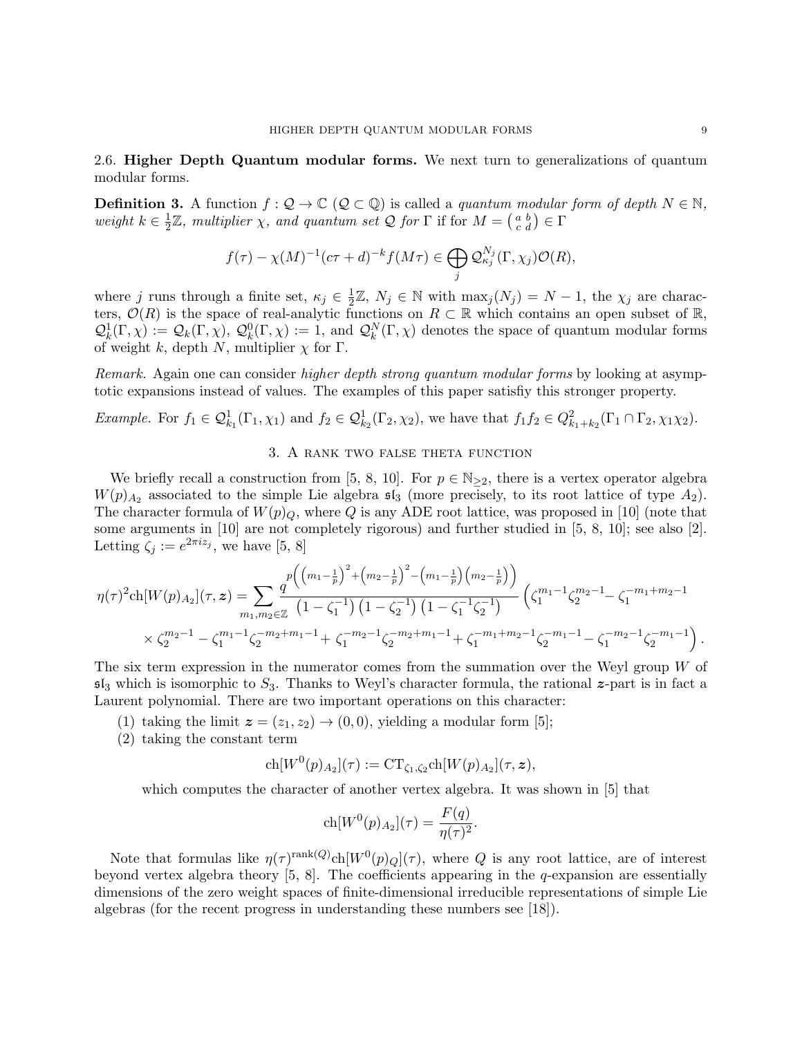### 2.6. Higher Depth Quantum modular forms.

We next turn to generalizations of quantum modular forms.

**Definition 3.** A function $f : \mathcal{Q} \to \mathbb{C}$ ($\mathcal{Q} \subset \mathbb{Q}$) is called a *quantum modular form of depth $N \in \mathbb{N}$, weight $k \in \frac{1}{2}\mathbb{Z}$, multiplier $\chi$, and quantum set $\mathcal{Q}$ for* $\Gamma$ if for $M = \left(\begin{smallmatrix} a & b \\ c & d \end{smallmatrix}\right) \in \Gamma$

$$f(\tau) - \chi(M)^{-1}(c\tau + d)^{-k} f(M\tau) \in \bigoplus_j \mathcal{Q}_{\kappa_j}^{N_j}(\Gamma, \chi_j)\mathcal{O}(R),$$

where $j$ runs through a finite set, $\kappa_j \in \frac{1}{2}\mathbb{Z}$, $N_j \in \mathbb{N}$ with $\max_j(N_j) = N - 1$, the $\chi_j$ are characters, $\mathcal{O}(R)$ is the space of real-analytic functions on $R \subset \mathbb{R}$ which contains an open subset of $\mathbb{R}$, $\mathcal{Q}_k^1(\Gamma, \chi) := \mathcal{Q}_k(\Gamma, \chi)$, $\mathcal{Q}_k^0(\Gamma, \chi) := 1$, and $\mathcal{Q}_k^N(\Gamma, \chi)$ denotes the space of quantum modular forms of weight $k$, depth $N$, multiplier $\chi$ for $\Gamma$.

*Remark.* Again one can consider *higher depth strong quantum modular forms* by looking at asymptotic expansions instead of values. The examples of this paper satisfiy this stronger property.

*Example.* For $f_1 \in \mathcal{Q}_{k_1}^1(\Gamma_1, \chi_1)$ and $f_2 \in \mathcal{Q}_{k_2}^1(\Gamma_2, \chi_2)$, we have that $f_1 f_2 \in Q_{k_1+k_2}^2(\Gamma_1 \cap \Gamma_2, \chi_1\chi_2)$.

## 3. A rank two false theta function

We briefly recall a construction from [5, 8, 10]. For $p \in \mathbb{N}_{\geq 2}$, there is a vertex operator algebra $W(p)_{A_2}$ associated to the simple Lie algebra $\mathfrak{sl}_3$ (more precisely, to its root lattice of type $A_2$). The character formula of $W(p)_Q$, where $Q$ is any ADE root lattice, was proposed in [10] (note that some arguments in [10] are not completely rigorous) and further studied in [5, 8, 10]; see also [2]. Letting $\zeta_j := e^{2\pi i z_j}$, we have [5, 8]

$$\eta(\tau)^2 \mathrm{ch}[W(p)_{A_2}](\tau, \boldsymbol{z}) = \sum_{m_1, m_2 \in \mathbb{Z}} \frac{q^{p\left(\left(m_1 - \frac{1}{p}\right)^2 + \left(m_2 - \frac{1}{p}\right)^2 - \left(m_1 - \frac{1}{p}\right)\left(m_2 - \frac{1}{p}\right)\right)}}{\left(1 - \zeta_1^{-1}\right)\left(1 - \zeta_2^{-1}\right)\left(1 - \zeta_1^{-1}\zeta_2^{-1}\right)} \left(\zeta_1^{m_1-1}\zeta_2^{m_2-1} - \zeta_1^{-m_1+m_2-1}\right.$$
$$\left.\times \zeta_2^{m_2-1} - \zeta_1^{m_1-1}\zeta_2^{-m_2+m_1-1} + \zeta_1^{-m_2-1}\zeta_2^{-m_2+m_1-1} + \zeta_1^{-m_1+m_2-1}\zeta_2^{-m_1-1} - \zeta_1^{-m_2-1}\zeta_2^{-m_1-1}\right).$$

The six term expression in the numerator comes from the summation over the Weyl group $W$ of $\mathfrak{sl}_3$ which is isomorphic to $S_3$. Thanks to Weyl's character formula, the rational $\boldsymbol{z}$-part is in fact a Laurent polynomial. There are two important operations on this character:

1. taking the limit $\boldsymbol{z} = (z_1, z_2) \to (0, 0)$, yielding a modular form [5];
2. taking the constant term

$$\mathrm{ch}[W^0(p)_{A_2}](\tau) := \mathrm{CT}_{\zeta_1, \zeta_2} \mathrm{ch}[W(p)_{A_2}](\tau, \boldsymbol{z}),$$

which computes the character of another vertex algebra. It was shown in [5] that

$$\mathrm{ch}[W^0(p)_{A_2}](\tau) = \frac{F(q)}{\eta(\tau)^2}.$$

Note that formulas like $\eta(\tau)^{\mathrm{rank}(Q)} \mathrm{ch}[W^0(p)_Q](\tau)$, where $Q$ is any root lattice, are of interest beyond vertex algebra theory [5, 8]. The coefficients appearing in the $q$-expansion are essentially dimensions of the zero weight spaces of finite-dimensional irreducible representations of simple Lie algebras (for the recent progress in understanding these numbers see [18]).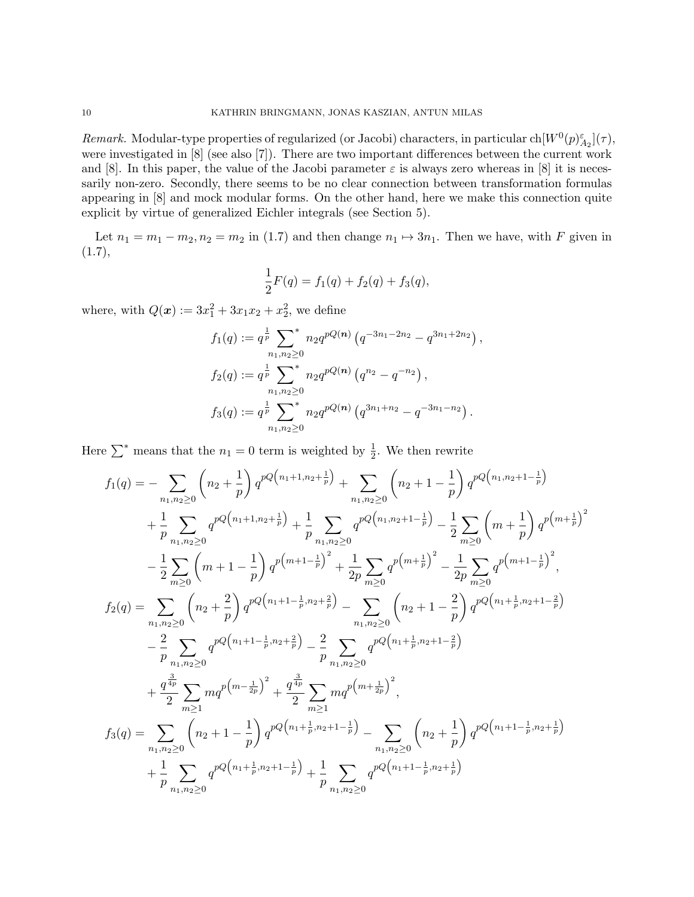*Remark.* Modular-type properties of regularized (or Jacobi) characters, in particular $\mathrm{ch}[W^0(p)^{\varepsilon}_{A_2}](\tau)$, were investigated in [8] (see also [7]). There are two important differences between the current work and [8]. In this paper, the value of the Jacobi parameter $\varepsilon$ is always zero whereas in [8] it is necessarily non-zero. Secondly, there seems to be no clear connection between transformation formulas appearing in [8] and mock modular forms. On the other hand, here we make this connection quite explicit by virtue of generalized Eichler integrals (see Section 5).

Let $n_1 = m_1 - m_2, n_2 = m_2$ in (1.7) and then change $n_1 \mapsto 3n_1$. Then we have, with $F$ given in (1.7),

$$\frac{1}{2}F(q) = f_1(q) + f_2(q) + f_3(q),$$

where, with $Q(\boldsymbol{x}) := 3x_1^2 + 3x_1x_2 + x_2^2$, we define

$$f_1(q) := q^{\frac{1}{p}} \sum_{n_1,n_2\geq 0}^{*} n_2 q^{pQ(\boldsymbol{n})} \left(q^{-3n_1-2n_2} - q^{3n_1+2n_2}\right),$$

$$f_2(q) := q^{\frac{1}{p}} \sum_{n_1,n_2\geq 0}^{*} n_2 q^{pQ(\boldsymbol{n})} \left(q^{n_2} - q^{-n_2}\right),$$

$$f_3(q) := q^{\frac{1}{p}} \sum_{n_1,n_2\geq 0}^{*} n_2 q^{pQ(\boldsymbol{n})} \left(q^{3n_1+n_2} - q^{-3n_1-n_2}\right).$$

Here $\sum^*$ means that the $n_1 = 0$ term is weighted by $\frac{1}{2}$. We then rewrite

$$\begin{aligned}
f_1(q) = &- \sum_{n_1,n_2\geq 0} \left(n_2 + \frac{1}{p}\right) q^{pQ\left(n_1+1,n_2+\frac{1}{p}\right)} + \sum_{n_1,n_2\geq 0} \left(n_2 + 1 - \frac{1}{p}\right) q^{pQ\left(n_1,n_2+1-\frac{1}{p}\right)} \\
&+ \frac{1}{p} \sum_{n_1,n_2\geq 0} q^{pQ\left(n_1+1,n_2+\frac{1}{p}\right)} + \frac{1}{p} \sum_{n_1,n_2\geq 0} q^{pQ\left(n_1,n_2+1-\frac{1}{p}\right)} - \frac{1}{2}\sum_{m\geq 0} \left(m + \frac{1}{p}\right) q^{p\left(m+\frac{1}{p}\right)^2} \\
&- \frac{1}{2}\sum_{m\geq 0} \left(m + 1 - \frac{1}{p}\right) q^{p\left(m+1-\frac{1}{p}\right)^2} + \frac{1}{2p}\sum_{m\geq 0} q^{p\left(m+\frac{1}{p}\right)^2} - \frac{1}{2p}\sum_{m\geq 0} q^{p\left(m+1-\frac{1}{p}\right)^2},
\end{aligned}$$

$$\begin{aligned}
f_2(q) = &\sum_{n_1,n_2\geq 0} \left(n_2 + \frac{2}{p}\right) q^{pQ\left(n_1+1-\frac{1}{p},n_2+\frac{2}{p}\right)} - \sum_{n_1,n_2\geq 0} \left(n_2 + 1 - \frac{2}{p}\right) q^{pQ\left(n_1+\frac{1}{p},n_2+1-\frac{2}{p}\right)} \\
&- \frac{2}{p} \sum_{n_1,n_2\geq 0} q^{pQ\left(n_1+1-\frac{1}{p},n_2+\frac{2}{p}\right)} - \frac{2}{p} \sum_{n_1,n_2\geq 0} q^{pQ\left(n_1+\frac{1}{p},n_2+1-\frac{2}{p}\right)} \\
&+ \frac{q^{\frac{3}{4p}}}{2} \sum_{m\geq 1} m q^{p\left(m-\frac{1}{2p}\right)^2} + \frac{q^{\frac{3}{4p}}}{2} \sum_{m\geq 1} m q^{p\left(m+\frac{1}{2p}\right)^2},
\end{aligned}$$

$$\begin{aligned}
f_3(q) = &\sum_{n_1,n_2\geq 0} \left(n_2 + 1 - \frac{1}{p}\right) q^{pQ\left(n_1+\frac{1}{p},n_2+1-\frac{1}{p}\right)} - \sum_{n_1,n_2\geq 0} \left(n_2 + \frac{1}{p}\right) q^{pQ\left(n_1+1-\frac{1}{p},n_2+\frac{1}{p}\right)} \\
&+ \frac{1}{p} \sum_{n_1,n_2\geq 0} q^{pQ\left(n_1+\frac{1}{p},n_2+1-\frac{1}{p}\right)} + \frac{1}{p} \sum_{n_1,n_2\geq 0} q^{pQ\left(n_1+1-\frac{1}{p},n_2+\frac{1}{p}\right)}
\end{aligned}$$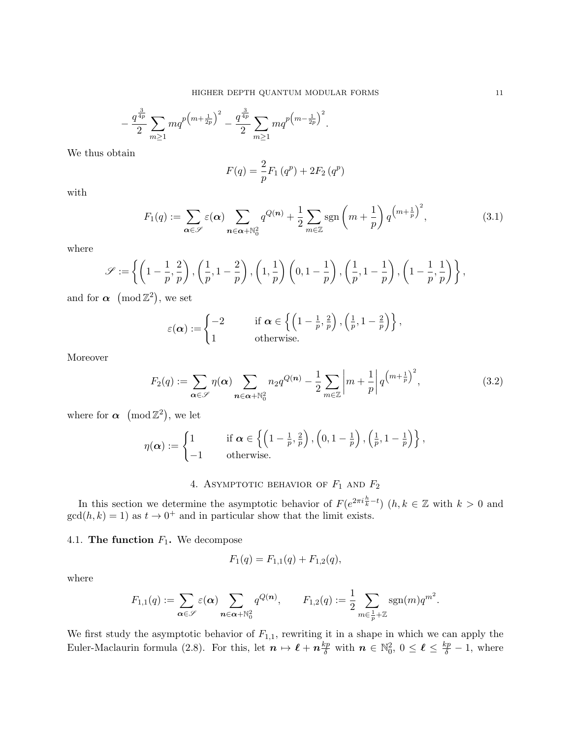$$-\frac{q^{\frac{3}{4p}}}{2}\sum_{m\geq 1} m q^{p\left(m+\frac{1}{2p}\right)^2} - \frac{q^{\frac{3}{4p}}}{2}\sum_{m\geq 1} m q^{p\left(m-\frac{1}{2p}\right)^2}.$$

We thus obtain

$$F(q) = \frac{2}{p}F_1\left(q^p\right) + 2F_2\left(q^p\right)$$

with

$$F_1(q) := \sum_{\boldsymbol{\alpha}\in\mathscr{S}} \varepsilon(\boldsymbol{\alpha}) \sum_{\boldsymbol{n}\in\boldsymbol{\alpha}+\mathbb{N}_0^2} q^{Q(\boldsymbol{n})} + \frac{1}{2}\sum_{m\in\mathbb{Z}} \operatorname{sgn}\left(m+\frac{1}{p}\right) q^{\left(m+\frac{1}{p}\right)^2}, \tag{3.1}$$

where

$$\mathscr{S} := \left\{ \left(1-\frac{1}{p},\frac{2}{p}\right), \left(\frac{1}{p},1-\frac{2}{p}\right), \left(1,\frac{1}{p}\right) \left(0,1-\frac{1}{p}\right), \left(\frac{1}{p},1-\frac{1}{p}\right), \left(1-\frac{1}{p},\frac{1}{p}\right) \right\},$$

and for $\boldsymbol{\alpha} \pmod{\mathbb{Z}^2}$, we set

$$\varepsilon(\boldsymbol{\alpha}) := \begin{cases} -2 & \text{if } \boldsymbol{\alpha} \in \left\{ \left(1-\frac{1}{p},\frac{2}{p}\right), \left(\frac{1}{p},1-\frac{2}{p}\right) \right\}, \\ 1 & \text{otherwise.} \end{cases}$$

Moreover

$$F_2(q) := \sum_{\boldsymbol{\alpha}\in\mathscr{S}} \eta(\boldsymbol{\alpha}) \sum_{\boldsymbol{n}\in\boldsymbol{\alpha}+\mathbb{N}_0^2} n_2 q^{Q(\boldsymbol{n})} - \frac{1}{2}\sum_{m\in\mathbb{Z}} \left|m+\frac{1}{p}\right| q^{\left(m+\frac{1}{p}\right)^2}, \tag{3.2}$$

where for $\boldsymbol{\alpha} \pmod{\mathbb{Z}^2}$, we let

$$\eta(\boldsymbol{\alpha}) := \begin{cases} 1 & \text{if } \boldsymbol{\alpha} \in \left\{ \left(1-\frac{1}{p},\frac{2}{p}\right), \left(0,1-\frac{1}{p}\right), \left(\frac{1}{p},1-\frac{1}{p}\right) \right\}, \\ -1 & \text{otherwise.} \end{cases}$$

## 4. Asymptotic behavior of $F_1$ and $F_2$

In this section we determine the asymptotic behavior of $F(e^{2\pi i\frac{h}{k}-t})$ ($h,k\in\mathbb{Z}$ with $k>0$ and $\gcd(h,k)=1$) as $t\to 0^+$ and in particular show that the limit exists.

### 4.1. The function $F_1$.

We decompose

$$F_1(q) = F_{1,1}(q) + F_{1,2}(q),$$

where

$$F_{1,1}(q) := \sum_{\boldsymbol{\alpha}\in\mathscr{S}} \varepsilon(\boldsymbol{\alpha}) \sum_{\boldsymbol{n}\in\boldsymbol{\alpha}+\mathbb{N}_0^2} q^{Q(\boldsymbol{n})}, \qquad F_{1,2}(q) := \frac{1}{2}\sum_{m\in\frac{1}{p}+\mathbb{Z}} \operatorname{sgn}(m) q^{m^2}.$$

We first study the asymptotic behavior of $F_{1,1}$, rewriting it in a shape in which we can apply the Euler-Maclaurin formula (2.8). For this, let $\boldsymbol{n}\mapsto\boldsymbol{\ell}+\boldsymbol{n}\frac{kp}{\delta}$ with $\boldsymbol{n}\in\mathbb{N}_0^2$, $0\leq\boldsymbol{\ell}\leq\frac{kp}{\delta}-1$, where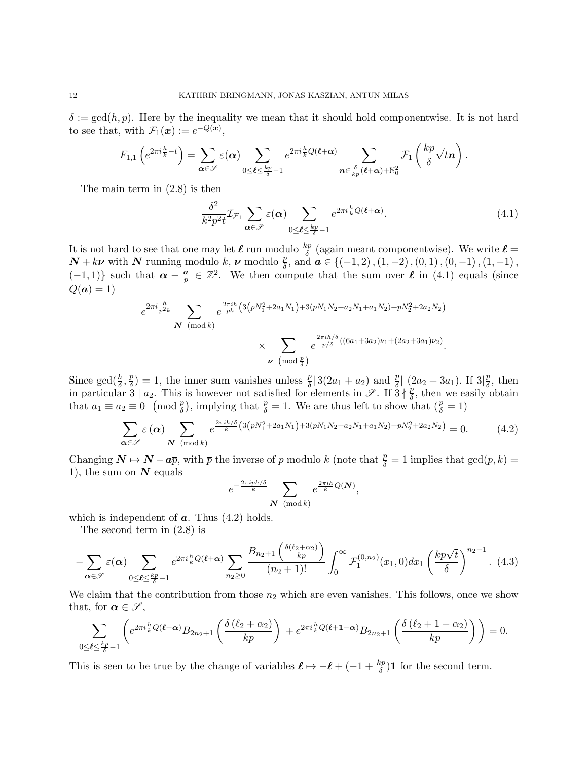$\delta := \gcd(h, p)$. Here by the inequality we mean that it should hold componentwise. It is not hard to see that, with $\mathcal{F}_1(\boldsymbol{x}) := e^{-Q(\boldsymbol{x})}$,

$$F_{1,1}\left(e^{2\pi i \frac{h}{k} - t}\right) = \sum_{\boldsymbol{\alpha} \in \mathscr{S}} \varepsilon(\boldsymbol{\alpha}) \sum_{0 \leq \boldsymbol{\ell} \leq \frac{kp}{\delta} - 1} e^{2\pi i \frac{h}{k} Q(\boldsymbol{\ell} + \boldsymbol{\alpha})} \sum_{\boldsymbol{n} \in \frac{\delta}{kp}(\boldsymbol{\ell} + \boldsymbol{\alpha}) + \mathbb{N}_0^2} \mathcal{F}_1\left(\frac{kp}{\delta}\sqrt{t}\boldsymbol{n}\right).$$

The main term in (2.8) is then

$$\frac{\delta^2}{k^2 p^2 t} \mathcal{I}_{\mathcal{F}_1} \sum_{\boldsymbol{\alpha} \in \mathscr{S}} \varepsilon(\boldsymbol{\alpha}) \sum_{0 \leq \boldsymbol{\ell} \leq \frac{kp}{\delta} - 1} e^{2\pi i \frac{h}{k} Q(\boldsymbol{\ell} + \boldsymbol{\alpha})}. \tag{4.1}$$

It is not hard to see that one may let $\boldsymbol{\ell}$ run modulo $\frac{kp}{\delta}$ (again meant componentwise). We write $\boldsymbol{\ell} = \boldsymbol{N} + k\boldsymbol{\nu}$ with $\boldsymbol{N}$ running modulo $k$, $\boldsymbol{\nu}$ modulo $\frac{p}{\delta}$, and $\boldsymbol{a} \in \{(-1, 2), (1, -2), (0, 1), (0, -1), (1, -1), (-1, 1)\}$ such that $\boldsymbol{\alpha} - \frac{\boldsymbol{a}}{p} \in \mathbb{Z}^2$. We then compute that the sum over $\boldsymbol{\ell}$ in (4.1) equals (since $Q(\boldsymbol{a}) = 1$)

$$e^{2\pi i \frac{h}{p^2 k}} \sum_{\boldsymbol{N} \pmod{k}} e^{\frac{2\pi i h}{pk}\left(3\left(pN_1^2 + 2a_1 N_1\right) + 3(pN_1 N_2 + a_2 N_1 + a_1 N_2) + pN_2^2 + 2a_2 N_2\right)}$$
$$\times \sum_{\boldsymbol{\nu} \pmod{\frac{p}{\delta}}} e^{\frac{2\pi i h/\delta}{p/\delta}((6a_1 + 3a_2)\nu_1 + (2a_2 + 3a_1)\nu_2)}.$$

Since $\gcd(\frac{h}{\delta}, \frac{p}{\delta}) = 1$, the inner sum vanishes unless $\frac{p}{\delta} | \, 3(2a_1 + a_2)$ and $\frac{p}{\delta} | \, (2a_2 + 3a_1)$. If $3 | \frac{p}{\delta}$, then in particular $3 \mid a_2$. This is however not satisfied for elements in $\mathscr{S}$. If $3 \nmid \frac{p}{\delta}$, then we easily obtain that $a_1 \equiv a_2 \equiv 0 \pmod{\frac{p}{\delta}}$, implying that $\frac{p}{\delta} = 1$. We are thus left to show that ($\frac{p}{\delta} = 1$)

$$\sum_{\boldsymbol{\alpha} \in \mathscr{S}} \varepsilon(\boldsymbol{\alpha}) \sum_{\boldsymbol{N} \pmod{k}} e^{\frac{2\pi i h/\delta}{k}\left(3\left(pN_1^2 + 2a_1 N_1\right) + 3(pN_1 N_2 + a_2 N_1 + a_1 N_2) + pN_2^2 + 2a_2 N_2\right)} = 0. \tag{4.2}$$

Changing $\boldsymbol{N} \mapsto \boldsymbol{N} - \boldsymbol{a}\overline{p}$, with $\overline{p}$ the inverse of $p$ modulo $k$ (note that $\frac{p}{\delta} = 1$ implies that $\gcd(p, k) = 1$), the sum on $\boldsymbol{N}$ equals

$$e^{-\frac{2\pi i \overline{p} h/\delta}{k}} \sum_{\boldsymbol{N} \pmod{k}} e^{\frac{2\pi i h}{k} Q(\boldsymbol{N})},$$

which is independent of $\boldsymbol{a}$. Thus (4.2) holds.

The second term in (2.8) is

$$-\sum_{\boldsymbol{\alpha} \in \mathscr{S}} \varepsilon(\boldsymbol{\alpha}) \sum_{0 \leq \boldsymbol{\ell} \leq \frac{kp}{\delta} - 1} e^{2\pi i \frac{h}{k} Q(\boldsymbol{\ell} + \boldsymbol{\alpha})} \sum_{n_2 \geq 0} \frac{B_{n_2+1}\left(\frac{\delta(\ell_2 + \alpha_2)}{kp}\right)}{(n_2 + 1)!} \int_0^\infty \mathcal{F}_1^{(0, n_2)}(x_1, 0) dx_1 \left(\frac{kp\sqrt{t}}{\delta}\right)^{n_2 - 1}. \tag{4.3}$$

We claim that the contribution from those $n_2$ which are even vanishes. This follows, once we show that, for $\boldsymbol{\alpha} \in \mathscr{S}$,

$$\sum_{0 \leq \boldsymbol{\ell} \leq \frac{kp}{\delta} - 1} \left(e^{2\pi i \frac{h}{k} Q(\boldsymbol{\ell} + \boldsymbol{\alpha})} B_{2n_2+1}\left(\frac{\delta(\ell_2 + \alpha_2)}{kp}\right) + e^{2\pi i \frac{h}{k} Q(\boldsymbol{\ell} + \boldsymbol{1} - \boldsymbol{\alpha})} B_{2n_2+1}\left(\frac{\delta(\ell_2 + 1 - \alpha_2)}{kp}\right)\right) = 0.$$

This is seen to be true by the change of variables $\boldsymbol{\ell} \mapsto -\boldsymbol{\ell} + (-1 + \frac{kp}{\delta})\boldsymbol{1}$ for the second term.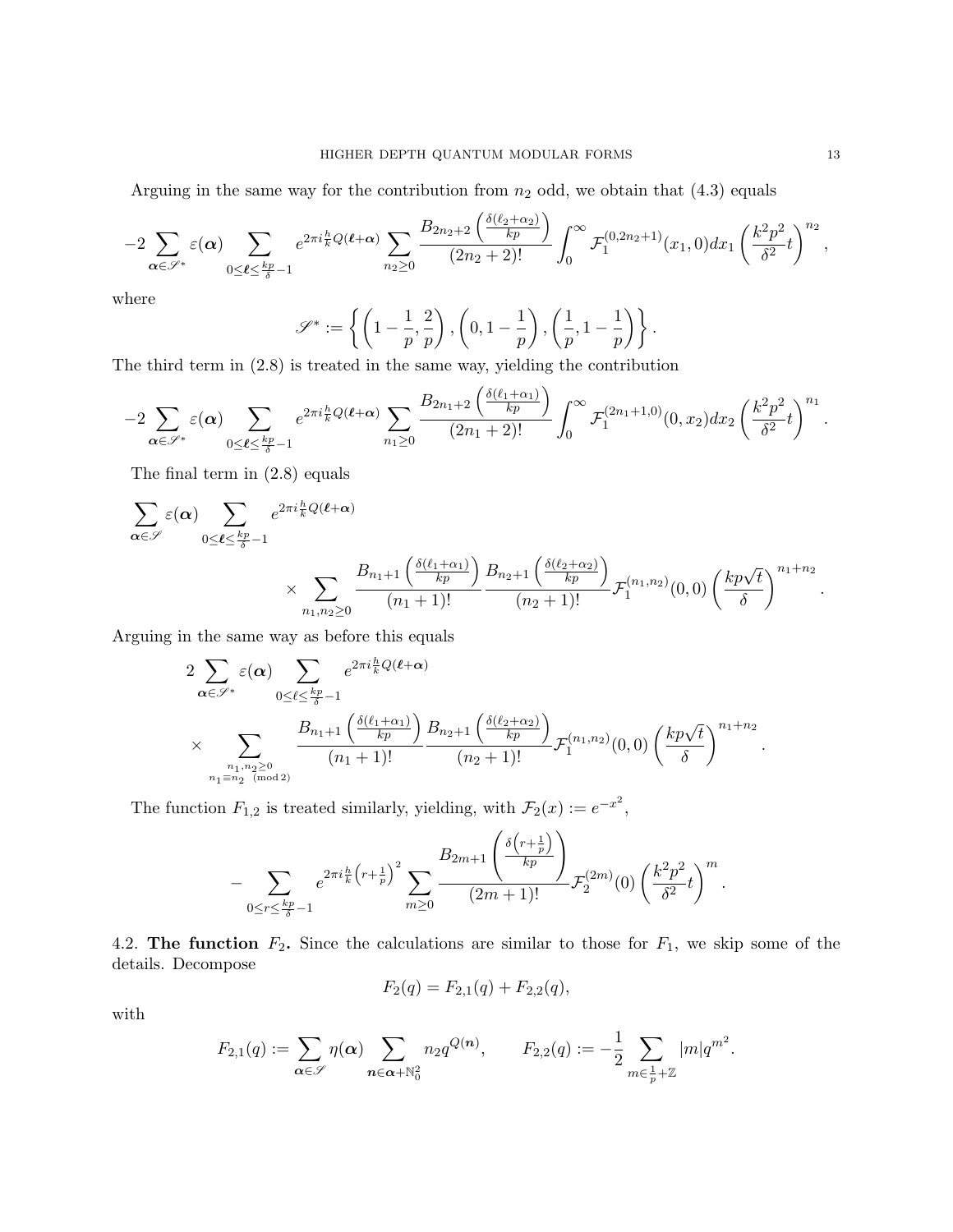Arguing in the same way for the contribution from $n_2$ odd, we obtain that (4.3) equals

$$-2\sum_{\boldsymbol{\alpha}\in\mathscr{S}^*}\varepsilon(\boldsymbol{\alpha})\sum_{0\leq\boldsymbol{\ell}\leq\frac{kp}{\delta}-1}e^{2\pi i\frac{h}{k}Q(\boldsymbol{\ell}+\boldsymbol{\alpha})}\sum_{n_2\geq 0}\frac{B_{2n_2+2}\left(\frac{\delta(\ell_2+\alpha_2)}{kp}\right)}{(2n_2+2)!}\int_0^\infty\mathcal{F}_1^{(0,2n_2+1)}(x_1,0)dx_1\left(\frac{k^2p^2}{\delta^2}t\right)^{n_2},$$

where

$$\mathscr{S}^*:=\left\{\left(1-\frac{1}{p},\frac{2}{p}\right),\left(0,1-\frac{1}{p}\right),\left(\frac{1}{p},1-\frac{1}{p}\right)\right\}.$$

The third term in (2.8) is treated in the same way, yielding the contribution

$$-2\sum_{\boldsymbol{\alpha}\in\mathscr{S}^*}\varepsilon(\boldsymbol{\alpha})\sum_{0\leq\boldsymbol{\ell}\leq\frac{kp}{\delta}-1}e^{2\pi i\frac{h}{k}Q(\boldsymbol{\ell}+\boldsymbol{\alpha})}\sum_{n_1\geq 0}\frac{B_{2n_1+2}\left(\frac{\delta(\ell_1+\alpha_1)}{kp}\right)}{(2n_1+2)!}\int_0^\infty\mathcal{F}_1^{(2n_1+1,0)}(0,x_2)dx_2\left(\frac{k^2p^2}{\delta^2}t\right)^{n_1}.$$

The final term in (2.8) equals

$$\sum_{\boldsymbol{\alpha}\in\mathscr{S}}\varepsilon(\boldsymbol{\alpha})\sum_{0\leq\boldsymbol{\ell}\leq\frac{kp}{\delta}-1}e^{2\pi i\frac{h}{k}Q(\boldsymbol{\ell}+\boldsymbol{\alpha})}\times\sum_{n_1,n_2\geq 0}\frac{B_{n_1+1}\left(\frac{\delta(\ell_1+\alpha_1)}{kp}\right)}{(n_1+1)!}\frac{B_{n_2+1}\left(\frac{\delta(\ell_2+\alpha_2)}{kp}\right)}{(n_2+1)!}\mathcal{F}_1^{(n_1,n_2)}(0,0)\left(\frac{kp\sqrt{t}}{\delta}\right)^{n_1+n_2}.$$

Arguing in the same way as before this equals

$$2\sum_{\boldsymbol{\alpha}\in\mathscr{S}^*}\varepsilon(\boldsymbol{\alpha})\sum_{0\leq\ell\leq\frac{kp}{\delta}-1}e^{2\pi i\frac{h}{k}Q(\boldsymbol{\ell}+\boldsymbol{\alpha})}\times\sum_{\substack{n_1,n_2\geq 0\\ n_1\equiv n_2\pmod 2}}\frac{B_{n_1+1}\left(\frac{\delta(\ell_1+\alpha_1)}{kp}\right)}{(n_1+1)!}\frac{B_{n_2+1}\left(\frac{\delta(\ell_2+\alpha_2)}{kp}\right)}{(n_2+1)!}\mathcal{F}_1^{(n_1,n_2)}(0,0)\left(\frac{kp\sqrt{t}}{\delta}\right)^{n_1+n_2}.$$

The function $F_{1,2}$ is treated similarly, yielding, with $\mathcal{F}_2(x):=e^{-x^2}$,

$$-\sum_{0\leq r\leq\frac{kp}{\delta}-1}e^{2\pi i\frac{h}{k}\left(r+\frac{1}{p}\right)^2}\sum_{m\geq 0}\frac{B_{2m+1}\left(\frac{\delta\left(r+\frac{1}{p}\right)}{kp}\right)}{(2m+1)!}\mathcal{F}_2^{(2m)}(0)\left(\frac{k^2p^2}{\delta^2}t\right)^m.$$

## 4.2. The function $F_2$.

Since the calculations are similar to those for $F_1$, we skip some of the details. Decompose

$$F_2(q)=F_{2,1}(q)+F_{2,2}(q),$$

with

$$F_{2,1}(q):=\sum_{\boldsymbol{\alpha}\in\mathscr{S}}\eta(\boldsymbol{\alpha})\sum_{\boldsymbol{n}\in\boldsymbol{\alpha}+\mathbb{N}_0^2}n_2q^{Q(\boldsymbol{n})},\qquad F_{2,2}(q):=-\frac{1}{2}\sum_{m\in\frac{1}{p}+\mathbb{Z}}|m|q^{m^2}.$$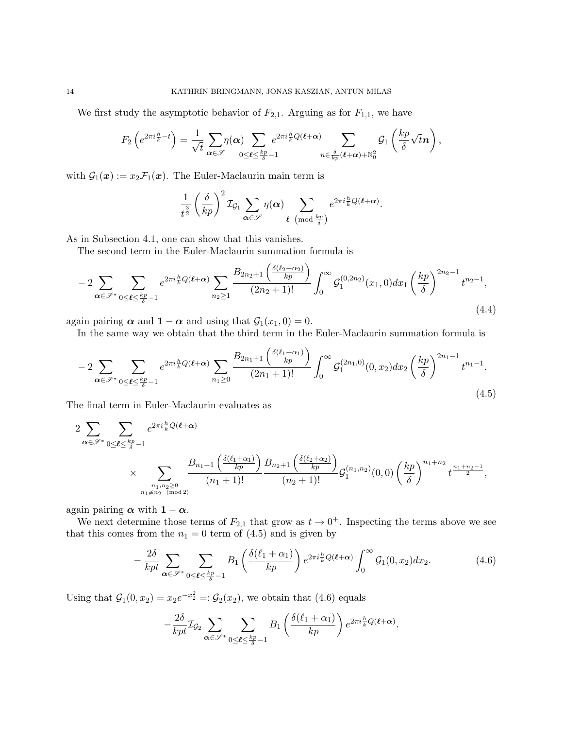We first study the asymptotic behavior of $F_{2,1}$. Arguing as for $F_{1,1}$, we have

$$F_2\left(e^{2\pi i\frac{h}{k}-t}\right) = \frac{1}{\sqrt{t}}\sum_{\boldsymbol{\alpha}\in\mathscr{S}}\eta(\boldsymbol{\alpha})\sum_{0\leq\boldsymbol{\ell}\leq\frac{kp}{\delta}-1}e^{2\pi i\frac{h}{k}Q(\boldsymbol{\ell}+\boldsymbol{\alpha})}\sum_{n\in\frac{\delta}{kp}(\boldsymbol{\ell}+\boldsymbol{\alpha})+\mathbb{N}_0^2}\mathcal{G}_1\left(\frac{kp}{\delta}\sqrt{t}\boldsymbol{n}\right),$$

with $\mathcal{G}_1(\boldsymbol{x}) := x_2\mathcal{F}_1(\boldsymbol{x})$. The Euler-Maclaurin main term is

$$\frac{1}{t^{\frac{3}{2}}}\left(\frac{\delta}{kp}\right)^2\mathcal{I}_{\mathcal{G}_1}\sum_{\boldsymbol{\alpha}\in\mathscr{S}}\eta(\boldsymbol{\alpha})\sum_{\boldsymbol{\ell}\ \left(\mathrm{mod}\ \frac{kp}{\delta}\right)}e^{2\pi i\frac{h}{k}Q(\boldsymbol{\ell}+\boldsymbol{\alpha})}.$$

As in Subsection 4.1, one can show that this vanishes.

The second term in the Euler-Maclaurin summation formula is

$$-2\sum_{\boldsymbol{\alpha}\in\mathscr{S}^*}\sum_{0\leq\boldsymbol{\ell}\leq\frac{kp}{\delta}-1}e^{2\pi i\frac{h}{k}Q(\boldsymbol{\ell}+\boldsymbol{\alpha})}\sum_{n_2\geq1}\frac{B_{2n_2+1}\left(\frac{\delta(\ell_2+\alpha_2)}{kp}\right)}{(2n_2+1)!}\int_0^\infty\mathcal{G}_1^{(0,2n_2)}(x_1,0)dx_1\left(\frac{kp}{\delta}\right)^{2n_2-1}t^{n_2-1}, \tag{4.4}$$

again pairing $\boldsymbol{\alpha}$ and $\mathbf{1}-\boldsymbol{\alpha}$ and using that $\mathcal{G}_1(x_1,0)=0$.

In the same way we obtain that the third term in the Euler-Maclaurin summation formula is

$$-2\sum_{\boldsymbol{\alpha}\in\mathscr{S}^*}\sum_{0\leq\boldsymbol{\ell}\leq\frac{kp}{\delta}-1}e^{2\pi i\frac{h}{k}Q(\boldsymbol{\ell}+\boldsymbol{\alpha})}\sum_{n_1\geq0}\frac{B_{2n_1+1}\left(\frac{\delta(\ell_1+\alpha_1)}{kp}\right)}{(2n_1+1)!}\int_0^\infty\mathcal{G}_1^{(2n_1,0)}(0,x_2)dx_2\left(\frac{kp}{\delta}\right)^{2n_1-1}t^{n_1-1}. \tag{4.5}$$

The final term in Euler-Maclaurin evaluates as

$$2\sum_{\boldsymbol{\alpha}\in\mathscr{S}^*}\sum_{0\leq\boldsymbol{\ell}\leq\frac{kp}{\delta}-1}e^{2\pi i\frac{h}{k}Q(\boldsymbol{\ell}+\boldsymbol{\alpha})}$$
$$\times\sum_{\substack{n_1,n_2\geq0\\ n_1\not\equiv n_2\pmod 2}}\frac{B_{n_1+1}\left(\frac{\delta(\ell_1+\alpha_1)}{kp}\right)}{(n_1+1)!}\frac{B_{n_2+1}\left(\frac{\delta(\ell_2+\alpha_2)}{kp}\right)}{(n_2+1)!}\mathcal{G}_1^{(n_1,n_2)}(0,0)\left(\frac{kp}{\delta}\right)^{n_1+n_2}t^{\frac{n_1+n_2-1}{2}},$$

again pairing $\boldsymbol{\alpha}$ with $\mathbf{1}-\boldsymbol{\alpha}$.

We next determine those terms of $F_{2,1}$ that grow as $t\to0^+$. Inspecting the terms above we see that this comes from the $n_1=0$ term of (4.5) and is given by

$$-\frac{2\delta}{kpt}\sum_{\boldsymbol{\alpha}\in\mathscr{S}^*}\sum_{0\leq\boldsymbol{\ell}\leq\frac{kp}{\delta}-1}B_1\left(\frac{\delta(\ell_1+\alpha_1)}{kp}\right)e^{2\pi i\frac{h}{k}Q(\boldsymbol{\ell}+\boldsymbol{\alpha})}\int_0^\infty\mathcal{G}_1(0,x_2)dx_2. \tag{4.6}$$

Using that $\mathcal{G}_1(0,x_2)=x_2e^{-x_2^2}=:\mathcal{G}_2(x_2)$, we obtain that (4.6) equals

$$-\frac{2\delta}{kpt}\mathcal{I}_{\mathcal{G}_2}\sum_{\boldsymbol{\alpha}\in\mathscr{S}^*}\sum_{0\leq\boldsymbol{\ell}\leq\frac{kp}{\delta}-1}B_1\left(\frac{\delta(\ell_1+\alpha_1)}{kp}\right)e^{2\pi i\frac{h}{k}Q(\boldsymbol{\ell}+\boldsymbol{\alpha})}.$$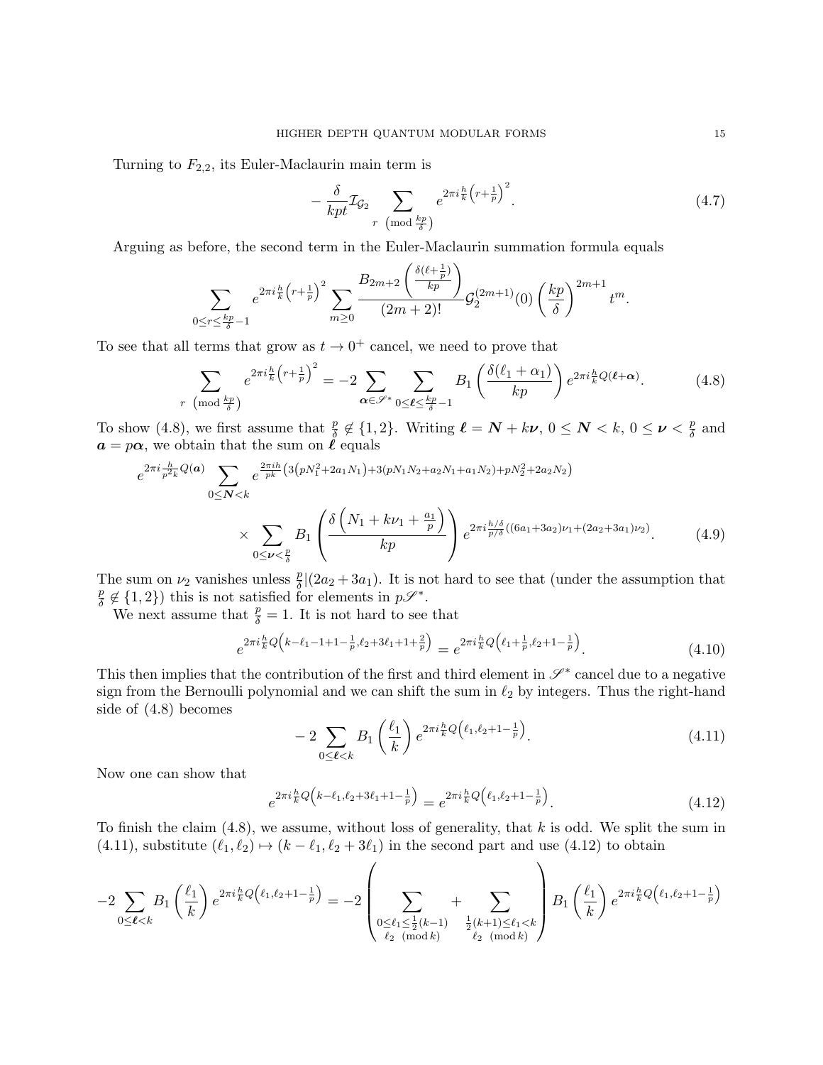Turning to $F_{2,2}$, its Euler-Maclaurin main term is

$$-\frac{\delta}{kpt}\mathcal{I}_{\mathcal{G}_2}\sum_{r\pmod{\frac{kp}{\delta}}} e^{2\pi i\frac{h}{k}\left(r+\frac{1}{p}\right)^2}. \tag{4.7}$$

Arguing as before, the second term in the Euler-Maclaurin summation formula equals

$$\sum_{0\leq r\leq\frac{kp}{\delta}-1} e^{2\pi i\frac{h}{k}\left(r+\frac{1}{p}\right)^2}\sum_{m\geq 0}\frac{B_{2m+2}\left(\frac{\delta\left(\ell+\frac{1}{p}\right)}{kp}\right)}{(2m+2)!}\mathcal{G}_2^{(2m+1)}(0)\left(\frac{kp}{\delta}\right)^{2m+1}t^m.$$

To see that all terms that grow as $t\to 0^+$ cancel, we need to prove that

$$\sum_{r\pmod{\frac{kp}{\delta}}} e^{2\pi i\frac{h}{k}\left(r+\frac{1}{p}\right)^2} = -2\sum_{\boldsymbol{\alpha}\in\mathscr{S}^*}\sum_{0\leq\boldsymbol{\ell}\leq\frac{kp}{\delta}-1}B_1\left(\frac{\delta(\ell_1+\alpha_1)}{kp}\right)e^{2\pi i\frac{h}{k}Q(\boldsymbol{\ell}+\boldsymbol{\alpha})}. \tag{4.8}$$

To show (4.8), we first assume that $\frac{p}{\delta}\not\in\{1,2\}$. Writing $\boldsymbol{\ell}=\boldsymbol{N}+k\boldsymbol{\nu}$, $0\leq\boldsymbol{N}<k$, $0\leq\boldsymbol{\nu}<\frac{p}{\delta}$ and $\boldsymbol{a}=p\boldsymbol{\alpha}$, we obtain that the sum on $\boldsymbol{\ell}$ equals

$$e^{2\pi i\frac{h}{p^2k}Q(\boldsymbol{a})}\sum_{0\leq\boldsymbol{N}<k}e^{\frac{2\pi ih}{pk}\left(3\left(pN_1^2+2a_1N_1\right)+3(pN_1N_2+a_2N_1+a_1N_2)+pN_2^2+2a_2N_2\right)}$$

$$\times\sum_{0\leq\boldsymbol{\nu}<\frac{p}{\delta}}B_1\left(\frac{\delta\left(N_1+k\nu_1+\frac{a_1}{p}\right)}{kp}\right)e^{2\pi i\frac{h/\delta}{p/\delta}((6a_1+3a_2)\nu_1+(2a_2+3a_1)\nu_2)}. \tag{4.9}$$

The sum on $\nu_2$ vanishes unless $\frac{p}{\delta}|(2a_2+3a_1)$. It is not hard to see that (under the assumption that $\frac{p}{\delta}\not\in\{1,2\}$) this is not satisfied for elements in $p\mathscr{S}^*$.

We next assume that $\frac{p}{\delta}=1$. It is not hard to see that

$$e^{2\pi i\frac{h}{k}Q\left(k-\ell_1-1+1-\frac{1}{p},\ell_2+3\ell_1+1+\frac{2}{p}\right)}=e^{2\pi i\frac{h}{k}Q\left(\ell_1+\frac{1}{p},\ell_2+1-\frac{1}{p}\right)}. \tag{4.10}$$

This then implies that the contribution of the first and third element in $\mathscr{S}^*$ cancel due to a negative sign from the Bernoulli polynomial and we can shift the sum in $\ell_2$ by integers. Thus the right-hand side of (4.8) becomes

$$-2\sum_{0\leq\boldsymbol{\ell}<k}B_1\left(\frac{\ell_1}{k}\right)e^{2\pi i\frac{h}{k}Q\left(\ell_1,\ell_2+1-\frac{1}{p}\right)}. \tag{4.11}$$

Now one can show that

$$e^{2\pi i\frac{h}{k}Q\left(k-\ell_1,\ell_2+3\ell_1+1-\frac{1}{p}\right)}=e^{2\pi i\frac{h}{k}Q\left(\ell_1,\ell_2+1-\frac{1}{p}\right)}. \tag{4.12}$$

To finish the claim (4.8), we assume, without loss of generality, that $k$ is odd. We split the sum in (4.11), substitute $(\ell_1,\ell_2)\mapsto(k-\ell_1,\ell_2+3\ell_1)$ in the second part and use (4.12) to obtain

$$-2\sum_{0\leq\boldsymbol{\ell}<k}B_1\left(\frac{\ell_1}{k}\right)e^{2\pi i\frac{h}{k}Q\left(\ell_1,\ell_2+1-\frac{1}{p}\right)}=-2\left(\sum_{\substack{0\leq\ell_1\leq\frac{1}{2}(k-1)\\ \ell_2\pmod{k}}}+\sum_{\substack{\frac{1}{2}(k+1)\leq\ell_1<k\\ \ell_2\pmod{k}}}\right)B_1\left(\frac{\ell_1}{k}\right)e^{2\pi i\frac{h}{k}Q\left(\ell_1,\ell_2+1-\frac{1}{p}\right)}$$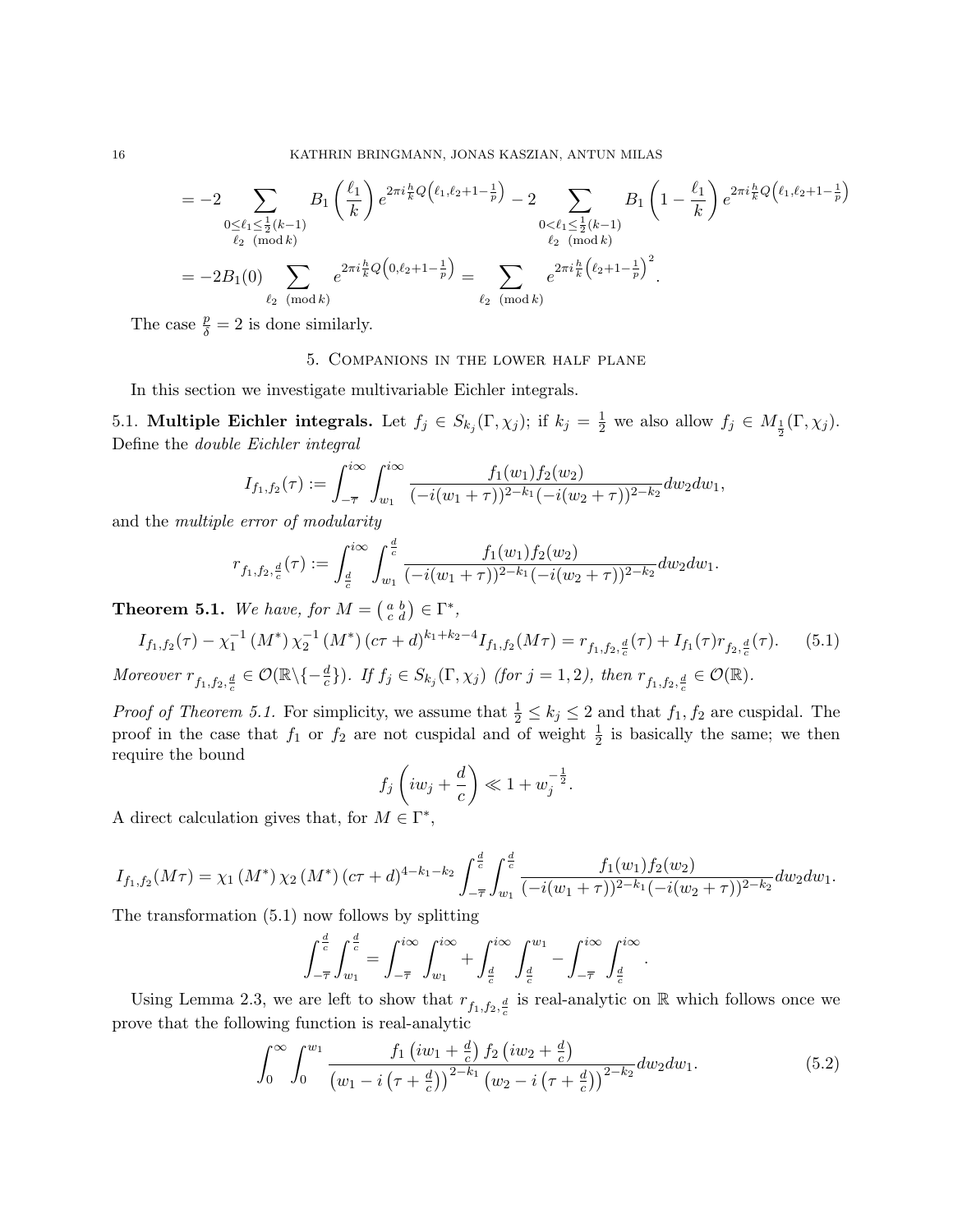$$= -2 \sum_{\substack{0\le \ell_1 \le \frac{1}{2}(k-1) \\ \ell_2 \pmod{k}}} B_1\left(\frac{\ell_1}{k}\right) e^{2\pi i \frac{h}{k} Q\left(\ell_1, \ell_2+1-\frac{1}{p}\right)} - 2 \sum_{\substack{0< \ell_1 \le \frac{1}{2}(k-1) \\ \ell_2 \pmod{k}}} B_1\left(1-\frac{\ell_1}{k}\right) e^{2\pi i \frac{h}{k} Q\left(\ell_1, \ell_2+1-\frac{1}{p}\right)}$$

$$= -2B_1(0) \sum_{\ell_2 \pmod{k}} e^{2\pi i \frac{h}{k} Q\left(0, \ell_2+1-\frac{1}{p}\right)} = \sum_{\ell_2 \pmod{k}} e^{2\pi i \frac{h}{k}\left(\ell_2+1-\frac{1}{p}\right)^2}.$$

The case $\frac{p}{\delta} = 2$ is done similarly.

## 5. Companions in the lower half plane

In this section we investigate multivariable Eichler integrals.

**5.1. Multiple Eichler integrals.** Let $f_j \in S_{k_j}(\Gamma, \chi_j)$; if $k_j = \frac{1}{2}$ we also allow $f_j \in M_{\frac{1}{2}}(\Gamma, \chi_j)$. Define the *double Eichler integral*

$$I_{f_1,f_2}(\tau) := \int_{-\overline{\tau}}^{i\infty} \int_{w_1}^{i\infty} \frac{f_1(w_1) f_2(w_2)}{(-i(w_1+\tau))^{2-k_1}(-i(w_2+\tau))^{2-k_2}} dw_2 dw_1,$$

and the *multiple error of modularity*

$$r_{f_1,f_2,\frac{d}{c}}(\tau) := \int_{\frac{d}{c}}^{i\infty} \int_{w_1}^{\frac{d}{c}} \frac{f_1(w_1) f_2(w_2)}{(-i(w_1+\tau))^{2-k_1}(-i(w_2+\tau))^{2-k_2}} dw_2 dw_1.$$

**Theorem 5.1.** *We have, for* $M = \left(\begin{smallmatrix} a & b \\ c & d \end{smallmatrix}\right) \in \Gamma^*$,

$$I_{f_1,f_2}(\tau) - \chi_1^{-1}(M^*)\,\chi_2^{-1}(M^*)\,(c\tau+d)^{k_1+k_2-4} I_{f_1,f_2}(M\tau) = r_{f_1,f_2,\frac{d}{c}}(\tau) + I_{f_1}(\tau) r_{f_2,\frac{d}{c}}(\tau). \tag{5.1}$$

*Moreover* $r_{f_1,f_2,\frac{d}{c}} \in \mathcal{O}(\mathbb{R}\backslash\{-\frac{d}{c}\})$. *If* $f_j \in S_{k_j}(\Gamma, \chi_j)$ *(for* $j=1,2$*), then* $r_{f_1,f_2,\frac{d}{c}} \in \mathcal{O}(\mathbb{R})$.

*Proof of Theorem 5.1.* For simplicity, we assume that $\frac{1}{2} \le k_j \le 2$ and that $f_1, f_2$ are cuspidal. The proof in the case that $f_1$ or $f_2$ are not cuspidal and of weight $\frac{1}{2}$ is basically the same; we then require the bound

$$f_j\left(iw_j + \frac{d}{c}\right) \ll 1 + w_j^{-\frac{1}{2}}.$$

A direct calculation gives that, for $M \in \Gamma^*$,

$$I_{f_1,f_2}(M\tau) = \chi_1(M^*)\,\chi_2(M^*)\,(c\tau+d)^{4-k_1-k_2} \int_{-\overline{\tau}}^{\frac{d}{c}} \int_{w_1}^{\frac{d}{c}} \frac{f_1(w_1) f_2(w_2)}{(-i(w_1+\tau))^{2-k_1}(-i(w_2+\tau))^{2-k_2}} dw_2 dw_1.$$

The transformation (5.1) now follows by splitting

$$\int_{-\overline{\tau}}^{\frac{d}{c}} \int_{w_1}^{\frac{d}{c}} = \int_{-\overline{\tau}}^{i\infty} \int_{w_1}^{i\infty} + \int_{\frac{d}{c}}^{i\infty} \int_{\frac{d}{c}}^{w_1} - \int_{-\overline{\tau}}^{i\infty} \int_{\frac{d}{c}}^{i\infty}.$$

Using Lemma 2.3, we are left to show that $r_{f_1,f_2,\frac{d}{c}}$ is real-analytic on $\mathbb{R}$ which follows once we prove that the following function is real-analytic

$$\int_0^\infty \int_0^{w_1} \frac{f_1\left(iw_1+\frac{d}{c}\right) f_2\left(iw_2+\frac{d}{c}\right)}{\left(w_1 - i\left(\tau+\frac{d}{c}\right)\right)^{2-k_1}\left(w_2 - i\left(\tau+\frac{d}{c}\right)\right)^{2-k_2}} dw_2 dw_1. \tag{5.2}$$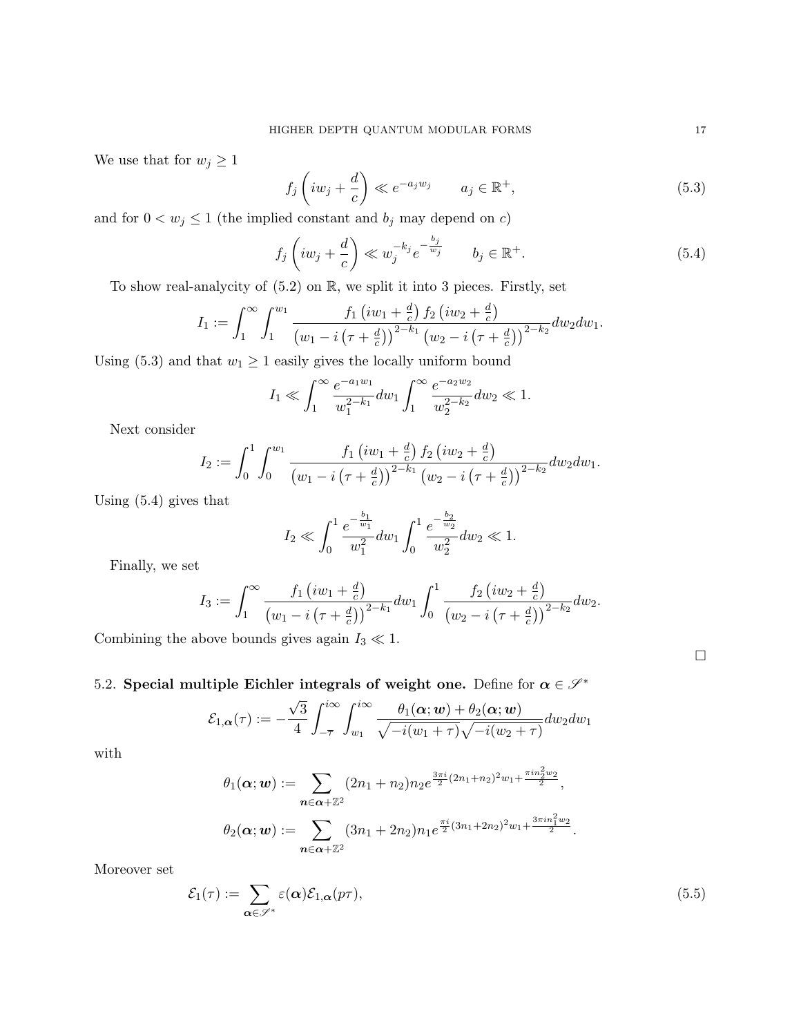We use that for $w_j \geq 1$

$$f_j\left(iw_j + \frac{d}{c}\right) \ll e^{-a_j w_j} \qquad a_j \in \mathbb{R}^+, \tag{5.3}$$

and for $0 < w_j \leq 1$ (the implied constant and $b_j$ may depend on $c$)

$$f_j\left(iw_j + \frac{d}{c}\right) \ll w_j^{-k_j} e^{-\frac{b_j}{w_j}} \qquad b_j \in \mathbb{R}^+. \tag{5.4}$$

To show real-analycity of (5.2) on $\mathbb{R}$, we split it into 3 pieces. Firstly, set

$$I_1 := \int_1^\infty \int_1^{w_1} \frac{f_1\left(iw_1 + \frac{d}{c}\right) f_2\left(iw_2 + \frac{d}{c}\right)}{\left(w_1 - i\left(\tau + \frac{d}{c}\right)\right)^{2-k_1} \left(w_2 - i\left(\tau + \frac{d}{c}\right)\right)^{2-k_2}} dw_2 dw_1.$$

Using (5.3) and that $w_1 \geq 1$ easily gives the locally uniform bound

$$I_1 \ll \int_1^\infty \frac{e^{-a_1 w_1}}{w_1^{2-k_1}} dw_1 \int_1^\infty \frac{e^{-a_2 w_2}}{w_2^{2-k_2}} dw_2 \ll 1.$$

Next consider

$$I_2 := \int_0^1 \int_0^{w_1} \frac{f_1\left(iw_1 + \frac{d}{c}\right) f_2\left(iw_2 + \frac{d}{c}\right)}{\left(w_1 - i\left(\tau + \frac{d}{c}\right)\right)^{2-k_1} \left(w_2 - i\left(\tau + \frac{d}{c}\right)\right)^{2-k_2}} dw_2 dw_1.$$

Using (5.4) gives that

$$I_2 \ll \int_0^1 \frac{e^{-\frac{b_1}{w_1}}}{w_1^2} dw_1 \int_0^1 \frac{e^{-\frac{b_2}{w_2}}}{w_2^2} dw_2 \ll 1.$$

Finally, we set

$$I_3 := \int_1^\infty \frac{f_1\left(iw_1 + \frac{d}{c}\right)}{\left(w_1 - i\left(\tau + \frac{d}{c}\right)\right)^{2-k_1}} dw_1 \int_0^1 \frac{f_2\left(iw_2 + \frac{d}{c}\right)}{\left(w_2 - i\left(\tau + \frac{d}{c}\right)\right)^{2-k_2}} dw_2.$$

Combining the above bounds gives again $I_3 \ll 1$.

□

### 5.2. Special multiple Eichler integrals of weight one.

Define for $\boldsymbol{\alpha} \in \mathscr{S}^*$

$$\mathcal{E}_{1,\boldsymbol{\alpha}}(\tau) := -\frac{\sqrt{3}}{4} \int_{-\overline{\tau}}^{i\infty} \int_{w_1}^{i\infty} \frac{\theta_1(\boldsymbol{\alpha}; \boldsymbol{w}) + \theta_2(\boldsymbol{\alpha}; \boldsymbol{w})}{\sqrt{-i(w_1 + \tau)}\sqrt{-i(w_2 + \tau)}} dw_2 dw_1$$

with

$$\theta_1(\boldsymbol{\alpha}; \boldsymbol{w}) := \sum_{\boldsymbol{n} \in \boldsymbol{\alpha} + \mathbb{Z}^2} (2n_1 + n_2) n_2 e^{\frac{3\pi i}{2}(2n_1 + n_2)^2 w_1 + \frac{\pi i n_2^2 w_2}{2}},$$

$$\theta_2(\boldsymbol{\alpha}; \boldsymbol{w}) := \sum_{\boldsymbol{n} \in \boldsymbol{\alpha} + \mathbb{Z}^2} (3n_1 + 2n_2) n_1 e^{\frac{\pi i}{2}(3n_1 + 2n_2)^2 w_1 + \frac{3\pi i n_1^2 w_2}{2}}.$$

Moreover set

$$\mathcal{E}_1(\tau) := \sum_{\boldsymbol{\alpha} \in \mathscr{S}^*} \varepsilon(\boldsymbol{\alpha}) \mathcal{E}_{1,\boldsymbol{\alpha}}(p\tau), \tag{5.5}$$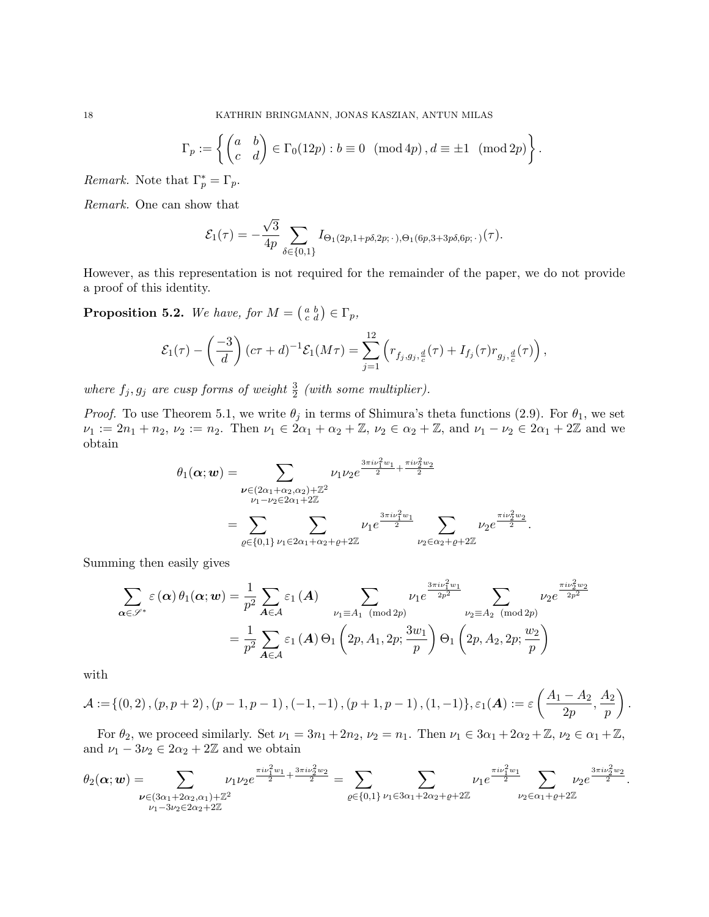$$\Gamma_p := \left\{ \begin{pmatrix} a & b \\ c & d \end{pmatrix} \in \Gamma_0(12p) : b \equiv 0 \pmod{4p}, d \equiv \pm 1 \pmod{2p} \right\}.$$

*Remark.* Note that $\Gamma_p^* = \Gamma_p$.

*Remark.* One can show that

$$\mathcal{E}_1(\tau) = -\frac{\sqrt{3}}{4p} \sum_{\delta \in \{0,1\}} I_{\Theta_1(2p,1+p\delta,2p;\,\cdot\,),\Theta_1(6p,3+3p\delta,6p;\,\cdot\,)}(\tau).$$

However, as this representation is not required for the remainder of the paper, we do not provide a proof of this identity.

**Proposition 5.2.** *We have, for $M = \left(\begin{smallmatrix} a & b \\ c & d \end{smallmatrix}\right) \in \Gamma_p$,*

$$\mathcal{E}_1(\tau) - \left(\frac{-3}{d}\right)(c\tau+d)^{-1}\mathcal{E}_1(M\tau) = \sum_{j=1}^{12} \left( r_{f_j, g_j, \frac{d}{c}}(\tau) + I_{f_j}(\tau) r_{g_j, \frac{d}{c}}(\tau) \right),$$

*where $f_j, g_j$ are cusp forms of weight $\frac{3}{2}$ (with some multiplier).*

*Proof.* To use Theorem 5.1, we write $\theta_j$ in terms of Shimura's theta functions (2.9). For $\theta_1$, we set $\nu_1 := 2n_1 + n_2$, $\nu_2 := n_2$. Then $\nu_1 \in 2\alpha_1 + \alpha_2 + \mathbb{Z}$, $\nu_2 \in \alpha_2 + \mathbb{Z}$, and $\nu_1 - \nu_2 \in 2\alpha_1 + 2\mathbb{Z}$ and we obtain

$$\begin{aligned}
\theta_1(\boldsymbol{\alpha}; \boldsymbol{w}) &= \sum_{\substack{\boldsymbol{\nu} \in (2\alpha_1+\alpha_2, \alpha_2)+\mathbb{Z}^2 \\ \nu_1 - \nu_2 \in 2\alpha_1 + 2\mathbb{Z}}} \nu_1 \nu_2 e^{\frac{3\pi i \nu_1^2 w_1}{2} + \frac{\pi i \nu_2^2 w_2}{2}} \\
&= \sum_{\varrho \in \{0,1\}} \sum_{\nu_1 \in 2\alpha_1+\alpha_2+\varrho+2\mathbb{Z}} \nu_1 e^{\frac{3\pi i \nu_1^2 w_1}{2}} \sum_{\nu_2 \in \alpha_2+\varrho+2\mathbb{Z}} \nu_2 e^{\frac{\pi i \nu_2^2 w_2}{2}}.
\end{aligned}$$

Summing then easily gives

$$\begin{aligned}
\sum_{\boldsymbol{\alpha} \in \mathscr{S}^*} \varepsilon(\boldsymbol{\alpha}) \theta_1(\boldsymbol{\alpha}; \boldsymbol{w}) &= \frac{1}{p^2} \sum_{\boldsymbol{A} \in \mathcal{A}} \varepsilon_1(\boldsymbol{A}) \sum_{\nu_1 \equiv A_1 \pmod{2p}} \nu_1 e^{\frac{3\pi i \nu_1^2 w_1}{2p^2}} \sum_{\nu_2 \equiv A_2 \pmod{2p}} \nu_2 e^{\frac{\pi i \nu_2^2 w_2}{2p^2}} \\
&= \frac{1}{p^2} \sum_{\boldsymbol{A} \in \mathcal{A}} \varepsilon_1(\boldsymbol{A}) \Theta_1\left(2p, A_1, 2p; \frac{3w_1}{p}\right) \Theta_1\left(2p, A_2, 2p; \frac{w_2}{p}\right)
\end{aligned}$$

with

$$\mathcal{A} := \{(0,2), (p, p+2), (p-1, p-1), (-1,-1), (p+1, p-1), (1,-1)\}, \varepsilon_1(\boldsymbol{A}) := \varepsilon\left(\frac{A_1 - A_2}{2p}, \frac{A_2}{p}\right).$$

For $\theta_2$, we proceed similarly. Set $\nu_1 = 3n_1 + 2n_2$, $\nu_2 = n_1$. Then $\nu_1 \in 3\alpha_1 + 2\alpha_2 + \mathbb{Z}$, $\nu_2 \in \alpha_1 + \mathbb{Z}$, and $\nu_1 - 3\nu_2 \in 2\alpha_2 + 2\mathbb{Z}$ and we obtain

$$\theta_2(\boldsymbol{\alpha}; \boldsymbol{w}) = \sum_{\substack{\boldsymbol{\nu} \in (3\alpha_1+2\alpha_2, \alpha_1)+\mathbb{Z}^2 \\ \nu_1 - 3\nu_2 \in 2\alpha_2 + 2\mathbb{Z}}} \nu_1 \nu_2 e^{\frac{\pi i \nu_1^2 w_1}{2} + \frac{3\pi i \nu_2^2 w_2}{2}} = \sum_{\varrho \in \{0,1\}} \sum_{\nu_1 \in 3\alpha_1+2\alpha_2+\varrho+2\mathbb{Z}} \nu_1 e^{\frac{\pi i \nu_1^2 w_1}{2}} \sum_{\nu_2 \in \alpha_1+\varrho+2\mathbb{Z}} \nu_2 e^{\frac{3\pi i \nu_2^2 w_2}{2}}.$$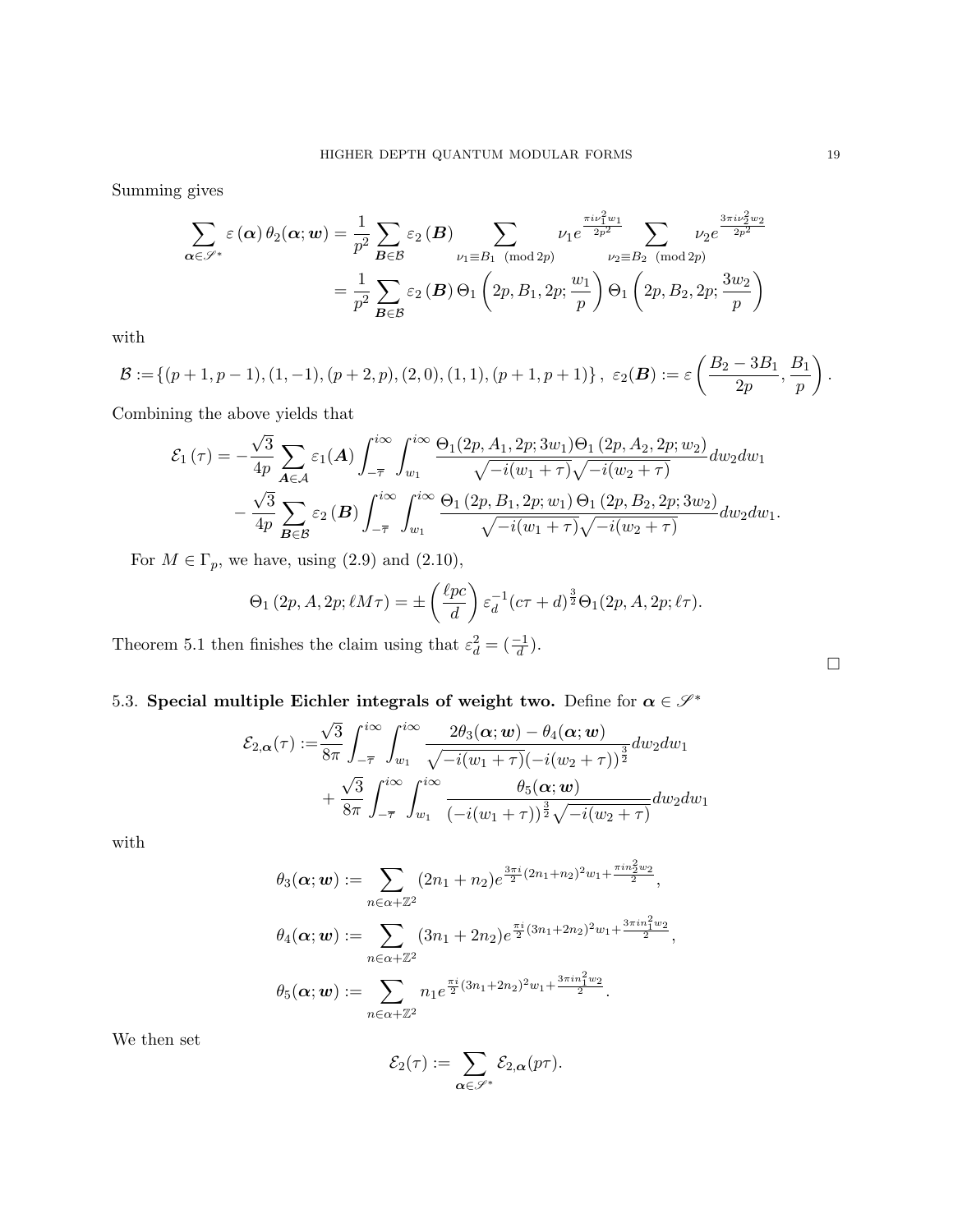Summing gives

$$\sum_{\boldsymbol{\alpha}\in\mathscr{S}^*} \varepsilon(\boldsymbol{\alpha})\,\theta_2(\boldsymbol{\alpha};\boldsymbol{w}) = \frac{1}{p^2}\sum_{\boldsymbol{B}\in\mathcal{B}} \varepsilon_2(\boldsymbol{B}) \sum_{\nu_1\equiv B_1 \pmod{2p}} \nu_1 e^{\frac{\pi i \nu_1^2 w_1}{2p^2}} \sum_{\nu_2\equiv B_2 \pmod{2p}} \nu_2 e^{\frac{3\pi i \nu_2^2 w_2}{2p^2}}$$

$$= \frac{1}{p^2}\sum_{\boldsymbol{B}\in\mathcal{B}} \varepsilon_2(\boldsymbol{B})\,\Theta_1\left(2p, B_1, 2p; \frac{w_1}{p}\right)\Theta_1\left(2p, B_2, 2p; \frac{3w_2}{p}\right)$$

with

$$\mathcal{B} := \{(p+1,p-1),(1,-1),(p+2,p),(2,0),(1,1),(p+1,p+1)\},\ \varepsilon_2(\boldsymbol{B}) := \varepsilon\left(\frac{B_2-3B_1}{2p},\frac{B_1}{p}\right).$$

Combining the above yields that

$$\mathcal{E}_1(\tau) = -\frac{\sqrt{3}}{4p}\sum_{\boldsymbol{A}\in\mathcal{A}} \varepsilon_1(\boldsymbol{A})\int_{-\overline{\tau}}^{i\infty}\int_{w_1}^{i\infty} \frac{\Theta_1(2p,A_1,2p;3w_1)\Theta_1(2p,A_2,2p;w_2)}{\sqrt{-i(w_1+\tau)}\sqrt{-i(w_2+\tau)}}dw_2dw_1$$

$$-\frac{\sqrt{3}}{4p}\sum_{\boldsymbol{B}\in\mathcal{B}} \varepsilon_2(\boldsymbol{B})\int_{-\overline{\tau}}^{i\infty}\int_{w_1}^{i\infty} \frac{\Theta_1(2p,B_1,2p;w_1)\Theta_1(2p,B_2,2p;3w_2)}{\sqrt{-i(w_1+\tau)}\sqrt{-i(w_2+\tau)}}dw_2dw_1.$$

For $M\in\Gamma_p$, we have, using (2.9) and (2.10),

$$\Theta_1(2p,A,2p;\ell M\tau) = \pm\left(\frac{\ell pc}{d}\right)\varepsilon_d^{-1}(c\tau+d)^{\frac{3}{2}}\Theta_1(2p,A,2p;\ell\tau).$$

Theorem 5.1 then finishes the claim using that $\varepsilon_d^2 = (\frac{-1}{d})$. $\square$

### 5.3. Special multiple Eichler integrals of weight two.

Define for $\boldsymbol{\alpha}\in\mathscr{S}^*$

$$\mathcal{E}_{2,\boldsymbol{\alpha}}(\tau) := \frac{\sqrt{3}}{8\pi}\int_{-\overline{\tau}}^{i\infty}\int_{w_1}^{i\infty} \frac{2\theta_3(\boldsymbol{\alpha};\boldsymbol{w})-\theta_4(\boldsymbol{\alpha};\boldsymbol{w})}{\sqrt{-i(w_1+\tau)}(-i(w_2+\tau))^{\frac{3}{2}}}dw_2dw_1$$

$$+\frac{\sqrt{3}}{8\pi}\int_{-\overline{\tau}}^{i\infty}\int_{w_1}^{i\infty} \frac{\theta_5(\boldsymbol{\alpha};\boldsymbol{w})}{(-i(w_1+\tau))^{\frac{3}{2}}\sqrt{-i(w_2+\tau)}}dw_2dw_1$$

with

$$\theta_3(\boldsymbol{\alpha};\boldsymbol{w}) := \sum_{n\in\alpha+\mathbb{Z}^2}(2n_1+n_2)e^{\frac{3\pi i}{2}(2n_1+n_2)^2w_1+\frac{\pi i n_2^2 w_2}{2}},$$

$$\theta_4(\boldsymbol{\alpha};\boldsymbol{w}) := \sum_{n\in\alpha+\mathbb{Z}^2}(3n_1+2n_2)e^{\frac{\pi i}{2}(3n_1+2n_2)^2w_1+\frac{3\pi i n_1^2 w_2}{2}},$$

$$\theta_5(\boldsymbol{\alpha};\boldsymbol{w}) := \sum_{n\in\alpha+\mathbb{Z}^2}n_1e^{\frac{\pi i}{2}(3n_1+2n_2)^2w_1+\frac{3\pi i n_1^2 w_2}{2}}.$$

We then set

$$\mathcal{E}_2(\tau) := \sum_{\boldsymbol{\alpha}\in\mathscr{S}^*}\mathcal{E}_{2,\boldsymbol{\alpha}}(p\tau).$$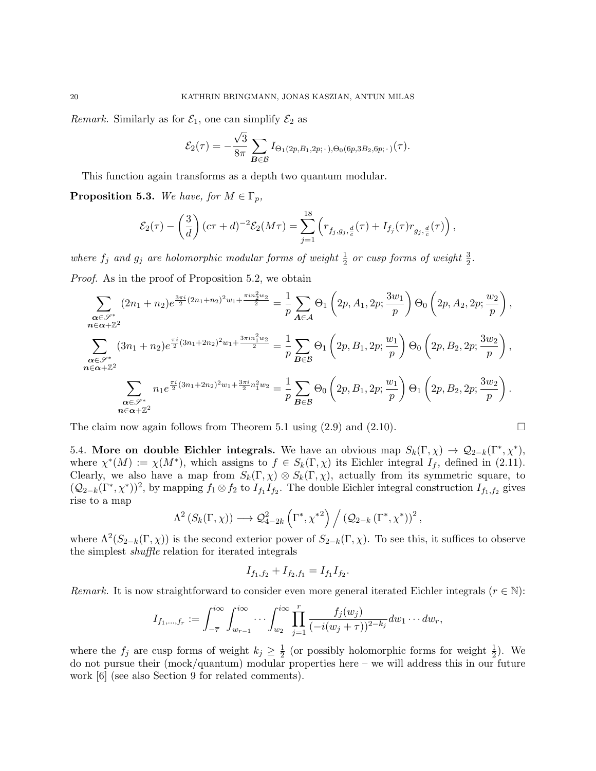*Remark.* Similarly as for $\mathcal{E}_1$, one can simplify $\mathcal{E}_2$ as

$$\mathcal{E}_2(\tau) = -\frac{\sqrt{3}}{8\pi} \sum_{\boldsymbol{B}\in\mathcal{B}} I_{\Theta_1(2p,B_1,2p;\,\cdot\,),\Theta_0(6p,3B_2,6p;\,\cdot\,)}(\tau).$$

This function again transforms as a depth two quantum modular.

**Proposition 5.3.** *We have, for $M \in \Gamma_p$,*

$$\mathcal{E}_2(\tau) - \left(\frac{3}{d}\right)(c\tau+d)^{-2}\mathcal{E}_2(M\tau) = \sum_{j=1}^{18} \left( r_{f_j,g_j,\frac{d}{c}}(\tau) + I_{f_j}(\tau) r_{g_j,\frac{d}{c}}(\tau) \right),$$

*where $f_j$ and $g_j$ are holomorphic modular forms of weight $\frac{1}{2}$ or cusp forms of weight $\frac{3}{2}$.*

*Proof.* As in the proof of Proposition 5.2, we obtain

$$\sum_{\substack{\boldsymbol{\alpha}\in\mathscr{S}^*\\ \boldsymbol{n}\in\boldsymbol{\alpha}+\mathbb{Z}^2}} (2n_1+n_2) e^{\frac{3\pi i}{2}(2n_1+n_2)^2 w_1 + \frac{\pi i n_2^2 w_2}{2}} = \frac{1}{p} \sum_{\boldsymbol{A}\in\mathcal{A}} \Theta_1\left(2p, A_1, 2p; \frac{3w_1}{p}\right) \Theta_0\left(2p, A_2, 2p; \frac{w_2}{p}\right),$$

$$\sum_{\substack{\boldsymbol{\alpha}\in\mathscr{S}^*\\ \boldsymbol{n}\in\boldsymbol{\alpha}+\mathbb{Z}^2}} (3n_1+n_2) e^{\frac{\pi i}{2}(3n_1+2n_2)^2 w_1 + \frac{3\pi i n_1^2 w_2}{2}} = \frac{1}{p} \sum_{\boldsymbol{B}\in\mathcal{B}} \Theta_1\left(2p, B_1, 2p; \frac{w_1}{p}\right) \Theta_0\left(2p, B_2, 2p; \frac{3w_2}{p}\right),$$

$$\sum_{\substack{\boldsymbol{\alpha}\in\mathscr{S}^*\\ \boldsymbol{n}\in\boldsymbol{\alpha}+\mathbb{Z}^2}} n_1 e^{\frac{\pi i}{2}(3n_1+2n_2)^2 w_1 + \frac{3\pi i}{2} n_1^2 w_2} = \frac{1}{p} \sum_{\boldsymbol{B}\in\mathcal{B}} \Theta_0\left(2p, B_1, 2p; \frac{w_1}{p}\right) \Theta_1\left(2p, B_2, 2p; \frac{3w_2}{p}\right).$$

The claim now again follows from Theorem 5.1 using (2.9) and (2.10). $\square$

5.4. **More on double Eichler integrals.** We have an obvious map $S_k(\Gamma,\chi) \to \mathcal{Q}_{2-k}(\Gamma^*,\chi^*)$, where $\chi^*(M) := \chi(M^*)$, which assigns to $f \in S_k(\Gamma,\chi)$ its Eichler integral $I_f$, defined in (2.11). Clearly, we also have a map from $S_k(\Gamma,\chi)\otimes S_k(\Gamma,\chi)$, actually from its symmetric square, to $(\mathcal{Q}_{2-k}(\Gamma^*,\chi^*))^2$, by mapping $f_1 \otimes f_2$ to $I_{f_1}I_{f_2}$. The double Eichler integral construction $I_{f_1,f_2}$ gives rise to a map

$$\Lambda^2\left(S_k(\Gamma,\chi)\right) \longrightarrow \mathcal{Q}^2_{4-2k}\left(\Gamma^*,{\chi^*}^2\right) \Big/ \left(\mathcal{Q}_{2-k}\left(\Gamma^*,\chi^*\right)\right)^2,$$

where $\Lambda^2(S_{2-k}(\Gamma,\chi))$ is the second exterior power of $S_{2-k}(\Gamma,\chi)$. To see this, it suffices to observe the simplest *shuffle* relation for iterated integrals

$$I_{f_1,f_2} + I_{f_2,f_1} = I_{f_1}I_{f_2}.$$

*Remark.* It is now straightforward to consider even more general iterated Eichler integrals ($r \in \mathbb{N}$):

$$I_{f_1,\ldots,f_r} := \int_{-\overline{\tau}}^{i\infty}\int_{w_{r-1}}^{i\infty}\cdots\int_{w_2}^{i\infty}\prod_{j=1}^{r}\frac{f_j(w_j)}{(-i(w_j+\tau))^{2-k_j}}dw_1\cdots dw_r,$$

where the $f_j$ are cusp forms of weight $k_j \geq \frac{1}{2}$ (or possibly holomorphic forms for weight $\frac{1}{2}$). We do not pursue their (mock/quantum) modular properties here – we will address this in our future work [6] (see also Section 9 for related comments).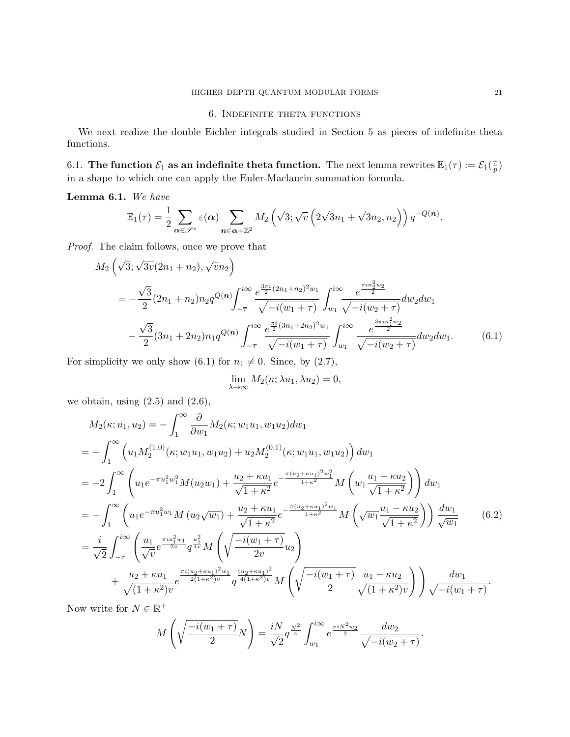## 6. Indefinite theta functions

We next realize the double Eichler integrals studied in Section 5 as pieces of indefinite theta functions.

### 6.1. The function $\mathcal{E}_1$ as an indefinite theta function.

The next lemma rewrites $\mathbb{E}_1(\tau) := \mathcal{E}_1(\frac{\tau}{p})$ in a shape to which one can apply the Euler-Maclaurin summation formula.

**Lemma 6.1.** *We have*

$$\mathbb{E}_1(\tau) = \frac{1}{2}\sum_{\boldsymbol{\alpha}\in\mathscr{S}^*}\varepsilon(\boldsymbol{\alpha})\sum_{\boldsymbol{n}\in\boldsymbol{\alpha}+\mathbb{Z}^2} M_2\left(\sqrt{3};\sqrt{v}\left(2\sqrt{3}n_1+\sqrt{3}n_2,n_2\right)\right)q^{-Q(\boldsymbol{n})}.$$

*Proof.* The claim follows, once we prove that

$$\begin{aligned}
&M_2\left(\sqrt{3};\sqrt{3v}(2n_1+n_2),\sqrt{v}n_2\right)\\
&= -\frac{\sqrt{3}}{2}(2n_1+n_2)n_2q^{Q(\boldsymbol{n})}\int_{-\overline{\tau}}^{i\infty}\frac{e^{\frac{3\pi i}{2}(2n_1+n_2)^2w_1}}{\sqrt{-i(w_1+\tau)}}\int_{w_1}^{i\infty}\frac{e^{\frac{\pi i n_2^2w_2}{2}}}{\sqrt{-i(w_2+\tau)}}dw_2dw_1\\
&\quad -\frac{\sqrt{3}}{2}(3n_1+2n_2)n_1q^{Q(\boldsymbol{n})}\int_{-\overline{\tau}}^{i\infty}\frac{e^{\frac{\pi i}{2}(3n_1+2n_2)^2w_1}}{\sqrt{-i(w_1+\tau)}}\int_{w_1}^{i\infty}\frac{e^{\frac{3\pi i n_1^2w_2}{2}}}{\sqrt{-i(w_2+\tau)}}dw_2dw_1.
\end{aligned}\tag{6.1}$$

For simplicity we only show (6.1) for $n_1\neq 0$. Since, by (2.7),

$$\lim_{\lambda\to\infty}M_2(\kappa;\lambda u_1,\lambda u_2)=0,$$

we obtain, using (2.5) and (2.6),

$$\begin{aligned}
&M_2(\kappa;u_1,u_2) = -\int_1^\infty\frac{\partial}{\partial w_1}M_2(\kappa;w_1u_1,w_1u_2)dw_1\\
&= -\int_1^\infty\left(u_1M_2^{(1,0)}(\kappa;w_1u_1,w_1u_2)+u_2M_2^{(0,1)}(\kappa;w_1u_1,w_1u_2)\right)dw_1\\
&= -2\int_1^\infty\left(u_1e^{-\pi u_1^2w_1^2}M(u_2w_1)+\frac{u_2+\kappa u_1}{\sqrt{1+\kappa^2}}e^{-\frac{\pi(u_2+\kappa u_1)^2w_1^2}{1+\kappa^2}}M\left(w_1\frac{u_1-\kappa u_2}{\sqrt{1+\kappa^2}}\right)\right)dw_1\\
&= -\int_1^\infty\left(u_1e^{-\pi u_1^2w_1}M\left(u_2\sqrt{w_1}\right)+\frac{u_2+\kappa u_1}{\sqrt{1+\kappa^2}}e^{-\frac{\pi(u_2+\kappa u_1)^2w_1}{1+\kappa^2}}M\left(\sqrt{w_1}\frac{u_1-\kappa u_2}{\sqrt{1+\kappa^2}}\right)\right)\frac{dw_1}{\sqrt{w_1}}
\end{aligned}\tag{6.2}$$

$$\begin{aligned}
&= \frac{i}{\sqrt{2}}\int_{-\overline{\tau}}^{i\infty}\left(\frac{u_1}{\sqrt{v}}e^{\frac{\pi i u_1^2w_1}{2v}}q^{\frac{u_1^2}{4v}}M\left(\sqrt{\frac{-i(w_1+\tau)}{2v}}u_2\right)\right.\\
&\quad\left.+\frac{u_2+\kappa u_1}{\sqrt{(1+\kappa^2)v}}e^{\frac{\pi i(u_2+\kappa u_1)^2w_1}{2(1+\kappa^2)v}}q^{\frac{(u_2+\kappa u_1)^2}{4(1+\kappa^2)v}}M\left(\sqrt{\frac{-i(w_1+\tau)}{2}}\frac{u_1-\kappa u_2}{\sqrt{(1+\kappa^2)v}}\right)\right)\frac{dw_1}{\sqrt{-i(w_1+\tau)}}.
\end{aligned}$$

Now write for $N\in\mathbb{R}^+$

$$M\left(\sqrt{\frac{-i(w_1+\tau)}{2}}N\right)=\frac{iN}{\sqrt{2}}q^{\frac{N^2}{4}}\int_{w_1}^{i\infty}e^{\frac{\pi i N^2w_2}{2}}\frac{dw_2}{\sqrt{-i(w_2+\tau)}}.$$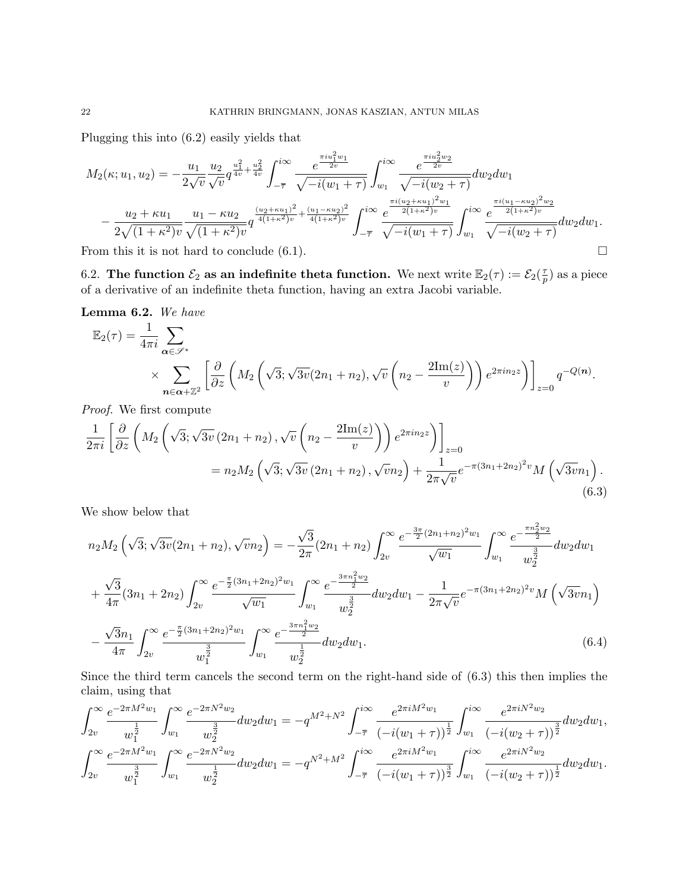Plugging this into (6.2) easily yields that

$$M_2(\kappa; u_1, u_2) = -\frac{u_1}{2\sqrt{v}} \frac{u_2}{\sqrt{v}} q^{\frac{u_1^2}{4v}+\frac{u_2^2}{4v}} \int_{-\overline{\tau}}^{i\infty} \frac{e^{\frac{\pi i u_1^2 w_1}{2v}}}{\sqrt{-i(w_1+\tau)}} \int_{w_1}^{i\infty} \frac{e^{\frac{\pi i u_2^2 w_2}{2v}}}{\sqrt{-i(w_2+\tau)}} dw_2 dw_1$$

$$- \frac{u_2+\kappa u_1}{2\sqrt{(1+\kappa^2)v}} \frac{u_1-\kappa u_2}{\sqrt{(1+\kappa^2)v}} q^{\frac{(u_2+\kappa u_1)^2}{4(1+\kappa^2)v}+\frac{(u_1-\kappa u_2)^2}{4(1+\kappa^2)v}} \int_{-\overline{\tau}}^{i\infty} \frac{e^{\frac{\pi i (u_2+\kappa u_1)^2 w_1}{2(1+\kappa^2)v}}}{\sqrt{-i(w_1+\tau)}} \int_{w_1}^{i\infty} \frac{e^{\frac{\pi i (u_1-\kappa u_2)^2 w_2}{2(1+\kappa^2)v}}}{\sqrt{-i(w_2+\tau)}} dw_2 dw_1.$$

From this it is not hard to conclude (6.1). $\square$

6.2. **The function $\mathcal{E}_2$ as an indefinite theta function.** We next write $\mathbb{E}_2(\tau) := \mathcal{E}_2(\frac{\tau}{p})$ as a piece of a derivative of an indefinite theta function, having an extra Jacobi variable.

**Lemma 6.2.** *We have*

$$\mathbb{E}_2(\tau) = \frac{1}{4\pi i} \sum_{\boldsymbol{\alpha}\in\mathscr{S}^*} \times \sum_{\boldsymbol{n}\in\boldsymbol{\alpha}+\mathbb{Z}^2} \left[\frac{\partial}{\partial z}\left(M_2\left(\sqrt{3}; \sqrt{3v}(2n_1+n_2), \sqrt{v}\left(n_2 - \frac{2\mathrm{Im}(z)}{v}\right)\right) e^{2\pi i n_2 z}\right)\right]_{z=0} q^{-Q(\boldsymbol{n})}.$$

*Proof.* We first compute

$$\frac{1}{2\pi i}\left[\frac{\partial}{\partial z}\left(M_2\left(\sqrt{3}; \sqrt{3v}\left(2n_1+n_2\right), \sqrt{v}\left(n_2-\frac{2\mathrm{Im}(z)}{v}\right)\right) e^{2\pi i n_2 z}\right)\right]_{z=0}$$
$$= n_2 M_2\left(\sqrt{3}; \sqrt{3v}\left(2n_1+n_2\right), \sqrt{v}n_2\right) + \frac{1}{2\pi\sqrt{v}} e^{-\pi(3n_1+2n_2)^2 v} M\left(\sqrt{3v}n_1\right). \tag{6.3}$$

We show below that

$$n_2 M_2\left(\sqrt{3}; \sqrt{3v}(2n_1+n_2), \sqrt{v}n_2\right) = -\frac{\sqrt{3}}{2\pi}(2n_1+n_2) \int_{2v}^{\infty} \frac{e^{-\frac{3\pi}{2}(2n_1+n_2)^2 w_1}}{\sqrt{w_1}} \int_{w_1}^{\infty} \frac{e^{-\frac{\pi n_2^2 w_2}{2}}}{w_2^{\frac{3}{2}}} dw_2 dw_1$$
$$+ \frac{\sqrt{3}}{4\pi}(3n_1+2n_2) \int_{2v}^{\infty} \frac{e^{-\frac{\pi}{2}(3n_1+2n_2)^2 w_1}}{\sqrt{w_1}} \int_{w_1}^{\infty} \frac{e^{-\frac{3\pi n_1^2 w_2}{2}}}{w_2^{\frac{3}{2}}} dw_2 dw_1 - \frac{1}{2\pi\sqrt{v}} e^{-\pi(3n_1+2n_2)^2 v} M\left(\sqrt{3v}n_1\right)$$
$$- \frac{\sqrt{3}n_1}{4\pi} \int_{2v}^{\infty} \frac{e^{-\frac{\pi}{2}(3n_1+2n_2)^2 w_1}}{w_1^{\frac{3}{2}}} \int_{w_1}^{\infty} \frac{e^{-\frac{3\pi n_1^2 w_2}{2}}}{w_2^{\frac{1}{2}}} dw_2 dw_1. \tag{6.4}$$

Since the third term cancels the second term on the right-hand side of (6.3) this then implies the claim, using that

$$\int_{2v}^{\infty} \frac{e^{-2\pi M^2 w_1}}{w_1^{\frac{1}{2}}} \int_{w_1}^{\infty} \frac{e^{-2\pi N^2 w_2}}{w_2^{\frac{3}{2}}} dw_2 dw_1 = -q^{M^2+N^2} \int_{-\overline{\tau}}^{i\infty} \frac{e^{2\pi i M^2 w_1}}{(-i(w_1+\tau))^{\frac{1}{2}}} \int_{w_1}^{i\infty} \frac{e^{2\pi i N^2 w_2}}{(-i(w_2+\tau))^{\frac{3}{2}}} dw_2 dw_1,$$

$$\int_{2v}^{\infty} \frac{e^{-2\pi M^2 w_1}}{w_1^{\frac{3}{2}}} \int_{w_1}^{\infty} \frac{e^{-2\pi N^2 w_2}}{w_2^{\frac{1}{2}}} dw_2 dw_1 = -q^{N^2+M^2} \int_{-\overline{\tau}}^{i\infty} \frac{e^{2\pi i M^2 w_1}}{(-i(w_1+\tau))^{\frac{3}{2}}} \int_{w_1}^{i\infty} \frac{e^{2\pi i N^2 w_2}}{(-i(w_2+\tau))^{\frac{1}{2}}} dw_2 dw_1.$$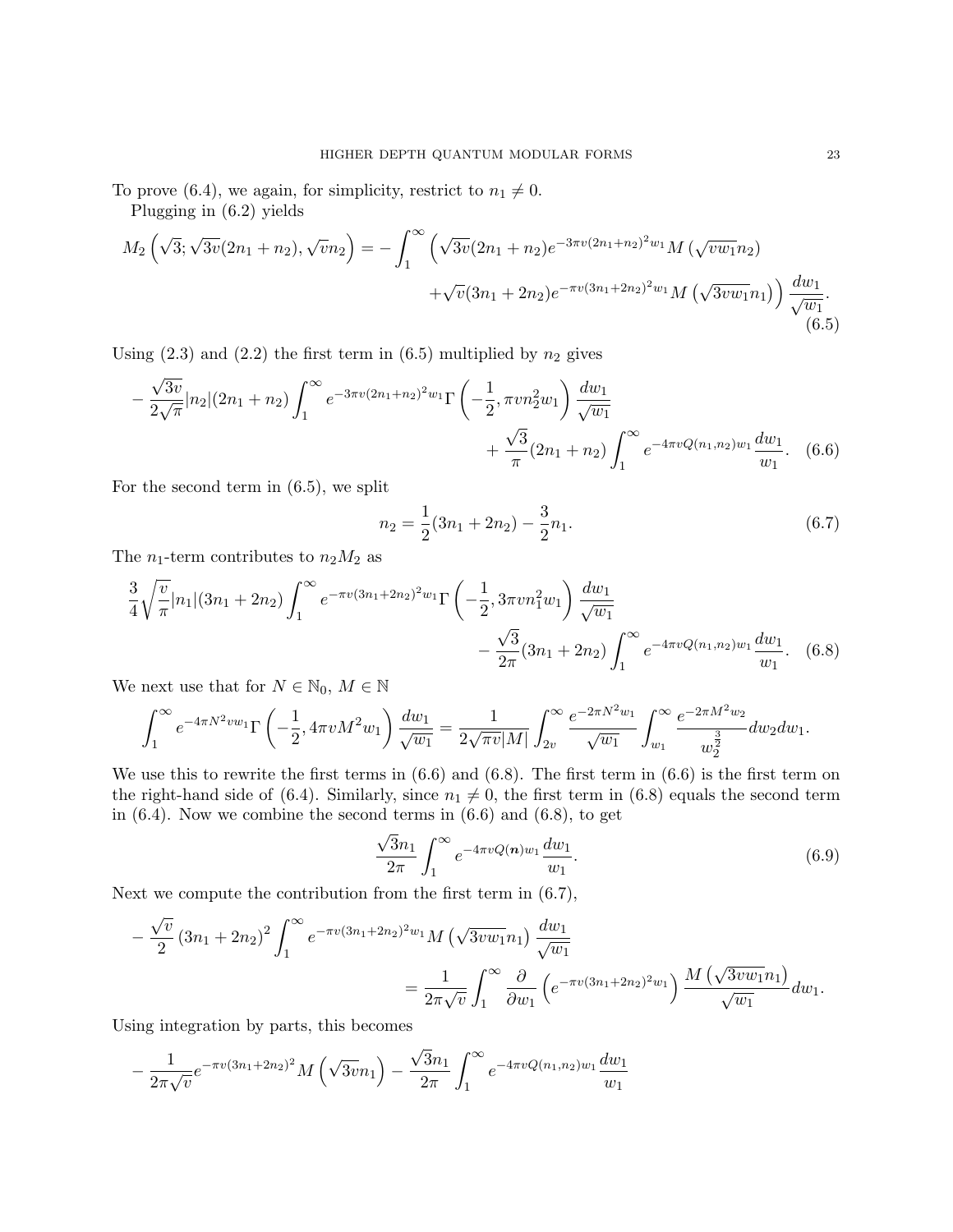To prove (6.4), we again, for simplicity, restrict to $n_1 \neq 0$.

Plugging in (6.2) yields

$$M_2\left(\sqrt{3}; \sqrt{3v}(2n_1+n_2), \sqrt{v}n_2\right) = -\int_1^\infty \Big(\sqrt{3v}(2n_1+n_2)e^{-3\pi v(2n_1+n_2)^2 w_1} M\left(\sqrt{vw_1}n_2\right) \\ +\sqrt{v}(3n_1+2n_2)e^{-\pi v(3n_1+2n_2)^2 w_1} M\left(\sqrt{3vw_1}n_1\right)\Big) \frac{dw_1}{\sqrt{w_1}}. \tag{6.5}$$

Using (2.3) and (2.2) the first term in (6.5) multiplied by $n_2$ gives

$$-\frac{\sqrt{3v}}{2\sqrt{\pi}}|n_2|(2n_1+n_2)\int_1^\infty e^{-3\pi v(2n_1+n_2)^2 w_1}\Gamma\left(-\frac{1}{2}, \pi v n_2^2 w_1\right)\frac{dw_1}{\sqrt{w_1}} \\ +\frac{\sqrt{3}}{\pi}(2n_1+n_2)\int_1^\infty e^{-4\pi v Q(n_1,n_2)w_1}\frac{dw_1}{w_1}. \tag{6.6}$$

For the second term in (6.5), we split

$$n_2 = \frac{1}{2}(3n_1+2n_2) - \frac{3}{2}n_1. \tag{6.7}$$

The $n_1$-term contributes to $n_2 M_2$ as

$$\frac{3}{4}\sqrt{\frac{v}{\pi}}|n_1|(3n_1+2n_2)\int_1^\infty e^{-\pi v(3n_1+2n_2)^2 w_1}\Gamma\left(-\frac{1}{2}, 3\pi v n_1^2 w_1\right)\frac{dw_1}{\sqrt{w_1}} \\ -\frac{\sqrt{3}}{2\pi}(3n_1+2n_2)\int_1^\infty e^{-4\pi v Q(n_1,n_2)w_1}\frac{dw_1}{w_1}. \tag{6.8}$$

We next use that for $N \in \mathbb{N}_0$, $M \in \mathbb{N}$

$$\int_1^\infty e^{-4\pi N^2 v w_1}\Gamma\left(-\frac{1}{2}, 4\pi v M^2 w_1\right)\frac{dw_1}{\sqrt{w_1}} = \frac{1}{2\sqrt{\pi v}|M|}\int_{2v}^\infty \frac{e^{-2\pi N^2 w_1}}{\sqrt{w_1}}\int_{w_1}^\infty \frac{e^{-2\pi M^2 w_2}}{w_2^{\frac{3}{2}}}dw_2 dw_1.$$

We use this to rewrite the first terms in (6.6) and (6.8). The first term in (6.6) is the first term on the right-hand side of (6.4). Similarly, since $n_1 \neq 0$, the first term in (6.8) equals the second term in (6.4). Now we combine the second terms in (6.6) and (6.8), to get

$$\frac{\sqrt{3}n_1}{2\pi}\int_1^\infty e^{-4\pi v Q(\boldsymbol{n})w_1}\frac{dw_1}{w_1}. \tag{6.9}$$

Next we compute the contribution from the first term in (6.7),

$$-\frac{\sqrt{v}}{2}\left(3n_1+2n_2\right)^2\int_1^\infty e^{-\pi v(3n_1+2n_2)^2 w_1}M\left(\sqrt{3vw_1}n_1\right)\frac{dw_1}{\sqrt{w_1}} \\ = \frac{1}{2\pi\sqrt{v}}\int_1^\infty \frac{\partial}{\partial w_1}\left(e^{-\pi v(3n_1+2n_2)^2 w_1}\right)\frac{M\left(\sqrt{3vw_1}n_1\right)}{\sqrt{w_1}}dw_1.$$

Using integration by parts, this becomes

$$-\frac{1}{2\pi\sqrt{v}}e^{-\pi v(3n_1+2n_2)^2}M\left(\sqrt{3v}n_1\right) - \frac{\sqrt{3}n_1}{2\pi}\int_1^\infty e^{-4\pi v Q(n_1,n_2)w_1}\frac{dw_1}{w_1}$$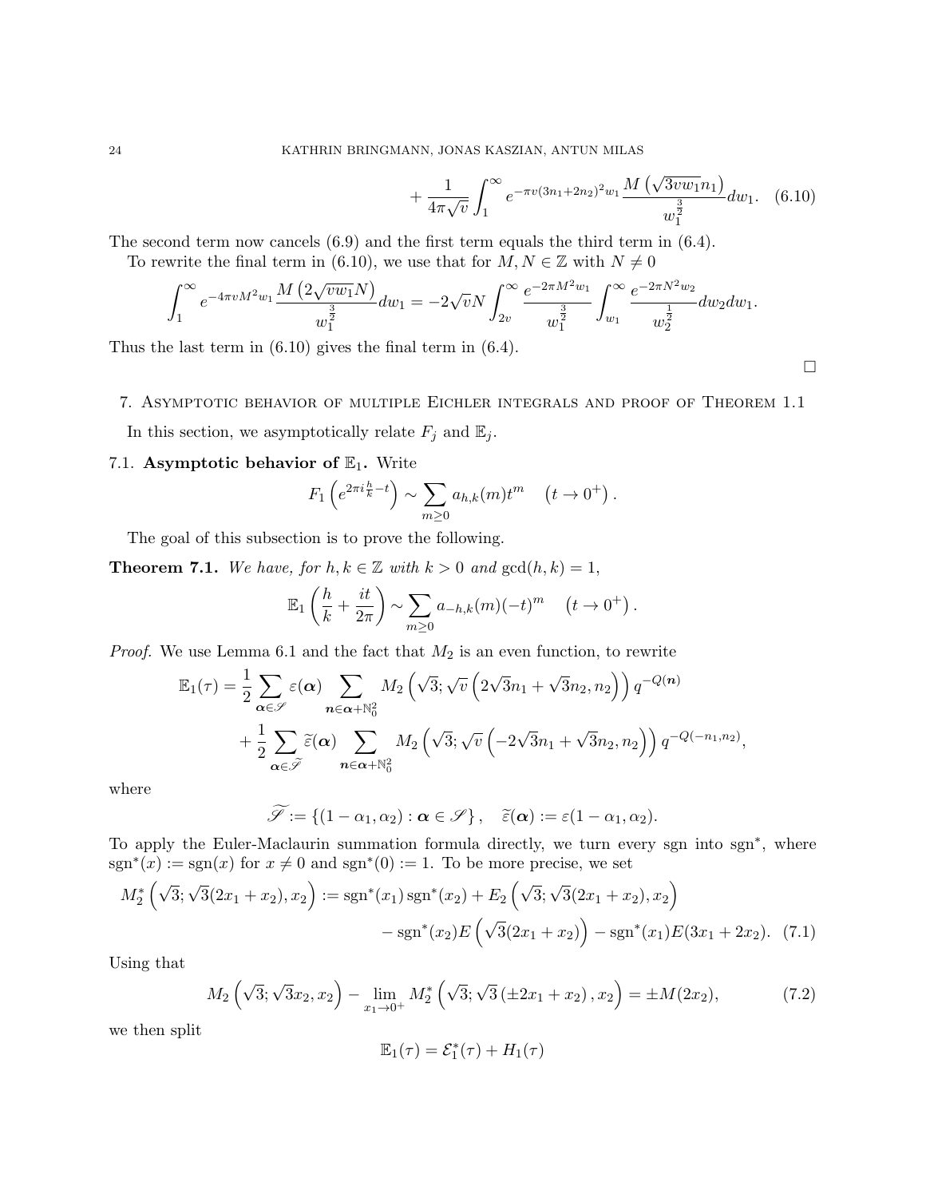$$+\frac{1}{4\pi\sqrt{v}}\int_1^\infty e^{-\pi v(3n_1+2n_2)^2w_1}\frac{M\left(\sqrt{3vw_1}n_1\right)}{w_1^{\frac{3}{2}}}dw_1. \quad (6.10)$$

The second term now cancels (6.9) and the first term equals the third term in (6.4).

To rewrite the final term in (6.10), we use that for $M,N\in\mathbb{Z}$ with $N\neq 0$

$$\int_1^\infty e^{-4\pi vM^2w_1}\frac{M\left(2\sqrt{vw_1}N\right)}{w_1^{\frac{3}{2}}}dw_1=-2\sqrt{v}N\int_{2v}^\infty\frac{e^{-2\pi M^2w_1}}{w_1^{\frac{3}{2}}}\int_{w_1}^\infty\frac{e^{-2\pi N^2w_2}}{w_2^{\frac{1}{2}}}dw_2dw_1.$$

Thus the last term in (6.10) gives the final term in (6.4).

□

## 7. Asymptotic behavior of multiple Eichler integrals and proof of Theorem 1.1

In this section, we asymptotically relate $F_j$ and $\mathbb{E}_j$.

### 7.1. Asymptotic behavior of $\mathbb{E}_1$.

Write

$$F_1\left(e^{2\pi i\frac{h}{k}-t}\right)\sim\sum_{m\geq 0}a_{h,k}(m)t^m\quad\left(t\to 0^+\right).$$

The goal of this subsection is to prove the following.

**Theorem 7.1.** *We have, for $h,k\in\mathbb{Z}$ with $k>0$ and $\gcd(h,k)=1$,*

$$\mathbb{E}_1\left(\frac{h}{k}+\frac{it}{2\pi}\right)\sim\sum_{m\geq 0}a_{-h,k}(m)(-t)^m\quad\left(t\to 0^+\right).$$

*Proof.* We use Lemma 6.1 and the fact that $M_2$ is an even function, to rewrite

$$\mathbb{E}_1(\tau)=\frac{1}{2}\sum_{\boldsymbol{\alpha}\in\mathscr{S}}\varepsilon(\boldsymbol{\alpha})\sum_{\boldsymbol{n}\in\boldsymbol{\alpha}+\mathbb{N}_0^2}M_2\left(\sqrt{3};\sqrt{v}\left(2\sqrt{3}n_1+\sqrt{3}n_2,n_2\right)\right)q^{-Q(\boldsymbol{n})}$$
$$+\frac{1}{2}\sum_{\boldsymbol{\alpha}\in\widetilde{\mathscr{S}}}\widetilde{\varepsilon}(\boldsymbol{\alpha})\sum_{\boldsymbol{n}\in\boldsymbol{\alpha}+\mathbb{N}_0^2}M_2\left(\sqrt{3};\sqrt{v}\left(-2\sqrt{3}n_1+\sqrt{3}n_2,n_2\right)\right)q^{-Q(-n_1,n_2)},$$

where

$$\widetilde{\mathscr{S}}:=\left\{(1-\alpha_1,\alpha_2):\boldsymbol{\alpha}\in\mathscr{S}\right\},\quad \widetilde{\varepsilon}(\boldsymbol{\alpha}):=\varepsilon(1-\alpha_1,\alpha_2).$$

To apply the Euler-Maclaurin summation formula directly, we turn every sgn into $\mathrm{sgn}^*$, where $\mathrm{sgn}^*(x):=\mathrm{sgn}(x)$ for $x\neq 0$ and $\mathrm{sgn}^*(0):=1$. To be more precise, we set

$$M_2^*\left(\sqrt{3};\sqrt{3}(2x_1+x_2),x_2\right):=\mathrm{sgn}^*(x_1)\,\mathrm{sgn}^*(x_2)+E_2\left(\sqrt{3};\sqrt{3}(2x_1+x_2),x_2\right)$$
$$-\mathrm{sgn}^*(x_2)E\left(\sqrt{3}(2x_1+x_2)\right)-\mathrm{sgn}^*(x_1)E(3x_1+2x_2). \quad (7.1)$$

Using that

$$M_2\left(\sqrt{3};\sqrt{3}x_2,x_2\right)-\lim_{x_1\to 0^+}M_2^*\left(\sqrt{3};\sqrt{3}\left(\pm 2x_1+x_2\right),x_2\right)=\pm M(2x_2), \quad (7.2)$$

we then split

$$\mathbb{E}_1(\tau)=\mathcal{E}_1^*(\tau)+H_1(\tau)$$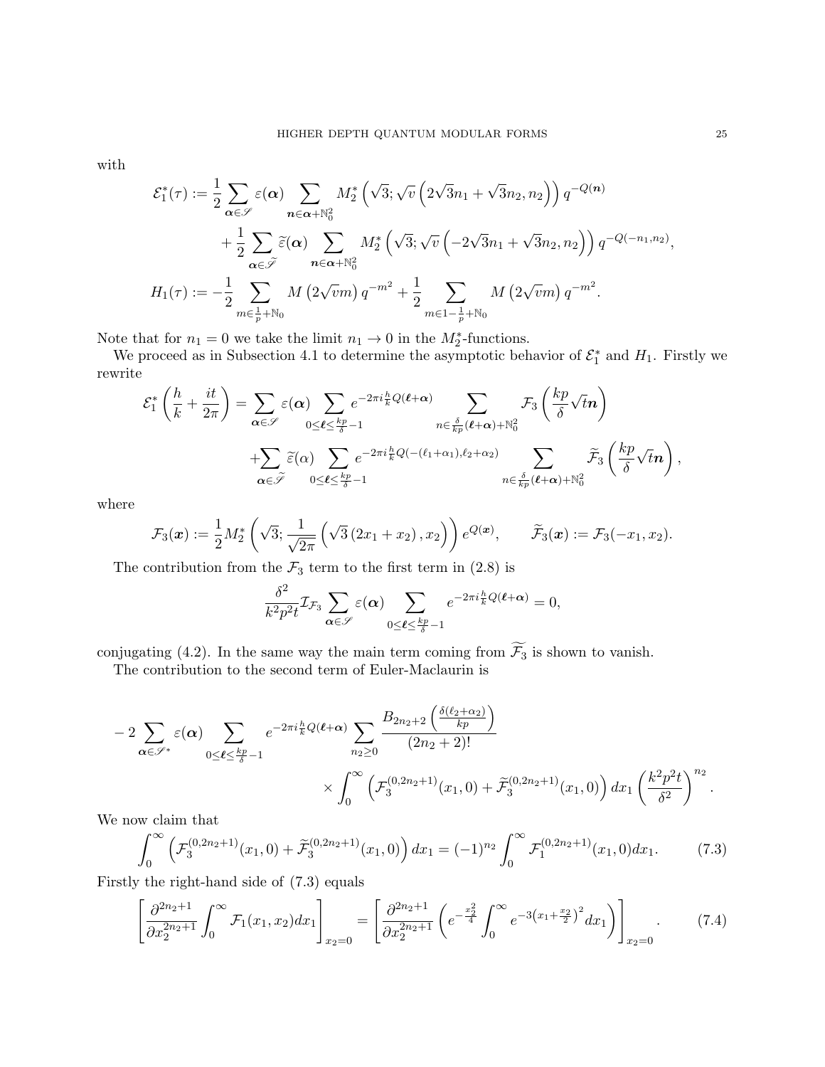with

$$
\begin{aligned}
\mathcal{E}_1^*(\tau) &:= \frac{1}{2}\sum_{\boldsymbol{\alpha}\in\mathscr{S}} \varepsilon(\boldsymbol{\alpha}) \sum_{\boldsymbol{n}\in\boldsymbol{\alpha}+\mathbb{N}_0^2} M_2^*\left(\sqrt{3}; \sqrt{v}\left(2\sqrt{3}n_1+\sqrt{3}n_2, n_2\right)\right) q^{-Q(\boldsymbol{n})} \\
&\quad + \frac{1}{2}\sum_{\boldsymbol{\alpha}\in\widetilde{\mathscr{S}}} \widetilde{\varepsilon}(\boldsymbol{\alpha}) \sum_{\boldsymbol{n}\in\boldsymbol{\alpha}+\mathbb{N}_0^2} M_2^*\left(\sqrt{3}; \sqrt{v}\left(-2\sqrt{3}n_1+\sqrt{3}n_2, n_2\right)\right) q^{-Q(-n_1,n_2)}, \\
H_1(\tau) &:= -\frac{1}{2}\sum_{m\in\frac{1}{p}+\mathbb{N}_0} M\left(2\sqrt{v}m\right) q^{-m^2} + \frac{1}{2}\sum_{m\in 1-\frac{1}{p}+\mathbb{N}_0} M\left(2\sqrt{v}m\right) q^{-m^2}.
\end{aligned}
$$

Note that for $n_1=0$ we take the limit $n_1\to 0$ in the $M_2^*$-functions.

We proceed as in Subsection 4.1 to determine the asymptotic behavior of $\mathcal{E}_1^*$ and $H_1$. Firstly we rewrite

$$
\begin{aligned}
\mathcal{E}_1^*\left(\frac{h}{k}+\frac{it}{2\pi}\right) &= \sum_{\boldsymbol{\alpha}\in\mathscr{S}} \varepsilon(\boldsymbol{\alpha}) \sum_{0\leq\boldsymbol{\ell}\leq\frac{kp}{\delta}-1} e^{-2\pi i\frac{h}{k}Q(\boldsymbol{\ell}+\boldsymbol{\alpha})} \sum_{n\in\frac{\delta}{kp}(\boldsymbol{\ell}+\boldsymbol{\alpha})+\mathbb{N}_0^2} \mathcal{F}_3\left(\frac{kp}{\delta}\sqrt{t}\boldsymbol{n}\right) \\
&\quad + \sum_{\boldsymbol{\alpha}\in\widetilde{\mathscr{S}}} \widetilde{\varepsilon}(\alpha) \sum_{0\leq\boldsymbol{\ell}\leq\frac{kp}{\delta}-1} e^{-2\pi i\frac{h}{k}Q(-(\ell_1+\alpha_1),\ell_2+\alpha_2)} \sum_{n\in\frac{\delta}{kp}(\boldsymbol{\ell}+\boldsymbol{\alpha})+\mathbb{N}_0^2} \widetilde{\mathcal{F}}_3\left(\frac{kp}{\delta}\sqrt{t}\boldsymbol{n}\right),
\end{aligned}
$$

where

$$
\mathcal{F}_3(\boldsymbol{x}) := \frac{1}{2}M_2^*\left(\sqrt{3}; \frac{1}{\sqrt{2\pi}}\left(\sqrt{3}\left(2x_1+x_2\right), x_2\right)\right) e^{Q(\boldsymbol{x})}, \qquad \widetilde{\mathcal{F}}_3(\boldsymbol{x}) := \mathcal{F}_3(-x_1, x_2).
$$

The contribution from the $\mathcal{F}_3$ term to the first term in (2.8) is

$$
\frac{\delta^2}{k^2p^2t}\mathcal{I}_{\mathcal{F}_3}\sum_{\boldsymbol{\alpha}\in\mathscr{S}}\varepsilon(\boldsymbol{\alpha})\sum_{0\leq\boldsymbol{\ell}\leq\frac{kp}{\delta}-1} e^{-2\pi i\frac{h}{k}Q(\boldsymbol{\ell}+\boldsymbol{\alpha})} = 0,
$$

conjugating (4.2). In the same way the main term coming from $\widetilde{\mathcal{F}_3}$ is shown to vanish.

The contribution to the second term of Euler-Maclaurin is

$$
\begin{aligned}
-2\sum_{\boldsymbol{\alpha}\in\mathscr{S}^*}\varepsilon(\boldsymbol{\alpha})\sum_{0\leq\boldsymbol{\ell}\leq\frac{kp}{\delta}-1} e^{-2\pi i\frac{h}{k}Q(\boldsymbol{\ell}+\boldsymbol{\alpha})} \sum_{n_2\geq 0} \frac{B_{2n_2+2}\left(\frac{\delta(\ell_2+\alpha_2)}{kp}\right)}{(2n_2+2)!} \\
\times\int_0^\infty\left(\mathcal{F}_3^{(0,2n_2+1)}(x_1,0)+\widetilde{\mathcal{F}}_3^{(0,2n_2+1)}(x_1,0)\right)dx_1\left(\frac{k^2p^2t}{\delta^2}\right)^{n_2}.
\end{aligned}
$$

We now claim that

$$
\int_0^\infty\left(\mathcal{F}_3^{(0,2n_2+1)}(x_1,0)+\widetilde{\mathcal{F}}_3^{(0,2n_2+1)}(x_1,0)\right)dx_1 = (-1)^{n_2}\int_0^\infty \mathcal{F}_1^{(0,2n_2+1)}(x_1,0)dx_1. \tag{7.3}
$$

Firstly the right-hand side of (7.3) equals

$$
\left[\frac{\partial^{2n_2+1}}{\partial x_2^{2n_2+1}}\int_0^\infty \mathcal{F}_1(x_1,x_2)dx_1\right]_{x_2=0} = \left[\frac{\partial^{2n_2+1}}{\partial x_2^{2n_2+1}}\left(e^{-\frac{x_2^2}{4}}\int_0^\infty e^{-3\left(x_1+\frac{x_2}{2}\right)^2}dx_1\right)\right]_{x_2=0}. \tag{7.4}
$$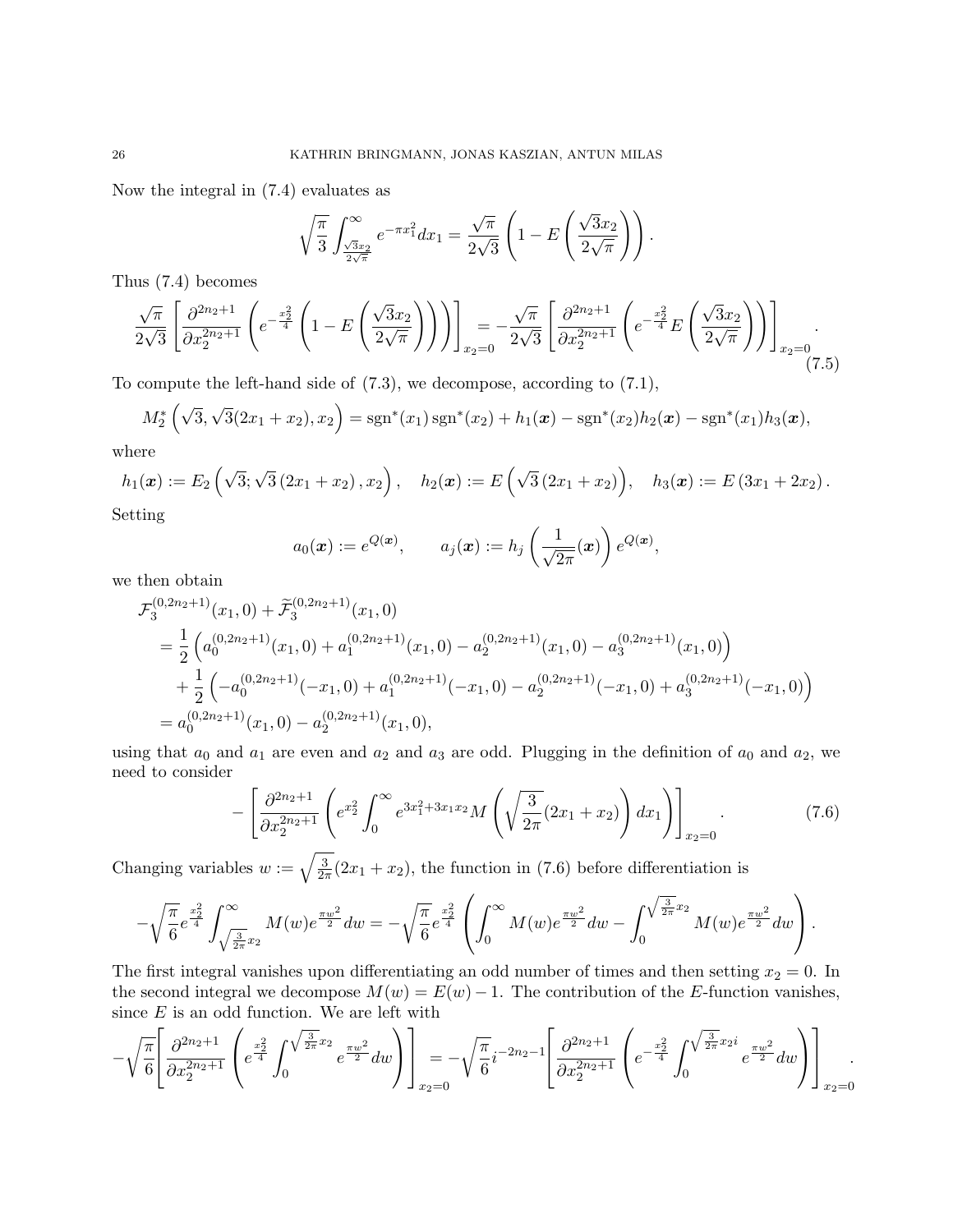Now the integral in (7.4) evaluates as

$$\sqrt{\frac{\pi}{3}}\int_{\frac{\sqrt{3}x_2}{2\sqrt{\pi}}}^{\infty} e^{-\pi x_1^2}dx_1 = \frac{\sqrt{\pi}}{2\sqrt{3}}\left(1-E\left(\frac{\sqrt{3}x_2}{2\sqrt{\pi}}\right)\right).$$

Thus (7.4) becomes

$$\frac{\sqrt{\pi}}{2\sqrt{3}}\left[\frac{\partial^{2n_2+1}}{\partial x_2^{2n_2+1}}\left(e^{-\frac{x_2^2}{4}}\left(1-E\left(\frac{\sqrt{3}x_2}{2\sqrt{\pi}}\right)\right)\right)\right]_{x_2=0} = -\frac{\sqrt{\pi}}{2\sqrt{3}}\left[\frac{\partial^{2n_2+1}}{\partial x_2^{2n_2+1}}\left(e^{-\frac{x_2^2}{4}}E\left(\frac{\sqrt{3}x_2}{2\sqrt{\pi}}\right)\right)\right]_{x_2=0}. \tag{7.5}$$

To compute the left-hand side of (7.3), we decompose, according to (7.1),

$$M_2^*\left(\sqrt{3},\sqrt{3}(2x_1+x_2),x_2\right) = \mathrm{sgn}^*(x_1)\,\mathrm{sgn}^*(x_2) + h_1(\boldsymbol{x}) - \mathrm{sgn}^*(x_2)h_2(\boldsymbol{x}) - \mathrm{sgn}^*(x_1)h_3(\boldsymbol{x}),$$

where

$$h_1(\boldsymbol{x}) := E_2\left(\sqrt{3};\sqrt{3}\left(2x_1+x_2\right),x_2\right),\quad h_2(\boldsymbol{x}) := E\left(\sqrt{3}\left(2x_1+x_2\right)\right),\quad h_3(\boldsymbol{x}) := E\left(3x_1+2x_2\right).$$

Setting

$$a_0(\boldsymbol{x}) := e^{Q(\boldsymbol{x})},\qquad a_j(\boldsymbol{x}) := h_j\left(\frac{1}{\sqrt{2\pi}}(\boldsymbol{x})\right)e^{Q(\boldsymbol{x})},$$

we then obtain

$$\begin{aligned}
&\mathcal{F}_3^{(0,2n_2+1)}(x_1,0)+\widetilde{\mathcal{F}}_3^{(0,2n_2+1)}(x_1,0)\\
&= \frac{1}{2}\left(a_0^{(0,2n_2+1)}(x_1,0)+a_1^{(0,2n_2+1)}(x_1,0)-a_2^{(0,2n_2+1)}(x_1,0)-a_3^{(0,2n_2+1)}(x_1,0)\right)\\
&\quad+\frac{1}{2}\left(-a_0^{(0,2n_2+1)}(-x_1,0)+a_1^{(0,2n_2+1)}(-x_1,0)-a_2^{(0,2n_2+1)}(-x_1,0)+a_3^{(0,2n_2+1)}(-x_1,0)\right)\\
&= a_0^{(0,2n_2+1)}(x_1,0)-a_2^{(0,2n_2+1)}(x_1,0),
\end{aligned}$$

using that $a_0$ and $a_1$ are even and $a_2$ and $a_3$ are odd. Plugging in the definition of $a_0$ and $a_2$, we need to consider

$$-\left[\frac{\partial^{2n_2+1}}{\partial x_2^{2n_2+1}}\left(e^{x_2^2}\int_0^\infty e^{3x_1^2+3x_1x_2}M\left(\sqrt{\frac{3}{2\pi}}(2x_1+x_2)\right)dx_1\right)\right]_{x_2=0}. \tag{7.6}$$

Changing variables $w := \sqrt{\frac{3}{2\pi}}(2x_1+x_2)$, the function in (7.6) before differentiation is

$$-\sqrt{\frac{\pi}{6}}e^{\frac{x_2^2}{4}}\int_{\sqrt{\frac{3}{2\pi}}x_2}^{\infty}M(w)e^{\frac{\pi w^2}{2}}dw = -\sqrt{\frac{\pi}{6}}e^{\frac{x_2^2}{4}}\left(\int_0^\infty M(w)e^{\frac{\pi w^2}{2}}dw-\int_0^{\sqrt{\frac{3}{2\pi}}x_2}M(w)e^{\frac{\pi w^2}{2}}dw\right).$$

The first integral vanishes upon differentiating an odd number of times and then setting $x_2=0$. In the second integral we decompose $M(w)=E(w)-1$. The contribution of the $E$-function vanishes, since $E$ is an odd function. We are left with

$$-\sqrt{\frac{\pi}{6}}\left[\frac{\partial^{2n_2+1}}{\partial x_2^{2n_2+1}}\left(e^{\frac{x_2^2}{4}}\int_0^{\sqrt{\frac{3}{2\pi}}x_2}e^{\frac{\pi w^2}{2}}dw\right)\right]_{x_2=0} = -\sqrt{\frac{\pi}{6}}i^{-2n_2-1}\left[\frac{\partial^{2n_2+1}}{\partial x_2^{2n_2+1}}\left(e^{-\frac{x_2^2}{4}}\int_0^{\sqrt{\frac{3}{2\pi}}x_2 i}e^{\frac{\pi w^2}{2}}dw\right)\right]_{x_2=0}.$$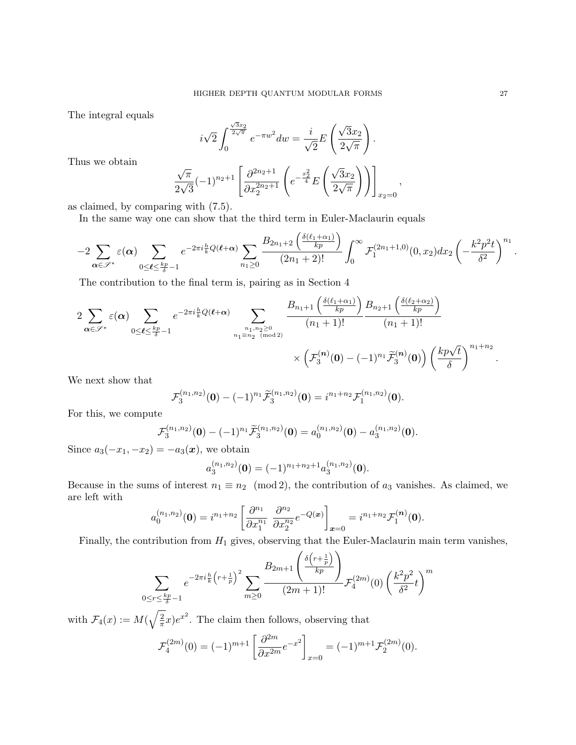The integral equals

$$i\sqrt{2}\int_0^{\frac{\sqrt{3}x_2}{2\sqrt{\pi}}} e^{-\pi w^2}dw = \frac{i}{\sqrt{2}}E\left(\frac{\sqrt{3}x_2}{2\sqrt{\pi}}\right).$$

Thus we obtain

$$\frac{\sqrt{\pi}}{2\sqrt{3}}(-1)^{n_2+1}\left[\frac{\partial^{2n_2+1}}{\partial x_2^{2n_2+1}}\left(e^{-\frac{x_2^2}{4}}E\left(\frac{\sqrt{3}x_2}{2\sqrt{\pi}}\right)\right)\right]_{x_2=0},$$

as claimed, by comparing with (7.5).

In the same way one can show that the third term in Euler-Maclaurin equals

$$-2\sum_{\boldsymbol{\alpha}\in\mathscr{S}^*}\varepsilon(\boldsymbol{\alpha})\sum_{0\leq\boldsymbol{\ell}\leq\frac{kp}{\delta}-1}e^{-2\pi i\frac{h}{k}Q(\boldsymbol{\ell}+\boldsymbol{\alpha})}\sum_{n_1\geq 0}\frac{B_{2n_1+2}\left(\frac{\delta(\ell_1+\alpha_1)}{kp}\right)}{(2n_1+2)!}\int_0^\infty\mathcal{F}_1^{(2n_1+1,0)}(0,x_2)dx_2\left(-\frac{k^2p^2t}{\delta^2}\right)^{n_1}.$$

The contribution to the final term is, pairing as in Section 4

$$2\sum_{\boldsymbol{\alpha}\in\mathscr{S}^*}\varepsilon(\boldsymbol{\alpha})\sum_{0\leq\boldsymbol{\ell}\leq\frac{kp}{\delta}-1}e^{-2\pi i\frac{h}{k}Q(\boldsymbol{\ell}+\boldsymbol{\alpha})}\sum_{\substack{n_1,n_2\geq 0\\ n_1\equiv n_2 \pmod 2}}\frac{B_{n_1+1}\left(\frac{\delta(\ell_1+\alpha_1)}{kp}\right)}{(n_1+1)!}\frac{B_{n_2+1}\left(\frac{\delta(\ell_2+\alpha_2)}{kp}\right)}{(n_1+1)!}$$
$$\times\left(\mathcal{F}_3^{(\boldsymbol{n})}(\boldsymbol{0})-(-1)^{n_1}\widetilde{\mathcal{F}}_3^{(\boldsymbol{n})}(\boldsymbol{0})\right)\left(\frac{kp\sqrt{t}}{\delta}\right)^{n_1+n_2}.$$

We next show that

$$\mathcal{F}_3^{(n_1,n_2)}(\boldsymbol{0})-(-1)^{n_1}\widetilde{\mathcal{F}}_3^{(n_1,n_2)}(\boldsymbol{0})=i^{n_1+n_2}\mathcal{F}_1^{(n_1,n_2)}(\boldsymbol{0}).$$

For this, we compute

$$\mathcal{F}_3^{(n_1,n_2)}(\boldsymbol{0})-(-1)^{n_1}\widetilde{\mathcal{F}}_3^{(n_1,n_2)}(\boldsymbol{0})=a_0^{(n_1,n_2)}(\boldsymbol{0})-a_3^{(n_1,n_2)}(\boldsymbol{0}).$$

Since $a_3(-x_1,-x_2)=-a_3(\boldsymbol{x})$, we obtain

$$a_3^{(n_1,n_2)}(\boldsymbol{0})=(-1)^{n_1+n_2+1}a_3^{(n_1,n_2)}(\boldsymbol{0}).$$

Because in the sums of interest $n_1\equiv n_2 \pmod 2$, the contribution of $a_3$ vanishes. As claimed, we are left with

$$a_0^{(n_1,n_2)}(\boldsymbol{0})=i^{n_1+n_2}\left[\frac{\partial^{n_1}}{\partial x_1^{n_1}}\frac{\partial^{n_2}}{\partial x_2^{n_2}}e^{-Q(\boldsymbol{x})}\right]_{\boldsymbol{x}=0}=i^{n_1+n_2}\mathcal{F}_1^{(\boldsymbol{n})}(\boldsymbol{0}).$$

Finally, the contribution from $H_1$ gives, observing that the Euler-Maclaurin main term vanishes,

$$\sum_{0\leq r\leq\frac{kp}{\delta}-1}e^{-2\pi i\frac{h}{k}\left(r+\frac{1}{p}\right)^2}\sum_{m\geq 0}\frac{B_{2m+1}\left(\frac{\delta\left(r+\frac{1}{p}\right)}{kp}\right)}{(2m+1)!}\mathcal{F}_4^{(2m)}(0)\left(\frac{k^2p^2}{\delta^2}t\right)^m$$

with $\mathcal{F}_4(x):=M(\sqrt{\frac{2}{\pi}}x)e^{x^2}$. The claim then follows, observing that

$$\mathcal{F}_4^{(2m)}(0)=(-1)^{m+1}\left[\frac{\partial^{2m}}{\partial x^{2m}}e^{-x^2}\right]_{x=0}=(-1)^{m+1}\mathcal{F}_2^{(2m)}(0).$$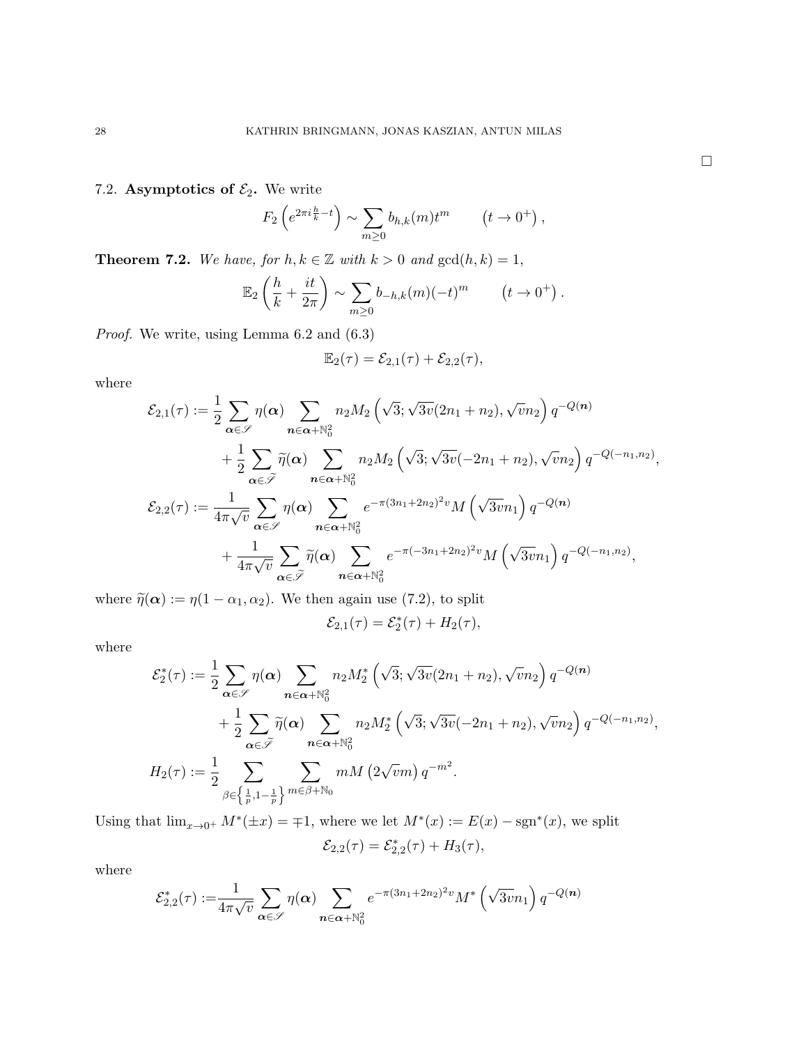$\square$

### 7.2. Asymptotics of $\mathcal{E}_2$.

We write

$$F_2\left(e^{2\pi i\frac{h}{k}-t}\right) \sim \sum_{m\geq 0} b_{h,k}(m) t^m \qquad \left(t\to 0^+\right),$$

**Theorem 7.2.** *We have, for $h,k\in\mathbb{Z}$ with $k>0$ and $\gcd(h,k)=1$,*

$$\mathbb{E}_2\left(\frac{h}{k}+\frac{it}{2\pi}\right) \sim \sum_{m\geq 0} b_{-h,k}(m)(-t)^m \qquad \left(t\to 0^+\right).$$

*Proof.* We write, using Lemma 6.2 and (6.3)

$$\mathbb{E}_2(\tau) = \mathcal{E}_{2,1}(\tau)+\mathcal{E}_{2,2}(\tau),$$

where

$$\begin{aligned}
\mathcal{E}_{2,1}(\tau) &:= \frac{1}{2}\sum_{\boldsymbol{\alpha}\in\mathscr{S}}\eta(\boldsymbol{\alpha})\sum_{\boldsymbol{n}\in\boldsymbol{\alpha}+\mathbb{N}_0^2} n_2 M_2\left(\sqrt{3};\sqrt{3v}(2n_1+n_2),\sqrt{v}n_2\right)q^{-Q(\boldsymbol{n})}\\
&\quad + \frac{1}{2}\sum_{\boldsymbol{\alpha}\in\widetilde{\mathscr{S}}}\widetilde{\eta}(\boldsymbol{\alpha})\sum_{\boldsymbol{n}\in\boldsymbol{\alpha}+\mathbb{N}_0^2} n_2 M_2\left(\sqrt{3};\sqrt{3v}(-2n_1+n_2),\sqrt{v}n_2\right)q^{-Q(-n_1,n_2)},\\
\mathcal{E}_{2,2}(\tau) &:= \frac{1}{4\pi\sqrt{v}}\sum_{\boldsymbol{\alpha}\in\mathscr{S}}\eta(\boldsymbol{\alpha})\sum_{\boldsymbol{n}\in\boldsymbol{\alpha}+\mathbb{N}_0^2} e^{-\pi(3n_1+2n_2)^2v}M\left(\sqrt{3v}n_1\right)q^{-Q(\boldsymbol{n})}\\
&\quad + \frac{1}{4\pi\sqrt{v}}\sum_{\boldsymbol{\alpha}\in\widetilde{\mathscr{S}}}\widetilde{\eta}(\boldsymbol{\alpha})\sum_{\boldsymbol{n}\in\boldsymbol{\alpha}+\mathbb{N}_0^2} e^{-\pi(-3n_1+2n_2)^2v}M\left(\sqrt{3v}n_1\right)q^{-Q(-n_1,n_2)},
\end{aligned}$$

where $\widetilde{\eta}(\boldsymbol{\alpha}) := \eta(1-\alpha_1,\alpha_2)$. We then again use (7.2), to split

$$\mathcal{E}_{2,1}(\tau) = \mathcal{E}_2^*(\tau)+H_2(\tau),$$

where

$$\begin{aligned}
\mathcal{E}_2^*(\tau) &:= \frac{1}{2}\sum_{\boldsymbol{\alpha}\in\mathscr{S}}\eta(\boldsymbol{\alpha})\sum_{\boldsymbol{n}\in\boldsymbol{\alpha}+\mathbb{N}_0^2} n_2 M_2^*\left(\sqrt{3};\sqrt{3v}(2n_1+n_2),\sqrt{v}n_2\right)q^{-Q(\boldsymbol{n})}\\
&\quad + \frac{1}{2}\sum_{\boldsymbol{\alpha}\in\widetilde{\mathscr{S}}}\widetilde{\eta}(\boldsymbol{\alpha})\sum_{\boldsymbol{n}\in\boldsymbol{\alpha}+\mathbb{N}_0^2} n_2 M_2^*\left(\sqrt{3};\sqrt{3v}(-2n_1+n_2),\sqrt{v}n_2\right)q^{-Q(-n_1,n_2)},\\
H_2(\tau) &:= \frac{1}{2}\sum_{\beta\in\left\{\frac{1}{p},1-\frac{1}{p}\right\}}\sum_{m\in\beta+\mathbb{N}_0} mM\left(2\sqrt{v}m\right)q^{-m^2}.
\end{aligned}$$

Using that $\lim_{x\to 0^+}M^*(\pm x)=\mp 1$, where we let $M^*(x):=E(x)-\operatorname{sgn}^*(x)$, we split

$$\mathcal{E}_{2,2}(\tau) = \mathcal{E}_{2,2}^*(\tau)+H_3(\tau),$$

where

$$\mathcal{E}_{2,2}^*(\tau) := \frac{1}{4\pi\sqrt{v}}\sum_{\boldsymbol{\alpha}\in\mathscr{S}}\eta(\boldsymbol{\alpha})\sum_{\boldsymbol{n}\in\boldsymbol{\alpha}+\mathbb{N}_0^2} e^{-\pi(3n_1+2n_2)^2v}M^*\left(\sqrt{3v}n_1\right)q^{-Q(\boldsymbol{n})}$$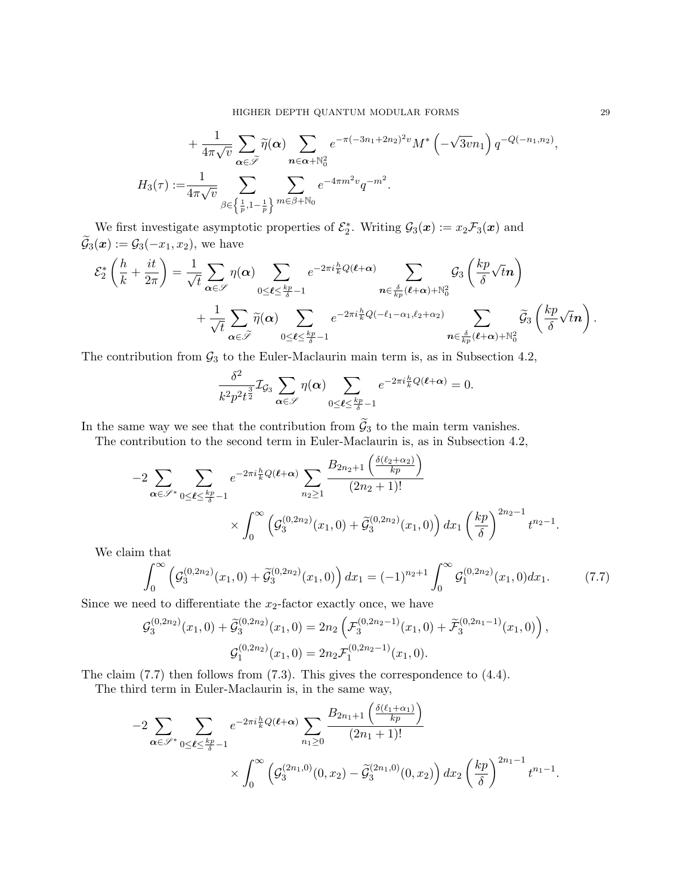$$
+ \frac{1}{4\pi\sqrt{v}} \sum_{\boldsymbol{\alpha}\in\widetilde{\mathscr{S}}} \widetilde{\eta}(\boldsymbol{\alpha}) \sum_{\boldsymbol{n}\in\boldsymbol{\alpha}+\mathbb{N}_0^2} e^{-\pi(-3n_1+2n_2)^2 v} M^*\left(-\sqrt{3v}n_1\right) q^{-Q(-n_1,n_2)},
$$

$$
H_3(\tau) := \frac{1}{4\pi\sqrt{v}} \sum_{\beta\in\left\{\frac{1}{p},1-\frac{1}{p}\right\}} \sum_{m\in\beta+\mathbb{N}_0} e^{-4\pi m^2 v} q^{-m^2}.
$$

We first investigate asymptotic properties of $\mathcal{E}_2^*$. Writing $\mathcal{G}_3(\boldsymbol{x}) := x_2\mathcal{F}_3(\boldsymbol{x})$ and $\widetilde{\mathcal{G}}_3(\boldsymbol{x}) := \mathcal{G}_3(-x_1, x_2)$, we have

$$
\mathcal{E}_2^*\left(\frac{h}{k}+\frac{it}{2\pi}\right) = \frac{1}{\sqrt{t}} \sum_{\boldsymbol{\alpha}\in\mathscr{S}} \eta(\boldsymbol{\alpha}) \sum_{0\leq\boldsymbol{\ell}\leq\frac{kp}{\delta}-1} e^{-2\pi i\frac{h}{k}Q(\boldsymbol{\ell}+\boldsymbol{\alpha})} \sum_{\boldsymbol{n}\in\frac{\delta}{kp}(\boldsymbol{\ell}+\boldsymbol{\alpha})+\mathbb{N}_0^2} \mathcal{G}_3\left(\frac{kp}{\delta}\sqrt{t}\boldsymbol{n}\right)
$$

$$
+ \frac{1}{\sqrt{t}} \sum_{\boldsymbol{\alpha}\in\widetilde{\mathscr{S}}} \widetilde{\eta}(\boldsymbol{\alpha}) \sum_{0\leq\boldsymbol{\ell}\leq\frac{kp}{\delta}-1} e^{-2\pi i\frac{h}{k}Q(-\ell_1-\alpha_1,\ell_2+\alpha_2)} \sum_{\boldsymbol{n}\in\frac{\delta}{kp}(\boldsymbol{\ell}+\boldsymbol{\alpha})+\mathbb{N}_0^2} \widetilde{\mathcal{G}}_3\left(\frac{kp}{\delta}\sqrt{t}\boldsymbol{n}\right).
$$

The contribution from $\mathcal{G}_3$ to the Euler-Maclaurin main term is, as in Subsection 4.2,

$$
\frac{\delta^2}{k^2p^2t^{\frac{3}{2}}} \mathcal{I}_{\mathcal{G}_3} \sum_{\boldsymbol{\alpha}\in\mathscr{S}} \eta(\boldsymbol{\alpha}) \sum_{0\leq\boldsymbol{\ell}\leq\frac{kp}{\delta}-1} e^{-2\pi i\frac{h}{k}Q(\boldsymbol{\ell}+\boldsymbol{\alpha})} = 0.
$$

In the same way we see that the contribution from $\widetilde{\mathcal{G}}_3$ to the main term vanishes.

The contribution to the second term in Euler-Maclaurin is, as in Subsection 4.2,

$$
-2\sum_{\boldsymbol{\alpha}\in\mathscr{S}^*} \sum_{0\leq\boldsymbol{\ell}\leq\frac{kp}{\delta}-1} e^{-2\pi i\frac{h}{k}Q(\boldsymbol{\ell}+\boldsymbol{\alpha})} \sum_{n_2\geq 1} \frac{B_{2n_2+1}\left(\frac{\delta(\ell_2+\alpha_2)}{kp}\right)}{(2n_2+1)!}
$$

$$
\times \int_0^\infty \left(\mathcal{G}_3^{(0,2n_2)}(x_1,0) + \widetilde{\mathcal{G}}_3^{(0,2n_2)}(x_1,0)\right) dx_1 \left(\frac{kp}{\delta}\right)^{2n_2-1} t^{n_2-1}.
$$

We claim that

$$
\int_0^\infty \left(\mathcal{G}_3^{(0,2n_2)}(x_1,0) + \widetilde{\mathcal{G}}_3^{(0,2n_2)}(x_1,0)\right) dx_1 = (-1)^{n_2+1} \int_0^\infty \mathcal{G}_1^{(0,2n_2)}(x_1,0) dx_1. \tag{7.7}
$$

Since we need to differentiate the $x_2$-factor exactly once, we have

$$
\mathcal{G}_3^{(0,2n_2)}(x_1,0) + \widetilde{\mathcal{G}}_3^{(0,2n_2)}(x_1,0) = 2n_2\left(\mathcal{F}_3^{(0,2n_2-1)}(x_1,0) + \widetilde{\mathcal{F}}_3^{(0,2n_1-1)}(x_1,0)\right),
$$

$$
\mathcal{G}_1^{(0,2n_2)}(x_1,0) = 2n_2\mathcal{F}_1^{(0,2n_2-1)}(x_1,0).
$$

The claim (7.7) then follows from (7.3). This gives the correspondence to (4.4).

The third term in Euler-Maclaurin is, in the same way,

$$
-2\sum_{\boldsymbol{\alpha}\in\mathscr{S}^*} \sum_{0\leq\boldsymbol{\ell}\leq\frac{kp}{\delta}-1} e^{-2\pi i\frac{h}{k}Q(\boldsymbol{\ell}+\boldsymbol{\alpha})} \sum_{n_1\geq 0} \frac{B_{2n_1+1}\left(\frac{\delta(\ell_1+\alpha_1)}{kp}\right)}{(2n_1+1)!}
$$

$$
\times \int_0^\infty \left(\mathcal{G}_3^{(2n_1,0)}(0,x_2) - \widetilde{\mathcal{G}}_3^{(2n_1,0)}(0,x_2)\right) dx_2 \left(\frac{kp}{\delta}\right)^{2n_1-1} t^{n_1-1}.
$$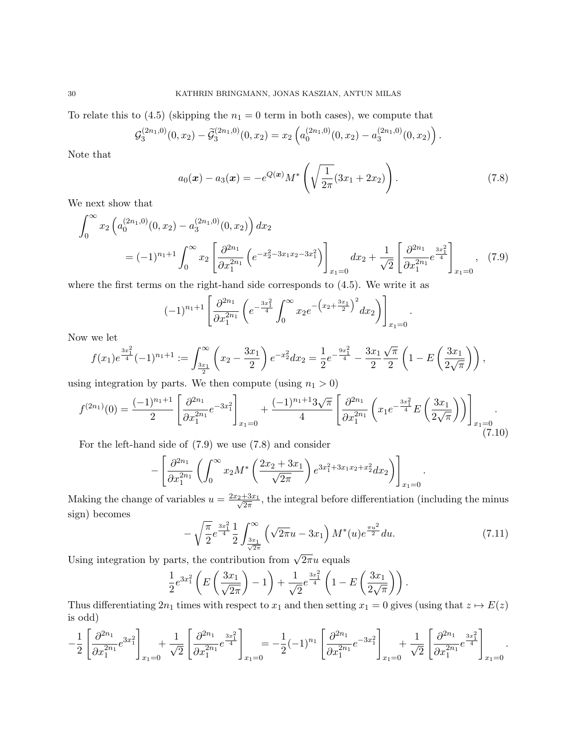To relate this to (4.5) (skipping the $n_1 = 0$ term in both cases), we compute that

$$\mathcal{G}_3^{(2n_1,0)}(0,x_2) - \widetilde{\mathcal{G}}_3^{(2n_1,0)}(0,x_2) = x_2 \left( a_0^{(2n_1,0)}(0,x_2) - a_3^{(2n_1,0)}(0,x_2) \right).$$

Note that

$$a_0(\boldsymbol{x}) - a_3(\boldsymbol{x}) = -e^{Q(\boldsymbol{x})} M^* \left( \sqrt{\frac{1}{2\pi}}(3x_1 + 2x_2) \right). \tag{7.8}$$

We next show that

$$\begin{aligned}\int_0^\infty & x_2 \left( a_0^{(2n_1,0)}(0,x_2) - a_3^{(2n_1,0)}(0,x_2) \right) dx_2 \\ &= (-1)^{n_1+1} \int_0^\infty x_2 \left[ \frac{\partial^{2n_1}}{\partial x_1^{2n_1}} \left( e^{-x_2^2 - 3x_1x_2 - 3x_1^2} \right) \right]_{x_1=0} dx_2 + \frac{1}{\sqrt{2}} \left[ \frac{\partial^{2n_1}}{\partial x_1^{2n_1}} e^{\frac{3x_1^2}{4}} \right]_{x_1=0}, \end{aligned} \tag{7.9}$$

where the first terms on the right-hand side corresponds to (4.5). We write it as

$$(-1)^{n_1+1} \left[ \frac{\partial^{2n_1}}{\partial x_1^{2n_1}} \left( e^{-\frac{3x_1^2}{4}} \int_0^\infty x_2 e^{-\left(x_2 + \frac{3x_1}{2}\right)^2} dx_2 \right) \right]_{x_1=0}.$$

Now we let

$$f(x_1) e^{\frac{3x_1^2}{4}} (-1)^{n_1+1} := \int_{\frac{3x_1}{2}}^\infty \left( x_2 - \frac{3x_1}{2} \right) e^{-x_2^2} dx_2 = \frac{1}{2} e^{-\frac{9x_1^2}{4}} - \frac{3x_1}{2} \frac{\sqrt{\pi}}{2} \left( 1 - E\left( \frac{3x_1}{2\sqrt{\pi}} \right) \right),$$

using integration by parts. We then compute (using $n_1 > 0$)

$$f^{(2n_1)}(0) = \frac{(-1)^{n_1+1}}{2} \left[ \frac{\partial^{2n_1}}{\partial x_1^{2n_1}} e^{-3x_1^2} \right]_{x_1=0} + \frac{(-1)^{n_1+1} 3\sqrt{\pi}}{4} \left[ \frac{\partial^{2n_1}}{\partial x_1^{2n_1}} \left( x_1 e^{-\frac{3x_1^2}{4}} E\left( \frac{3x_1}{2\sqrt{\pi}} \right) \right) \right]_{x_1=0}. \tag{7.10}$$

For the left-hand side of (7.9) we use (7.8) and consider

$$-\left[ \frac{\partial^{2n_1}}{\partial x_1^{2n_1}} \left( \int_0^\infty x_2 M^* \left( \frac{2x_2 + 3x_1}{\sqrt{2\pi}} \right) e^{3x_1^2 + 3x_1x_2 + x_2^2} dx_2 \right) \right]_{x_1=0}.$$

Making the change of variables $u = \frac{2x_2+3x_1}{\sqrt{2\pi}}$, the integral before differentiation (including the minus sign) becomes

$$-\sqrt{\frac{\pi}{2}} e^{\frac{3x_1^2}{4}} \frac{1}{2} \int_{\frac{3x_1}{\sqrt{2\pi}}}^\infty \left( \sqrt{2\pi} u - 3x_1 \right) M^*(u) e^{\frac{\pi u^2}{2}} du. \tag{7.11}$$

Using integration by parts, the contribution from $\sqrt{2\pi} u$ equals

$$\frac{1}{2} e^{3x_1^2} \left( E\left( \frac{3x_1}{\sqrt{2\pi}} \right) - 1 \right) + \frac{1}{\sqrt{2}} e^{\frac{3x_1^2}{4}} \left( 1 - E\left( \frac{3x_1}{2\sqrt{\pi}} \right) \right).$$

Thus differentiating $2n_1$ times with respect to $x_1$ and then setting $x_1 = 0$ gives (using that $z \mapsto E(z)$ is odd)

$$-\frac{1}{2} \left[ \frac{\partial^{2n_1}}{\partial x_1^{2n_1}} e^{3x_1^2} \right]_{x_1=0} + \frac{1}{\sqrt{2}} \left[ \frac{\partial^{2n_1}}{\partial x_1^{2n_1}} e^{\frac{3x_1^2}{4}} \right]_{x_1=0} = -\frac{1}{2} (-1)^{n_1} \left[ \frac{\partial^{2n_1}}{\partial x_1^{2n_1}} e^{-3x_1^2} \right]_{x_1=0} + \frac{1}{\sqrt{2}} \left[ \frac{\partial^{2n_1}}{\partial x_1^{2n_1}} e^{\frac{3x_1^2}{4}} \right]_{x_1=0}.$$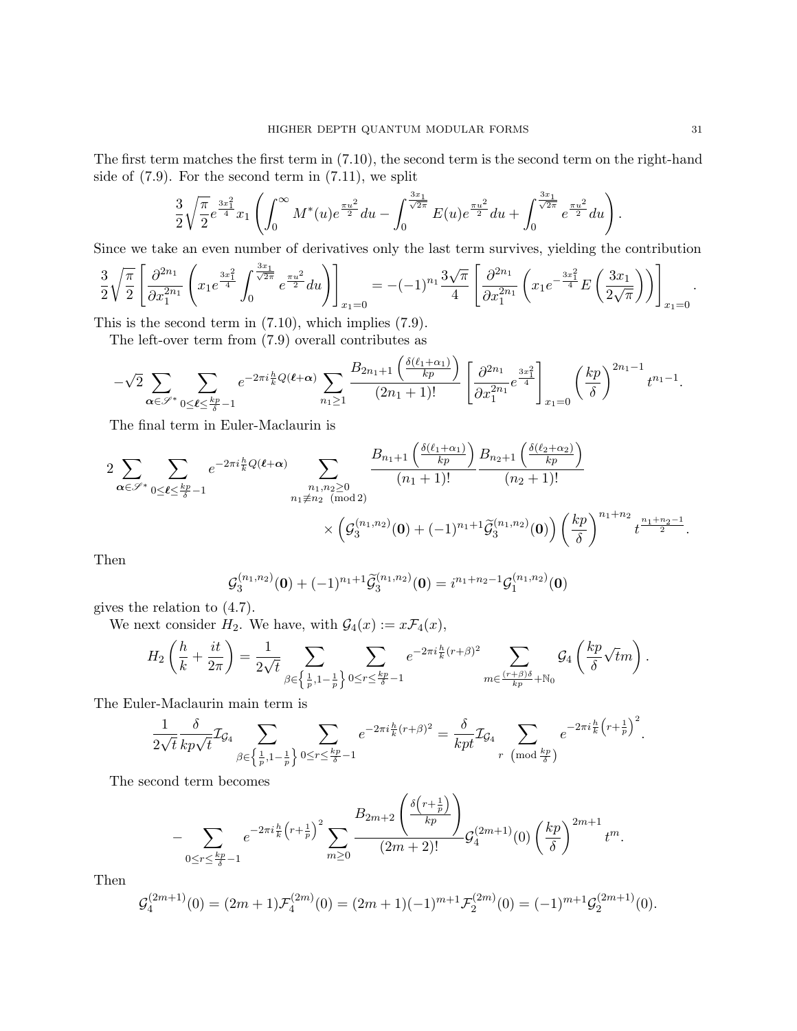The first term matches the first term in (7.10), the second term is the second term on the right-hand side of (7.9). For the second term in (7.11), we split

$$\frac{3}{2}\sqrt{\frac{\pi}{2}}e^{\frac{3x_1^2}{4}}x_1\left(\int_0^\infty M^*(u)e^{\frac{\pi u^2}{2}}du-\int_0^{\frac{3x_1}{\sqrt{2\pi}}}E(u)e^{\frac{\pi u^2}{2}}du+\int_0^{\frac{3x_1}{\sqrt{2\pi}}}e^{\frac{\pi u^2}{2}}du\right).$$

Since we take an even number of derivatives only the last term survives, yielding the contribution

$$\frac{3}{2}\sqrt{\frac{\pi}{2}}\left[\frac{\partial^{2n_1}}{\partial x_1^{2n_1}}\left(x_1e^{\frac{3x_1^2}{4}}\int_0^{\frac{3x_1}{\sqrt{2\pi}}}e^{\frac{\pi u^2}{2}}du\right)\right]_{x_1=0}=-(-1)^{n_1}\frac{3\sqrt{\pi}}{4}\left[\frac{\partial^{2n_1}}{\partial x_1^{2n_1}}\left(x_1e^{-\frac{3x_1^2}{4}}E\left(\frac{3x_1}{2\sqrt{\pi}}\right)\right)\right]_{x_1=0}.$$

This is the second term in (7.10), which implies (7.9).

The left-over term from (7.9) overall contributes as

$$-\sqrt{2}\sum_{\boldsymbol{\alpha}\in\mathscr{S}^*}\sum_{0\le\boldsymbol{\ell}\le\frac{kp}{\delta}-1}e^{-2\pi i\frac{h}{k}Q(\boldsymbol{\ell}+\boldsymbol{\alpha})}\sum_{n_1\ge1}\frac{B_{2n_1+1}\left(\frac{\delta(\ell_1+\alpha_1)}{kp}\right)}{(2n_1+1)!}\left[\frac{\partial^{2n_1}}{\partial x_1^{2n_1}}e^{\frac{3x_1^2}{4}}\right]_{x_1=0}\left(\frac{kp}{\delta}\right)^{2n_1-1}t^{n_1-1}.$$

The final term in Euler-Maclaurin is

$$2\sum_{\boldsymbol{\alpha}\in\mathscr{S}^*}\sum_{0\le\boldsymbol{\ell}\le\frac{kp}{\delta}-1}e^{-2\pi i\frac{h}{k}Q(\boldsymbol{\ell}+\boldsymbol{\alpha})}\sum_{\substack{n_1,n_2\ge0\\ n_1\not\equiv n_2\pmod 2}}\frac{B_{n_1+1}\left(\frac{\delta(\ell_1+\alpha_1)}{kp}\right)}{(n_1+1)!}\frac{B_{n_2+1}\left(\frac{\delta(\ell_2+\alpha_2)}{kp}\right)}{(n_2+1)!}$$
$$\times\left(\mathcal{G}_3^{(n_1,n_2)}(\mathbf{0})+(-1)^{n_1+1}\widetilde{\mathcal{G}}_3^{(n_1,n_2)}(\mathbf{0})\right)\left(\frac{kp}{\delta}\right)^{n_1+n_2}t^{\frac{n_1+n_2-1}{2}}.$$

Then

$$\mathcal{G}_3^{(n_1,n_2)}(\mathbf{0})+(-1)^{n_1+1}\widetilde{\mathcal{G}}_3^{(n_1,n_2)}(\mathbf{0})=i^{n_1+n_2-1}\mathcal{G}_1^{(n_1,n_2)}(\mathbf{0})$$

gives the relation to (4.7).

We next consider $H_2$. We have, with $\mathcal{G}_4(x):=x\mathcal{F}_4(x)$,

$$H_2\left(\frac{h}{k}+\frac{it}{2\pi}\right)=\frac{1}{2\sqrt{t}}\sum_{\beta\in\left\{\frac{1}{p},1-\frac{1}{p}\right\}}\sum_{0\le r\le\frac{kp}{\delta}-1}e^{-2\pi i\frac{h}{k}(r+\beta)^2}\sum_{m\in\frac{(r+\beta)\delta}{kp}+\mathbb{N}_0}\mathcal{G}_4\left(\frac{kp}{\delta}\sqrt{t}m\right).$$

The Euler-Maclaurin main term is

$$\frac{1}{2\sqrt{t}}\frac{\delta}{kp\sqrt{t}}\mathcal{I}_{\mathcal{G}_4}\sum_{\beta\in\left\{\frac{1}{p},1-\frac{1}{p}\right\}}\sum_{0\le r\le\frac{kp}{\delta}-1}e^{-2\pi i\frac{h}{k}(r+\beta)^2}=\frac{\delta}{kpt}\mathcal{I}_{\mathcal{G}_4}\sum_{r\pmod{\frac{kp}{\delta}}}e^{-2\pi i\frac{h}{k}\left(r+\frac{1}{p}\right)^2}.$$

The second term becomes

$$-\sum_{0\le r\le\frac{kp}{\delta}-1}e^{-2\pi i\frac{h}{k}\left(r+\frac{1}{p}\right)^2}\sum_{m\ge0}\frac{B_{2m+2}\left(\frac{\delta\left(r+\frac{1}{p}\right)}{kp}\right)}{(2m+2)!}\mathcal{G}_4^{(2m+1)}(0)\left(\frac{kp}{\delta}\right)^{2m+1}t^m.$$

Then

$$\mathcal{G}_4^{(2m+1)}(0)=(2m+1)\mathcal{F}_4^{(2m)}(0)=(2m+1)(-1)^{m+1}\mathcal{F}_2^{(2m)}(0)=(-1)^{m+1}\mathcal{G}_2^{(2m+1)}(0).$$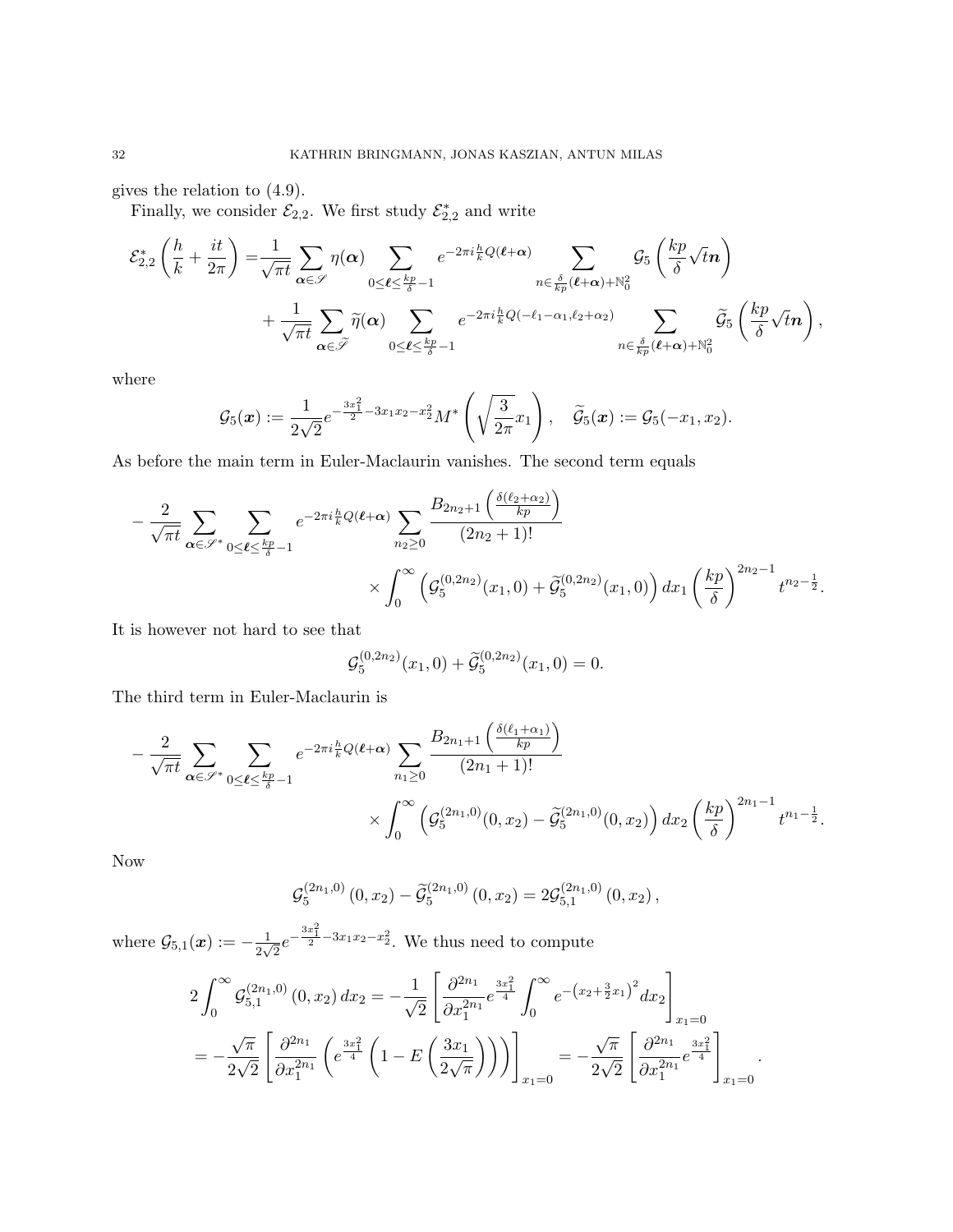gives the relation to (4.9).

Finally, we consider $\mathcal{E}_{2,2}$. We first study $\mathcal{E}_{2,2}^*$ and write

$$
\begin{aligned}
\mathcal{E}_{2,2}^*\left(\frac{h}{k}+\frac{it}{2\pi}\right) =& \frac{1}{\sqrt{\pi t}}\sum_{\boldsymbol{\alpha}\in\mathscr{S}}\eta(\boldsymbol{\alpha})\sum_{0\le\boldsymbol{\ell}\le\frac{kp}{\delta}-1}e^{-2\pi i\frac{h}{k}Q(\boldsymbol{\ell}+\boldsymbol{\alpha})}\sum_{\boldsymbol{n}\in\frac{\delta}{kp}(\boldsymbol{\ell}+\boldsymbol{\alpha})+\mathbb{N}_0^2}\mathcal{G}_5\left(\frac{kp}{\delta}\sqrt{t}\boldsymbol{n}\right)\\
&+\frac{1}{\sqrt{\pi t}}\sum_{\boldsymbol{\alpha}\in\widetilde{\mathscr{S}}}\widetilde{\eta}(\boldsymbol{\alpha})\sum_{0\le\boldsymbol{\ell}\le\frac{kp}{\delta}-1}e^{-2\pi i\frac{h}{k}Q(-\ell_1-\alpha_1,\ell_2+\alpha_2)}\sum_{\boldsymbol{n}\in\frac{\delta}{kp}(\boldsymbol{\ell}+\boldsymbol{\alpha})+\mathbb{N}_0^2}\widetilde{\mathcal{G}}_5\left(\frac{kp}{\delta}\sqrt{t}\boldsymbol{n}\right),
\end{aligned}
$$

where

$$
\mathcal{G}_5(\boldsymbol{x}):=\frac{1}{2\sqrt{2}}e^{-\frac{3x_1^2}{2}-3x_1x_2-x_2^2}M^*\left(\sqrt{\frac{3}{2\pi}}x_1\right),\quad \widetilde{\mathcal{G}}_5(\boldsymbol{x}):=\mathcal{G}_5(-x_1,x_2).
$$

As before the main term in Euler-Maclaurin vanishes. The second term equals

$$
\begin{aligned}
-\frac{2}{\sqrt{\pi t}}\sum_{\boldsymbol{\alpha}\in\mathscr{S}^*}\sum_{0\le\boldsymbol{\ell}\le\frac{kp}{\delta}-1}e^{-2\pi i\frac{h}{k}Q(\boldsymbol{\ell}+\boldsymbol{\alpha})}\sum_{n_2\ge0}\frac{B_{2n_2+1}\left(\frac{\delta(\ell_2+\alpha_2)}{kp}\right)}{(2n_2+1)!}&\\
\times\int_0^\infty\left(\mathcal{G}_5^{(0,2n_2)}(x_1,0)+\widetilde{\mathcal{G}}_5^{(0,2n_2)}(x_1,0)\right)dx_1\left(\frac{kp}{\delta}\right)^{2n_2-1}t^{n_2-\frac{1}{2}}&.
\end{aligned}
$$

It is however not hard to see that

$$
\mathcal{G}_5^{(0,2n_2)}(x_1,0)+\widetilde{\mathcal{G}}_5^{(0,2n_2)}(x_1,0)=0.
$$

The third term in Euler-Maclaurin is

$$
\begin{aligned}
-\frac{2}{\sqrt{\pi t}}\sum_{\boldsymbol{\alpha}\in\mathscr{S}^*}\sum_{0\le\boldsymbol{\ell}\le\frac{kp}{\delta}-1}e^{-2\pi i\frac{h}{k}Q(\boldsymbol{\ell}+\boldsymbol{\alpha})}\sum_{n_1\ge0}\frac{B_{2n_1+1}\left(\frac{\delta(\ell_1+\alpha_1)}{kp}\right)}{(2n_1+1)!}&\\
\times\int_0^\infty\left(\mathcal{G}_5^{(2n_1,0)}(0,x_2)-\widetilde{\mathcal{G}}_5^{(2n_1,0)}(0,x_2)\right)dx_2\left(\frac{kp}{\delta}\right)^{2n_1-1}t^{n_1-\frac{1}{2}}&.
\end{aligned}
$$

Now

$$
\mathcal{G}_5^{(2n_1,0)}(0,x_2)-\widetilde{\mathcal{G}}_5^{(2n_1,0)}(0,x_2)=2\mathcal{G}_{5,1}^{(2n_1,0)}(0,x_2),
$$

where $\mathcal{G}_{5,1}(\boldsymbol{x}):=-\frac{1}{2\sqrt{2}}e^{-\frac{3x_1^2}{2}-3x_1x_2-x_2^2}$. We thus need to compute

$$
\begin{aligned}
2\int_0^\infty\mathcal{G}_{5,1}^{(2n_1,0)}(0,x_2)\,dx_2&=-\frac{1}{\sqrt{2}}\left[\frac{\partial^{2n_1}}{\partial x_1^{2n_1}}e^{\frac{3x_1^2}{4}}\int_0^\infty e^{-\left(x_2+\frac{3}{2}x_1\right)^2}dx_2\right]_{x_1=0}\\
&=-\frac{\sqrt{\pi}}{2\sqrt{2}}\left[\frac{\partial^{2n_1}}{\partial x_1^{2n_1}}\left(e^{\frac{3x_1^2}{4}}\left(1-E\left(\frac{3x_1}{2\sqrt{\pi}}\right)\right)\right)\right]_{x_1=0}=-\frac{\sqrt{\pi}}{2\sqrt{2}}\left[\frac{\partial^{2n_1}}{\partial x_1^{2n_1}}e^{\frac{3x_1^2}{4}}\right]_{x_1=0}.
\end{aligned}
$$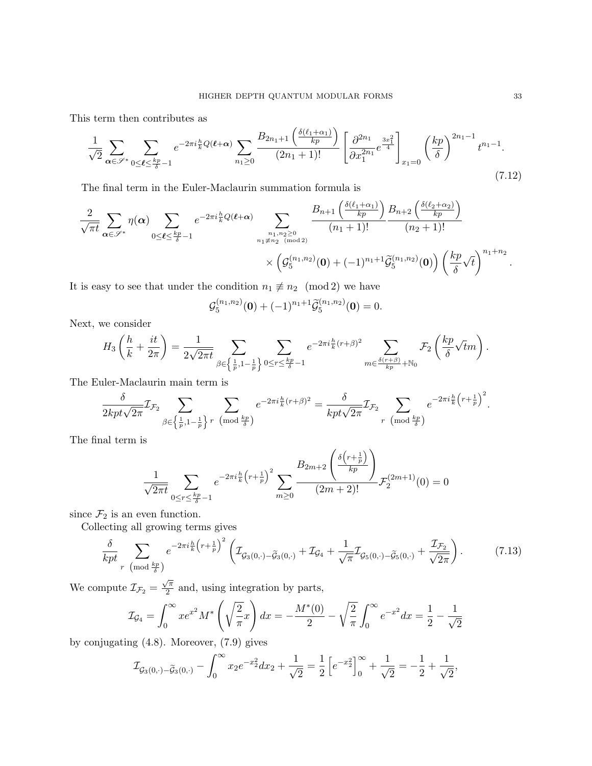This term then contributes as

$$\frac{1}{\sqrt{2}}\sum_{\boldsymbol{\alpha}\in\mathscr{S}^*}\sum_{0\le\boldsymbol{\ell}\le\frac{kp}{\delta}-1}e^{-2\pi i\frac{h}{k}Q(\boldsymbol{\ell}+\boldsymbol{\alpha})}\sum_{n_1\ge0}\frac{B_{2n_1+1}\left(\frac{\delta(\ell_1+\alpha_1)}{kp}\right)}{(2n_1+1)!}\left[\frac{\partial^{2n_1}}{\partial x_1^{2n_1}}e^{\frac{3x_1^2}{4}}\right]_{x_1=0}\left(\frac{kp}{\delta}\right)^{2n_1-1}t^{n_1-1}. \tag{7.12}$$

The final term in the Euler-Maclaurin summation formula is

$$\frac{2}{\sqrt{\pi t}}\sum_{\boldsymbol{\alpha}\in\mathscr{S}^*}\eta(\boldsymbol{\alpha})\sum_{0\le\boldsymbol{\ell}\le\frac{kp}{\delta}-1}e^{-2\pi i\frac{h}{k}Q(\boldsymbol{\ell}+\boldsymbol{\alpha})}\sum_{\substack{n_1,n_2\ge0\\ n_1\not\equiv n_2\pmod 2}}\frac{B_{n+1}\left(\frac{\delta(\ell_1+\alpha_1)}{kp}\right)}{(n_1+1)!}\frac{B_{n+2}\left(\frac{\delta(\ell_2+\alpha_2)}{kp}\right)}{(n_2+1)!}$$
$$\times\left(\mathcal{G}_5^{(n_1,n_2)}(\mathbf{0})+(-1)^{n_1+1}\widetilde{\mathcal{G}}_5^{(n_1,n_2)}(\mathbf{0})\right)\left(\frac{kp}{\delta}\sqrt{t}\right)^{n_1+n_2}.$$

It is easy to see that under the condition $n_1\not\equiv n_2\pmod 2$ we have

$$\mathcal{G}_5^{(n_1,n_2)}(\mathbf{0})+(-1)^{n_1+1}\widetilde{\mathcal{G}}_5^{(n_1,n_2)}(\mathbf{0})=0.$$

Next, we consider

$$H_3\left(\frac{h}{k}+\frac{it}{2\pi}\right)=\frac{1}{2\sqrt{2\pi t}}\sum_{\beta\in\left\{\frac{1}{p},1-\frac{1}{p}\right\}}\sum_{0\le r\le\frac{kp}{\delta}-1}e^{-2\pi i\frac{h}{k}(r+\beta)^2}\sum_{m\in\frac{\delta(r+\beta)}{kp}+\mathbb{N}_0}\mathcal{F}_2\left(\frac{kp}{\delta}\sqrt{t}m\right).$$

The Euler-Maclaurin main term is

$$\frac{\delta}{2kpt\sqrt{2\pi}}\mathcal{I}_{\mathcal{F}_2}\sum_{\beta\in\left\{\frac{1}{p},1-\frac{1}{p}\right\}}\sum_{r\pmod{\frac{kp}{\delta}}}e^{-2\pi i\frac{h}{k}(r+\beta)^2}=\frac{\delta}{kpt\sqrt{2\pi}}\mathcal{I}_{\mathcal{F}_2}\sum_{r\pmod{\frac{kp}{\delta}}}e^{-2\pi i\frac{h}{k}\left(r+\frac{1}{p}\right)^2}.$$

The final term is

$$\frac{1}{\sqrt{2\pi t}}\sum_{0\le r\le\frac{kp}{\delta}-1}e^{-2\pi i\frac{h}{k}\left(r+\frac{1}{p}\right)^2}\sum_{m\ge0}\frac{B_{2m+2}\left(\frac{\delta\left(r+\frac{1}{p}\right)}{kp}\right)}{(2m+2)!}\mathcal{F}_2^{(2m+1)}(0)=0$$

since $\mathcal{F}_2$ is an even function.

Collecting all growing terms gives

$$\frac{\delta}{kpt}\sum_{r\pmod{\frac{kp}{\delta}}}e^{-2\pi i\frac{h}{k}\left(r+\frac{1}{p}\right)^2}\left(\mathcal{I}_{\mathcal{G}_3(0,\cdot)-\widetilde{\mathcal{G}}_3(0,\cdot)}+\mathcal{I}_{\mathcal{G}_4}+\frac{1}{\sqrt{\pi}}\mathcal{I}_{\mathcal{G}_5(0,\cdot)-\widetilde{\mathcal{G}}_5(0,\cdot)}+\frac{\mathcal{I}_{\mathcal{F}_2}}{\sqrt{2\pi}}\right). \tag{7.13}$$

We compute $\mathcal{I}_{\mathcal{F}_2}=\frac{\sqrt{\pi}}{2}$ and, using integration by parts,

$$\mathcal{I}_{\mathcal{G}_4}=\int_0^\infty xe^{x^2}M^*\left(\sqrt{\frac{2}{\pi}}x\right)dx=-\frac{M^*(0)}{2}-\sqrt{\frac{2}{\pi}}\int_0^\infty e^{-x^2}dx=\frac{1}{2}-\frac{1}{\sqrt{2}}$$

by conjugating (4.8). Moreover, (7.9) gives

$$\mathcal{I}_{\mathcal{G}_3(0,\cdot)-\widetilde{\mathcal{G}}_3(0,\cdot)}-\int_0^\infty x_2e^{-x_2^2}dx_2+\frac{1}{\sqrt{2}}=\frac{1}{2}\left[e^{-x_2^2}\right]_0^\infty+\frac{1}{\sqrt{2}}=-\frac{1}{2}+\frac{1}{\sqrt{2}},$$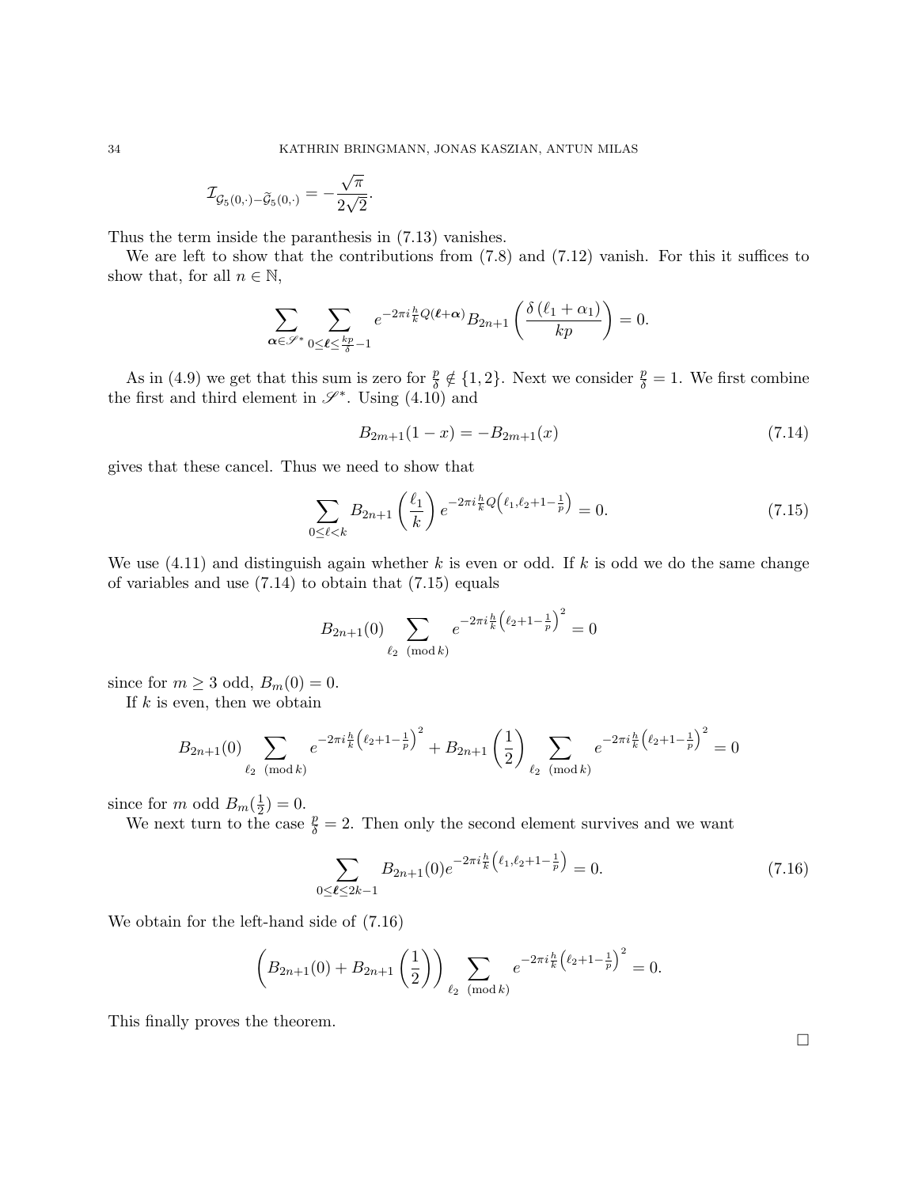$$\mathcal{I}_{\mathcal{G}_5(0,\cdot)-\widetilde{\mathcal{G}}_5(0,\cdot)} = -\frac{\sqrt{\pi}}{2\sqrt{2}}.$$

Thus the term inside the paranthesis in (7.13) vanishes.

We are left to show that the contributions from (7.8) and (7.12) vanish. For this it suffices to show that, for all $n \in \mathbb{N}$,

$$\sum_{\boldsymbol{\alpha}\in\mathscr{S}^*} \sum_{0\leq \boldsymbol{\ell} \leq \frac{kp}{\delta}-1} e^{-2\pi i \frac{h}{k} Q(\boldsymbol{\ell}+\boldsymbol{\alpha})} B_{2n+1}\left(\frac{\delta\left(\ell_1+\alpha_1\right)}{kp}\right) = 0.$$

As in (4.9) we get that this sum is zero for $\frac{p}{\delta} \notin \{1,2\}$. Next we consider $\frac{p}{\delta}=1$. We first combine the first and third element in $\mathscr{S}^*$. Using (4.10) and

$$B_{2m+1}(1-x) = -B_{2m+1}(x) \tag{7.14}$$

gives that these cancel. Thus we need to show that

$$\sum_{0\leq \ell < k} B_{2n+1}\left(\frac{\ell_1}{k}\right) e^{-2\pi i \frac{h}{k} Q\left(\ell_1, \ell_2+1-\frac{1}{p}\right)} = 0. \tag{7.15}$$

We use (4.11) and distinguish again whether $k$ is even or odd. If $k$ is odd we do the same change of variables and use (7.14) to obtain that (7.15) equals

$$B_{2n+1}(0) \sum_{\ell_2 \pmod{k}} e^{-2\pi i \frac{h}{k}\left(\ell_2+1-\frac{1}{p}\right)^2} = 0$$

since for $m\geq 3$ odd, $B_m(0)=0$.

If $k$ is even, then we obtain

$$B_{2n+1}(0) \sum_{\ell_2 \pmod{k}} e^{-2\pi i \frac{h}{k}\left(\ell_2+1-\frac{1}{p}\right)^2} + B_{2n+1}\left(\frac{1}{2}\right) \sum_{\ell_2 \pmod{k}} e^{-2\pi i \frac{h}{k}\left(\ell_2+1-\frac{1}{p}\right)^2} = 0$$

since for $m$ odd $B_m(\frac{1}{2})=0$.

We next turn to the case $\frac{p}{\delta}=2$. Then only the second element survives and we want

$$\sum_{0\leq \boldsymbol{\ell} \leq 2k-1} B_{2n+1}(0) e^{-2\pi i \frac{h}{k}\left(\ell_1, \ell_2+1-\frac{1}{p}\right)} = 0. \tag{7.16}$$

We obtain for the left-hand side of (7.16)

$$\left(B_{2n+1}(0) + B_{2n+1}\left(\frac{1}{2}\right)\right) \sum_{\ell_2 \pmod{k}} e^{-2\pi i \frac{h}{k}\left(\ell_2+1-\frac{1}{p}\right)^2} = 0.$$

This finally proves the theorem.

□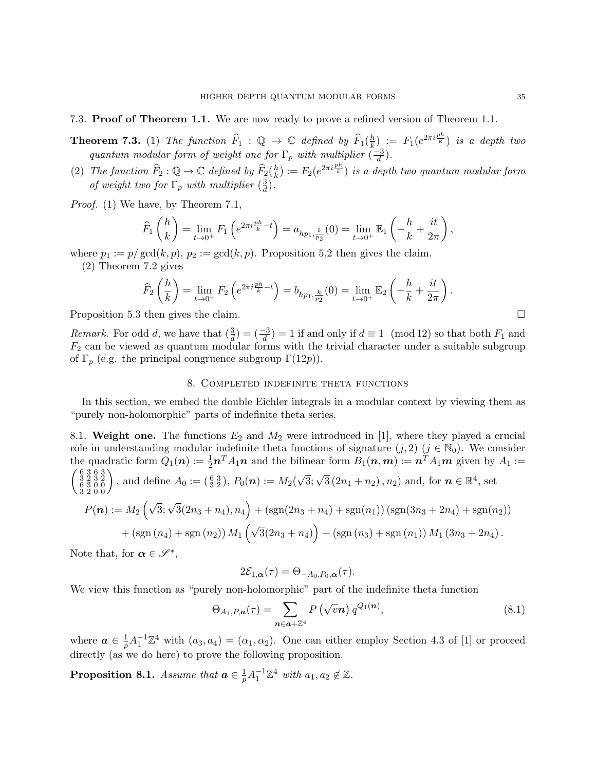7.3. **Proof of Theorem 1.1.** We are now ready to prove a refined version of Theorem 1.1.

**Theorem 7.3.** (1) *The function $\widehat{F}_1 : \mathbb{Q} \to \mathbb{C}$ defined by $\widehat{F}_1(\frac{h}{k}) := F_1(e^{2\pi i \frac{ph}{k}})$ is a depth two quantum modular form of weight one for $\Gamma_p$ with multiplier $(\frac{-3}{d})$.*

(2) *The function $\widehat{F}_2 : \mathbb{Q} \to \mathbb{C}$ defined by $\widehat{F}_2(\frac{h}{k}) := F_2(e^{2\pi i \frac{ph}{k}})$ is a depth two quantum modular form of weight two for $\Gamma_p$ with multiplier $(\frac{3}{d})$.*

*Proof.* (1) We have, by Theorem 7.1,

$$\widehat{F}_1\left(\frac{h}{k}\right) = \lim_{t \to 0^+} F_1\left(e^{2\pi i \frac{ph}{k} - t}\right) = a_{hp_1, \frac{k}{p_2}}(0) = \lim_{t \to 0^+} \mathbb{E}_1\left(-\frac{h}{k} + \frac{it}{2\pi}\right),$$

where $p_1 := p/\gcd(k,p)$, $p_2 := \gcd(k,p)$. Proposition 5.2 then gives the claim.

(2) Theorem 7.2 gives

$$\widehat{F}_2\left(\frac{h}{k}\right) = \lim_{t \to 0^+} F_2\left(e^{2\pi i \frac{ph}{k} - t}\right) = b_{hp_1, \frac{k}{p_2}}(0) = \lim_{t \to 0^+} \mathbb{E}_2\left(-\frac{h}{k} + \frac{it}{2\pi}\right).$$

Proposition 5.3 then gives the claim. $\square$

*Remark.* For odd $d$, we have that $(\frac{3}{d}) = (\frac{-3}{d}) = 1$ if and only if $d \equiv 1 \pmod{12}$ so that both $F_1$ and $F_2$ can be viewed as quantum modular forms with the trivial character under a suitable subgroup of $\Gamma_p$ (e.g. the principal congruence subgroup $\Gamma(12p)$).

## 8. Completed indefinite theta functions

In this section, we embed the double Eichler integrals in a modular context by viewing them as "purely non-holomorphic" parts of indefinite theta series.

8.1. **Weight one.** The functions $E_2$ and $M_2$ were introduced in [1], where they played a crucial role in understanding modular indefinite theta functions of signature $(j, 2)$ ($j \in \mathbb{N}_0$). We consider the quadratic form $Q_1(\boldsymbol{n}) := \frac{1}{2}\boldsymbol{n}^T A_1 \boldsymbol{n}$ and the bilinear form $B_1(\boldsymbol{n}, \boldsymbol{m}) := \boldsymbol{n}^T A_1 \boldsymbol{m}$ given by $A_1 := \left(\begin{smallmatrix} 6 & 3 & 6 & 3 \\ 3 & 2 & 3 & 2 \\ 6 & 3 & 0 & 0 \\ 3 & 2 & 0 & 0 \end{smallmatrix}\right)$, and define $A_0 := \left(\begin{smallmatrix} 6 & 3 \\ 3 & 2 \end{smallmatrix}\right)$, $P_0(\boldsymbol{n}) := M_2(\sqrt{3}; \sqrt{3}\,(2n_1 + n_2), n_2)$ and, for $\boldsymbol{n} \in \mathbb{R}^4$, set

$$\begin{aligned} P(\boldsymbol{n}) := {} & M_2\left(\sqrt{3}; \sqrt{3}(2n_3 + n_4), n_4\right) + (\operatorname{sgn}(2n_3 + n_4) + \operatorname{sgn}(n_1))(\operatorname{sgn}(3n_3 + 2n_4) + \operatorname{sgn}(n_2)) \\ & + (\operatorname{sgn}(n_4) + \operatorname{sgn}(n_2))\, M_1\left(\sqrt{3}(2n_3 + n_4)\right) + (\operatorname{sgn}(n_3) + \operatorname{sgn}(n_1))\, M_1(3n_3 + 2n_4). \end{aligned}$$

Note that, for $\boldsymbol{\alpha} \in \mathscr{S}^*$,

$$2\mathcal{E}_{1,\boldsymbol{\alpha}}(\tau) = \Theta_{-A_0, P_0, \boldsymbol{\alpha}}(\tau).$$

We view this function as "purely non-holomorphic" part of the indefinite theta function

$$\Theta_{A_1, P, \boldsymbol{a}}(\tau) = \sum_{\boldsymbol{n} \in \boldsymbol{a} + \mathbb{Z}^4} P\left(\sqrt{v}\boldsymbol{n}\right) q^{Q_1(\boldsymbol{n})}, \tag{8.1}$$

where $\boldsymbol{a} \in \frac{1}{p} A_1^{-1} \mathbb{Z}^4$ with $(a_3, a_4) = (\alpha_1, \alpha_2)$. One can either employ Section 4.3 of [1] or proceed directly (as we do here) to prove the following proposition.

**Proposition 8.1.** *Assume that $\boldsymbol{a} \in \frac{1}{p} A_1^{-1} \mathbb{Z}^4$ with $a_1, a_2 \notin \mathbb{Z}$.*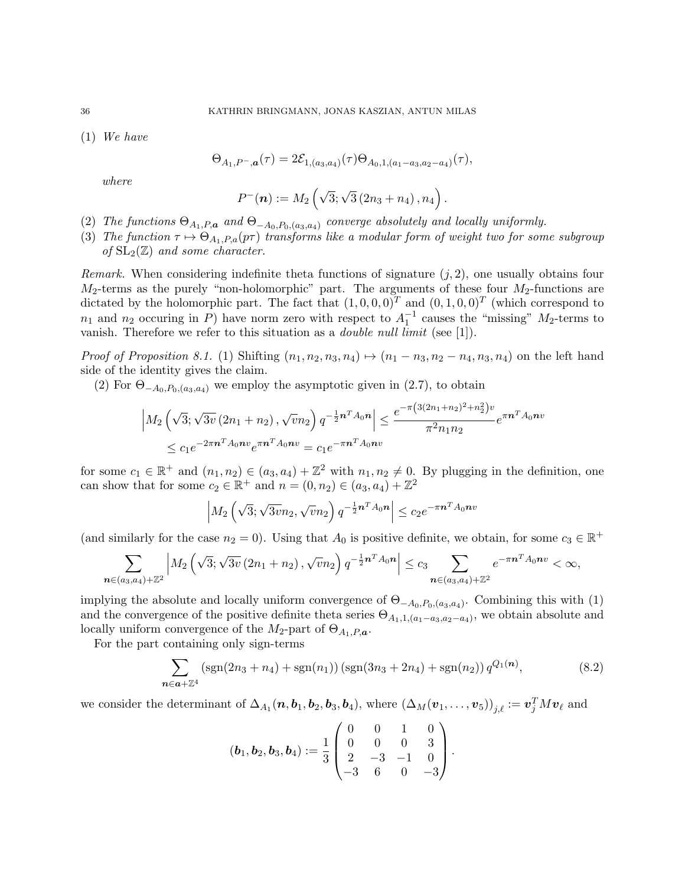(1) *We have*

$$\Theta_{A_1,P^-,\boldsymbol{a}}(\tau) = 2\mathcal{E}_{1,(a_3,a_4)}(\tau)\Theta_{A_0,1,(a_1-a_3,a_2-a_4)}(\tau),$$

*where*

$$P^-(\boldsymbol{n}) := M_2\left(\sqrt{3}; \sqrt{3}\left(2n_3+n_4\right), n_4\right).$$

(2) *The functions* $\Theta_{A_1,P,\boldsymbol{a}}$ *and* $\Theta_{-A_0,P_0,(a_3,a_4)}$ *converge absolutely and locally uniformly.*

(3) *The function* $\tau \mapsto \Theta_{A_1,P,a}(p\tau)$ *transforms like a modular form of weight two for some subgroup of* $\mathrm{SL}_2(\mathbb{Z})$ *and some character.*

*Remark.* When considering indefinite theta functions of signature $(j,2)$, one usually obtains four $M_2$-terms as the purely "non-holomorphic" part. The arguments of these four $M_2$-functions are dictated by the holomorphic part. The fact that $(1,0,0,0)^T$ and $(0,1,0,0)^T$ (which correspond to $n_1$ and $n_2$ occuring in $P$) have norm zero with respect to $A_1^{-1}$ causes the "missing" $M_2$-terms to vanish. Therefore we refer to this situation as a *double null limit* (see [1]).

*Proof of Proposition 8.1.* (1) Shifting $(n_1,n_2,n_3,n_4) \mapsto (n_1-n_3, n_2-n_4, n_3, n_4)$ on the left hand side of the identity gives the claim.

(2) For $\Theta_{-A_0,P_0,(a_3,a_4)}$ we employ the asymptotic given in (2.7), to obtain

$$\left|M_2\left(\sqrt{3}; \sqrt{3v}\left(2n_1+n_2\right), \sqrt{v}n_2\right) q^{-\frac{1}{2}\boldsymbol{n}^T A_0 \boldsymbol{n}}\right| \leq \frac{e^{-\pi\left(3(2n_1+n_2)^2+n_2^2\right)v}}{\pi^2 n_1 n_2} e^{\pi \boldsymbol{n}^T A_0 \boldsymbol{n} v}$$
$$\leq c_1 e^{-2\pi \boldsymbol{n}^T A_0 \boldsymbol{n} v} e^{\pi \boldsymbol{n}^T A_0 \boldsymbol{n} v} = c_1 e^{-\pi \boldsymbol{n}^T A_0 \boldsymbol{n} v}$$

for some $c_1 \in \mathbb{R}^+$ and $(n_1,n_2) \in (a_3,a_4)+\mathbb{Z}^2$ with $n_1, n_2 \neq 0$. By plugging in the definition, one can show that for some $c_2 \in \mathbb{R}^+$ and $n = (0,n_2) \in (a_3,a_4)+\mathbb{Z}^2$

$$\left|M_2\left(\sqrt{3}; \sqrt{3v}n_2, \sqrt{v}n_2\right) q^{-\frac{1}{2}\boldsymbol{n}^T A_0 \boldsymbol{n}}\right| \leq c_2 e^{-\pi \boldsymbol{n}^T A_0 \boldsymbol{n} v}$$

(and similarly for the case $n_2 = 0$). Using that $A_0$ is positive definite, we obtain, for some $c_3 \in \mathbb{R}^+$

$$\sum_{\boldsymbol{n} \in (a_3,a_4)+\mathbb{Z}^2} \left|M_2\left(\sqrt{3}; \sqrt{3v}\left(2n_1+n_2\right), \sqrt{v}n_2\right) q^{-\frac{1}{2}\boldsymbol{n}^T A_0 \boldsymbol{n}}\right| \leq c_3 \sum_{\boldsymbol{n} \in (a_3,a_4)+\mathbb{Z}^2} e^{-\pi \boldsymbol{n}^T A_0 \boldsymbol{n} v} < \infty,$$

implying the absolute and locally uniform convergence of $\Theta_{-A_0,P_0,(a_3,a_4)}$. Combining this with (1) and the convergence of the positive definite theta series $\Theta_{A_1,1,(a_1-a_3,a_2-a_4)}$, we obtain absolute and locally uniform convergence of the $M_2$-part of $\Theta_{A_1,P,\boldsymbol{a}}$.

For the part containing only sign-terms

$$\sum_{\boldsymbol{n} \in \boldsymbol{a}+\mathbb{Z}^4} \left(\mathrm{sgn}(2n_3+n_4)+\mathrm{sgn}(n_1)\right)\left(\mathrm{sgn}(3n_3+2n_4)+\mathrm{sgn}(n_2)\right) q^{Q_1(\boldsymbol{n})}, \tag{8.2}$$

we consider the determinant of $\Delta_{A_1}(\boldsymbol{n}, \boldsymbol{b}_1, \boldsymbol{b}_2, \boldsymbol{b}_3, \boldsymbol{b}_4)$, where $\left(\Delta_M(\boldsymbol{v}_1,\ldots,\boldsymbol{v}_5)\right)_{j,\ell} := \boldsymbol{v}_j^T M \boldsymbol{v}_\ell$ and

$$(\boldsymbol{b}_1, \boldsymbol{b}_2, \boldsymbol{b}_3, \boldsymbol{b}_4) := \frac{1}{3}\begin{pmatrix} 0 & 0 & 1 & 0 \\ 0 & 0 & 0 & 3 \\ 2 & -3 & -1 & 0 \\ -3 & 6 & 0 & -3 \end{pmatrix}.$$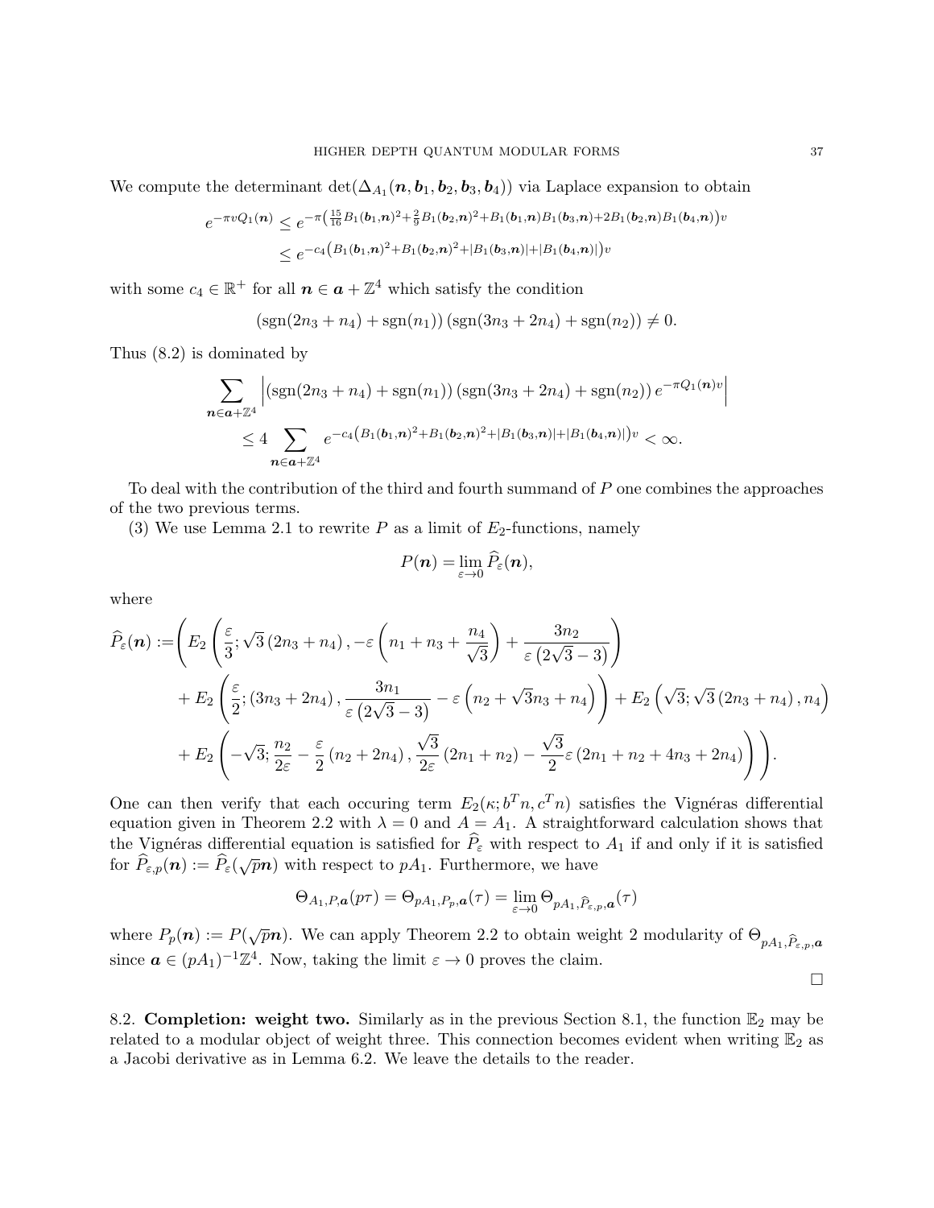We compute the determinant $\det(\Delta_{A_1}(\boldsymbol{n}, \boldsymbol{b}_1, \boldsymbol{b}_2, \boldsymbol{b}_3, \boldsymbol{b}_4))$ via Laplace expansion to obtain

$$
\begin{aligned}
e^{-\pi v Q_1(\boldsymbol{n})} &\leq e^{-\pi\left(\frac{15}{16}B_1(\boldsymbol{b}_1,\boldsymbol{n})^2+\frac{2}{9}B_1(\boldsymbol{b}_2,\boldsymbol{n})^2+B_1(\boldsymbol{b}_1,\boldsymbol{n})B_1(\boldsymbol{b}_3,\boldsymbol{n})+2B_1(\boldsymbol{b}_2,\boldsymbol{n})B_1(\boldsymbol{b}_4,\boldsymbol{n})\right)v} \\
&\leq e^{-c_4\left(B_1(\boldsymbol{b}_1,\boldsymbol{n})^2+B_1(\boldsymbol{b}_2,\boldsymbol{n})^2+|B_1(\boldsymbol{b}_3,\boldsymbol{n})|+|B_1(\boldsymbol{b}_4,\boldsymbol{n})|\right)v}
\end{aligned}
$$

with some $c_4 \in \mathbb{R}^+$ for all $\boldsymbol{n} \in \boldsymbol{a} + \mathbb{Z}^4$ which satisfy the condition

$$
(\operatorname{sgn}(2n_3+n_4) + \operatorname{sgn}(n_1))\,(\operatorname{sgn}(3n_3+2n_4) + \operatorname{sgn}(n_2)) \neq 0.
$$

Thus (8.2) is dominated by

$$
\begin{aligned}
&\sum_{\boldsymbol{n}\in\boldsymbol{a}+\mathbb{Z}^4} \left| (\operatorname{sgn}(2n_3+n_4) + \operatorname{sgn}(n_1))\,(\operatorname{sgn}(3n_3+2n_4) + \operatorname{sgn}(n_2))\, e^{-\pi Q_1(\boldsymbol{n})v} \right| \\
&\qquad \leq 4 \sum_{\boldsymbol{n}\in\boldsymbol{a}+\mathbb{Z}^4} e^{-c_4\left(B_1(\boldsymbol{b}_1,\boldsymbol{n})^2+B_1(\boldsymbol{b}_2,\boldsymbol{n})^2+|B_1(\boldsymbol{b}_3,\boldsymbol{n})|+|B_1(\boldsymbol{b}_4,\boldsymbol{n})|\right)v} < \infty.
\end{aligned}
$$

To deal with the contribution of the third and fourth summand of $P$ one combines the approaches of the two previous terms.

(3) We use Lemma 2.1 to rewrite $P$ as a limit of $E_2$-functions, namely

$$
P(\boldsymbol{n}) = \lim_{\varepsilon\to 0} \widehat{P}_\varepsilon(\boldsymbol{n}),
$$

where

$$
\begin{aligned}
\widehat{P}_\varepsilon(\boldsymbol{n}) := &\Bigg( E_2\left(\frac{\varepsilon}{3}; \sqrt{3}\,(2n_3+n_4)\,, -\varepsilon\left(n_1+n_3+\frac{n_4}{\sqrt{3}}\right) + \frac{3n_2}{\varepsilon\left(2\sqrt{3}-3\right)}\right) \\
&+ E_2\left(\frac{\varepsilon}{2}; (3n_3+2n_4)\,, \frac{3n_1}{\varepsilon\left(2\sqrt{3}-3\right)} - \varepsilon\left(n_2+\sqrt{3}n_3+n_4\right)\right) + E_2\left(\sqrt{3}; \sqrt{3}\,(2n_3+n_4)\,, n_4\right) \\
&+ E_2\left(-\sqrt{3}; \frac{n_2}{2\varepsilon} - \frac{\varepsilon}{2}\,(n_2+2n_4)\,, \frac{\sqrt{3}}{2\varepsilon}\,(2n_1+n_2) - \frac{\sqrt{3}}{2}\varepsilon\,(2n_1+n_2+4n_3+2n_4)\right)\Bigg).
\end{aligned}
$$

One can then verify that each occuring term $E_2(\kappa; b^T n, c^T n)$ satisfies the Vignéras differential equation given in Theorem 2.2 with $\lambda = 0$ and $A = A_1$. A straightforward calculation shows that the Vignéras differential equation is satisfied for $\widehat{P}_\varepsilon$ with respect to $A_1$ if and only if it is satisfied for $\widehat{P}_{\varepsilon,p}(\boldsymbol{n}) := \widehat{P}_\varepsilon(\sqrt{p}\boldsymbol{n})$ with respect to $pA_1$. Furthermore, we have

$$
\Theta_{A_1,P,\boldsymbol{a}}(p\tau) = \Theta_{pA_1,P_p,\boldsymbol{a}}(\tau) = \lim_{\varepsilon\to 0} \Theta_{pA_1,\widehat{P}_{\varepsilon,p},\boldsymbol{a}}(\tau)
$$

where $P_p(\boldsymbol{n}) := P(\sqrt{p}\boldsymbol{n})$. We can apply Theorem 2.2 to obtain weight 2 modularity of $\Theta_{pA_1,\widehat{P}_{\varepsilon,p},\boldsymbol{a}}$ since $\boldsymbol{a} \in (pA_1)^{-1}\mathbb{Z}^4$. Now, taking the limit $\varepsilon \to 0$ proves the claim.

□

8.2. **Completion: weight two.** Similarly as in the previous Section 8.1, the function $\mathbb{E}_2$ may be related to a modular object of weight three. This connection becomes evident when writing $\mathbb{E}_2$ as a Jacobi derivative as in Lemma 6.2. We leave the details to the reader.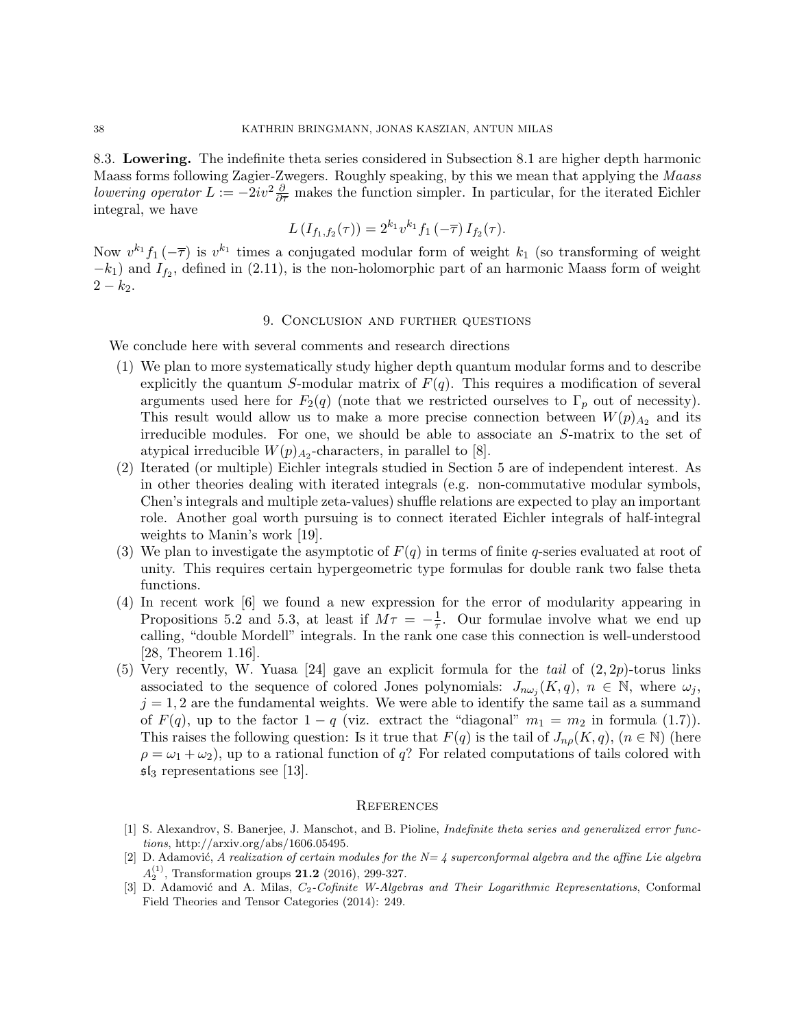### 8.3. **Lowering.**

The indefinite theta series considered in Subsection 8.1 are higher depth harmonic Maass forms following Zagier-Zwegers. Roughly speaking, by this we mean that applying the *Maass lowering operator* $L := -2iv^2\frac{\partial}{\partial\overline{\tau}}$ makes the function simpler. In particular, for the iterated Eichler integral, we have

$$L\left(I_{f_1,f_2}(\tau)\right) = 2^{k_1}v^{k_1}f_1\left(-\overline{\tau}\right)I_{f_2}(\tau).$$

Now $v^{k_1}f_1\left(-\overline{\tau}\right)$ is $v^{k_1}$ times a conjugated modular form of weight $k_1$ (so transforming of weight $-k_1$) and $I_{f_2}$, defined in (2.11), is the non-holomorphic part of an harmonic Maass form of weight $2-k_2$.

## 9. Conclusion and further questions

We conclude here with several comments and research directions

1. We plan to more systematically study higher depth quantum modular forms and to describe explicitly the quantum $S$-modular matrix of $F(q)$. This requires a modification of several arguments used here for $F_2(q)$ (note that we restricted ourselves to $\Gamma_p$ out of necessity). This result would allow us to make a more precise connection between $W(p)_{A_2}$ and its irreducible modules. For one, we should be able to associate an $S$-matrix to the set of atypical irreducible $W(p)_{A_2}$-characters, in parallel to [8].
2. Iterated (or multiple) Eichler integrals studied in Section 5 are of independent interest. As in other theories dealing with iterated integrals (e.g. non-commutative modular symbols, Chen's integrals and multiple zeta-values) shuffle relations are expected to play an important role. Another goal worth pursuing is to connect iterated Eichler integrals of half-integral weights to Manin's work [19].
3. We plan to investigate the asymptotic of $F(q)$ in terms of finite $q$-series evaluated at root of unity. This requires certain hypergeometric type formulas for double rank two false theta functions.
4. In recent work [6] we found a new expression for the error of modularity appearing in Propositions 5.2 and 5.3, at least if $M\tau = -\frac{1}{\tau}$. Our formulae involve what we end up calling, "double Mordell" integrals. In the rank one case this connection is well-understood [28, Theorem 1.16].
5. Very recently, W. Yuasa [24] gave an explicit formula for the *tail* of $(2,2p)$-torus links associated to the sequence of colored Jones polynomials: $J_{n\omega_j}(K,q)$, $n \in \mathbb{N}$, where $\omega_j$, $j=1,2$ are the fundamental weights. We were able to identify the same tail as a summand of $F(q)$, up to the factor $1-q$ (viz. extract the "diagonal" $m_1 = m_2$ in formula (1.7)). This raises the following question: Is it true that $F(q)$ is the tail of $J_{n\rho}(K,q)$, $(n \in \mathbb{N})$ (here $\rho = \omega_1 + \omega_2$), up to a rational function of $q$? For related computations of tails colored with $\mathfrak{sl}_3$ representations see [13].

## References

[1] S. Alexandrov, S. Banerjee, J. Manschot, and B. Pioline, *Indefinite theta series and generalized error functions*, http://arxiv.org/abs/1606.05495.

[2] D. Adamović, *A realization of certain modules for the N= 4 superconformal algebra and the affine Lie algebra* $A_2^{(1)}$, Transformation groups **21.2** (2016), 299-327.

[3] D. Adamović and A. Milas, *$C_2$-Cofinite W-Algebras and Their Logarithmic Representations*, Conformal Field Theories and Tensor Categories (2014): 249.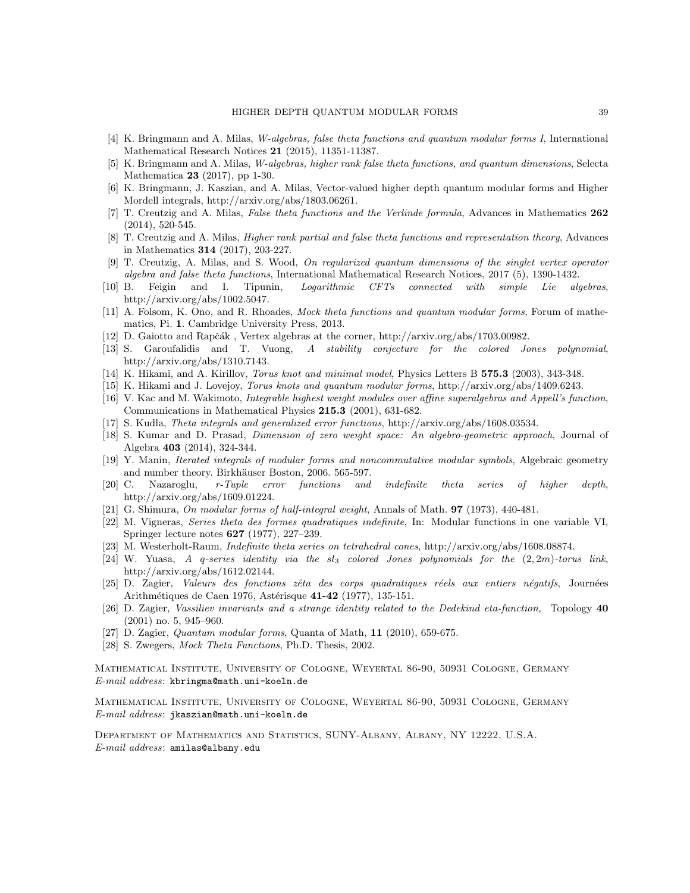[4] K. Bringmann and A. Milas, *W-algebras, false theta functions and quantum modular forms I*, International Mathematical Research Notices **21** (2015), 11351-11387.

[5] K. Bringmann and A. Milas, *W-algebras, higher rank false theta functions, and quantum dimensions*, Selecta Mathematica **23** (2017), pp 1-30.

[6] K. Bringmann, J. Kaszian, and A. Milas, Vector-valued higher depth quantum modular forms and Higher Mordell integrals, http://arxiv.org/abs/1803.06261.

[7] T. Creutzig and A. Milas, *False theta functions and the Verlinde formula*, Advances in Mathematics **262** (2014), 520-545.

[8] T. Creutzig and A. Milas, *Higher rank partial and false theta functions and representation theory*, Advances in Mathematics **314** (2017), 203-227.

[9] T. Creutzig, A. Milas, and S. Wood, *On regularized quantum dimensions of the singlet vertex operator algebra and false theta functions*, International Mathematical Research Notices, 2017 (5), 1390-1432.

[10] B. Feigin and I. Tipunin, *Logarithmic CFTs connected with simple Lie algebras*, http://arxiv.org/abs/1002.5047.

[11] A. Folsom, K. Ono, and R. Rhoades, *Mock theta functions and quantum modular forms*, Forum of mathematics, Pi. **1**. Cambridge University Press, 2013.

[12] D. Gaiotto and Rapčák , Vertex algebras at the corner, http://arxiv.org/abs/1703.00982.

[13] S. Garoufalidis and T. Vuong, *A stability conjecture for the colored Jones polynomial*, http://arxiv.org/abs/1310.7143.

[14] K. Hikami, and A. Kirillov, *Torus knot and minimal model*, Physics Letters B **575.3** (2003), 343-348.

[15] K. Hikami and J. Lovejoy, *Torus knots and quantum modular forms*, http://arxiv.org/abs/1409.6243.

[16] V. Kac and M. Wakimoto, *Integrable highest weight modules over affine superalgebras and Appell's function*, Communications in Mathematical Physics **215.3** (2001), 631-682.

[17] S. Kudla, *Theta integrals and generalized error functions*, http://arxiv.org/abs/1608.03534.

[18] S. Kumar and D. Prasad, *Dimension of zero weight space: An algebro-geometric approach*, Journal of Algebra **403** (2014), 324-344.

[19] Y. Manin, *Iterated integrals of modular forms and noncommutative modular symbols*, Algebraic geometry and number theory. Birkhäuser Boston, 2006. 565-597.

[20] C. Nazaroglu, *r-Tuple error functions and indefinite theta series of higher depth*, http://arxiv.org/abs/1609.01224.

[21] G. Shimura, *On modular forms of half-integral weight*, Annals of Math. **97** (1973), 440-481.

[22] M. Vigneras, *Series theta des formes quadratiques indefinite*, In: Modular functions in one variable VI, Springer lecture notes **627** (1977), 227–239.

[23] M. Westerholt-Raum, *Indefinite theta series on tetrahedral cones*, http://arxiv.org/abs/1608.08874.

[24] W. Yuasa, *A q-series identity via the $sl_3$ colored Jones polynomials for the $(2, 2m)$-torus link*, http://arxiv.org/abs/1612.02144.

[25] D. Zagier, *Valeurs des fonctions zêta des corps quadratiques réels aux entiers négatifs*, Journées Arithmétiques de Caen 1976, Astérisque **41-42** (1977), 135-151.

[26] D. Zagier, *Vassiliev invariants and a strange identity related to the Dedekind eta-function,* Topology **40** (2001) no. 5, 945–960.

[27] D. Zagier, *Quantum modular forms*, Quanta of Math, **11** (2010), 659-675.

[28] S. Zwegers, *Mock Theta Functions*, Ph.D. Thesis, 2002.

Mathematical Institute, University of Cologne, Weyertal 86-90, 50931 Cologne, Germany
*E-mail address*: kbringma@math.uni-koeln.de

Mathematical Institute, University of Cologne, Weyertal 86-90, 50931 Cologne, Germany
*E-mail address*: jkaszian@math.uni-koeln.de

Department of Mathematics and Statistics, SUNY-Albany, Albany, NY 12222, U.S.A.
*E-mail address*: amilas@albany.edu